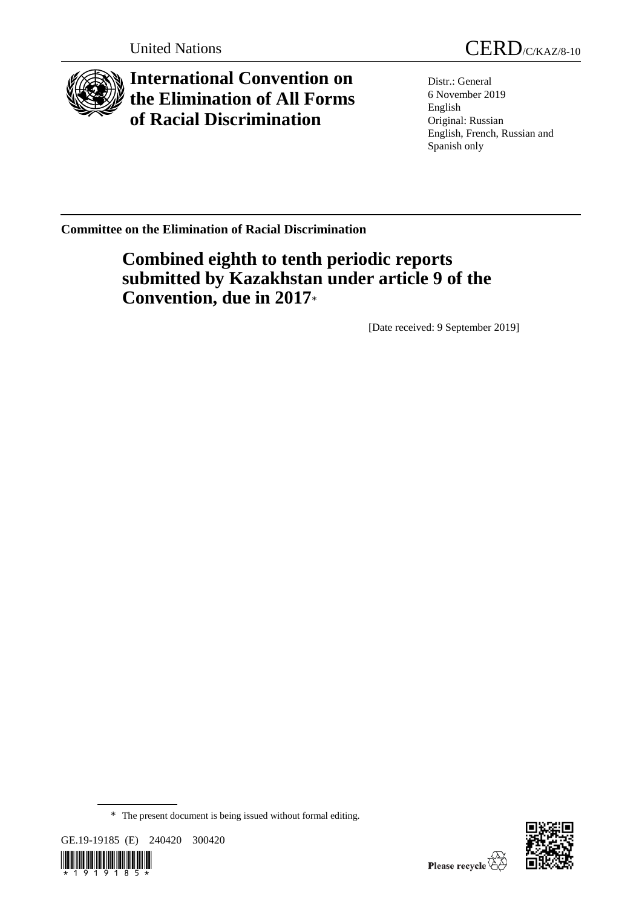United Nations

CERD/C/KAZ/8-10

# International Convention on the Elimination of All Forms of Racial Discrimination

Distr.: General
6 November 2019
English
Original: Russian
English, French, Russian and Spanish only

**Committee on the Elimination of Racial Discrimination**

## Combined eighth to tenth periodic reports submitted by Kazakhstan under article 9 of the Convention, due in 2017*

[Date received: 9 September 2019]

\* The present document is being issued without formal editing.

GE.19-19185 (E) 240420 300420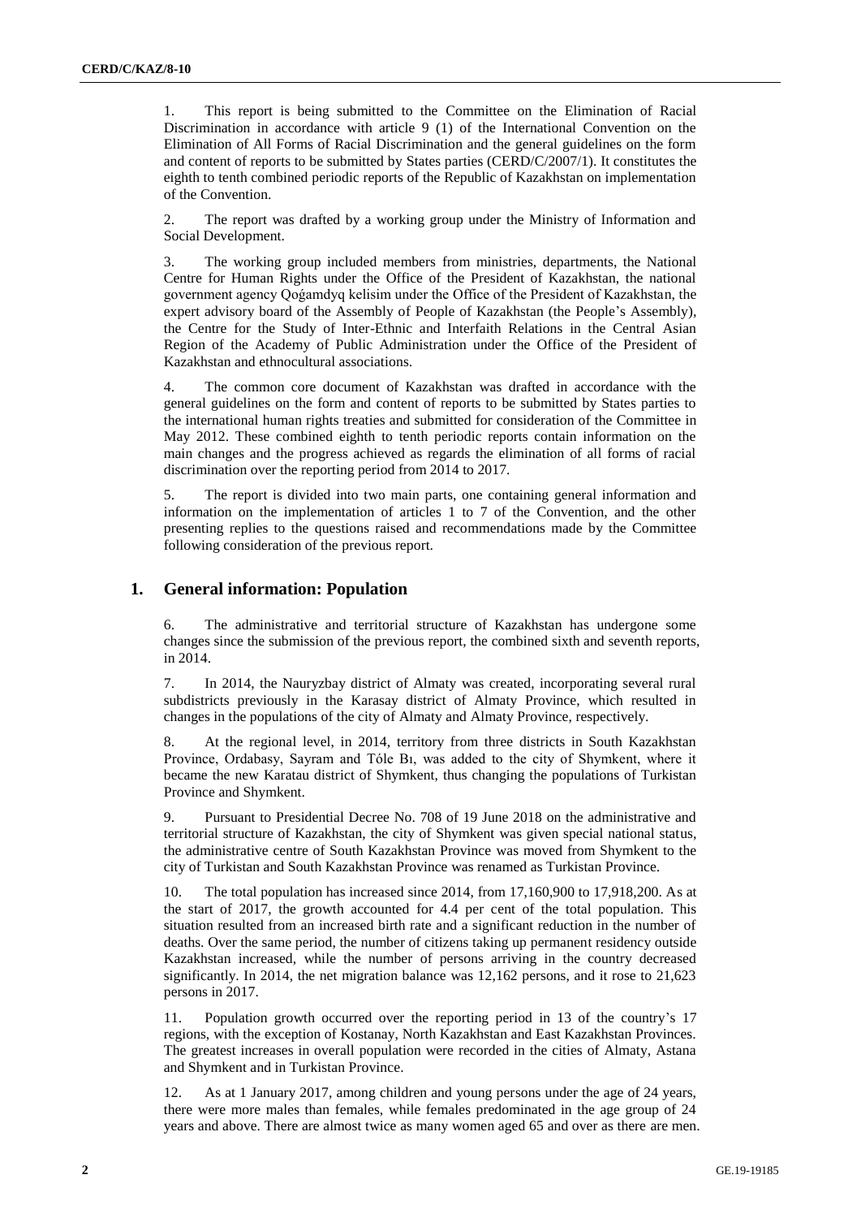1. This report is being submitted to the Committee on the Elimination of Racial Discrimination in accordance with article 9 (1) of the International Convention on the Elimination of All Forms of Racial Discrimination and the general guidelines on the form and content of reports to be submitted by States parties (CERD/C/2007/1). It constitutes the eighth to tenth combined periodic reports of the Republic of Kazakhstan on implementation of the Convention.

2. The report was drafted by a working group under the Ministry of Information and Social Development.

3. The working group included members from ministries, departments, the National Centre for Human Rights under the Office of the President of Kazakhstan, the national government agency Qoǵamdyq kelisim under the Office of the President of Kazakhstan, the expert advisory board of the Assembly of People of Kazakhstan (the People's Assembly), the Centre for the Study of Inter-Ethnic and Interfaith Relations in the Central Asian Region of the Academy of Public Administration under the Office of the President of Kazakhstan and ethnocultural associations.

4. The common core document of Kazakhstan was drafted in accordance with the general guidelines on the form and content of reports to be submitted by States parties to the international human rights treaties and submitted for consideration of the Committee in May 2012. These combined eighth to tenth periodic reports contain information on the main changes and the progress achieved as regards the elimination of all forms of racial discrimination over the reporting period from 2014 to 2017.

5. The report is divided into two main parts, one containing general information and information on the implementation of articles 1 to 7 of the Convention, and the other presenting replies to the questions raised and recommendations made by the Committee following consideration of the previous report.

## 1. General information: Population

6. The administrative and territorial structure of Kazakhstan has undergone some changes since the submission of the previous report, the combined sixth and seventh reports, in 2014.

7. In 2014, the Nauryzbay district of Almaty was created, incorporating several rural subdistricts previously in the Karasay district of Almaty Province, which resulted in changes in the populations of the city of Almaty and Almaty Province, respectively.

8. At the regional level, in 2014, territory from three districts in South Kazakhstan Province, Ordabasy, Sayram and Tóle Bı, was added to the city of Shymkent, where it became the new Karatau district of Shymkent, thus changing the populations of Turkistan Province and Shymkent.

9. Pursuant to Presidential Decree No. 708 of 19 June 2018 on the administrative and territorial structure of Kazakhstan, the city of Shymkent was given special national status, the administrative centre of South Kazakhstan Province was moved from Shymkent to the city of Turkistan and South Kazakhstan Province was renamed as Turkistan Province.

10. The total population has increased since 2014, from 17,160,900 to 17,918,200. As at the start of 2017, the growth accounted for 4.4 per cent of the total population. This situation resulted from an increased birth rate and a significant reduction in the number of deaths. Over the same period, the number of citizens taking up permanent residency outside Kazakhstan increased, while the number of persons arriving in the country decreased significantly. In 2014, the net migration balance was 12,162 persons, and it rose to 21,623 persons in 2017.

11. Population growth occurred over the reporting period in 13 of the country's 17 regions, with the exception of Kostanay, North Kazakhstan and East Kazakhstan Provinces. The greatest increases in overall population were recorded in the cities of Almaty, Astana and Shymkent and in Turkistan Province.

12. As at 1 January 2017, among children and young persons under the age of 24 years, there were more males than females, while females predominated in the age group of 24 years and above. There are almost twice as many women aged 65 and over as there are men.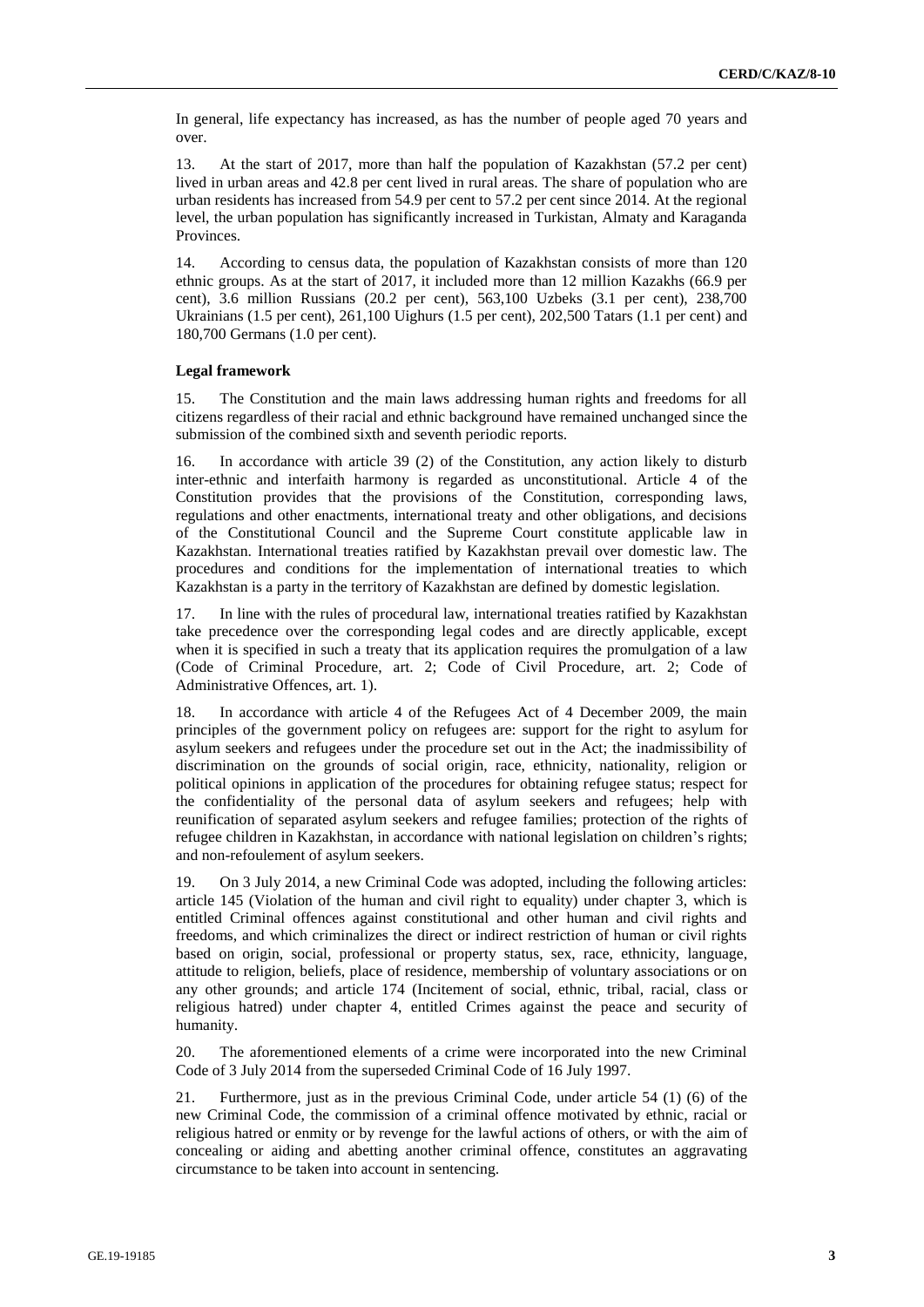In general, life expectancy has increased, as has the number of people aged 70 years and over.

13. At the start of 2017, more than half the population of Kazakhstan (57.2 per cent) lived in urban areas and 42.8 per cent lived in rural areas. The share of population who are urban residents has increased from 54.9 per cent to 57.2 per cent since 2014. At the regional level, the urban population has significantly increased in Turkistan, Almaty and Karaganda Provinces.

14. According to census data, the population of Kazakhstan consists of more than 120 ethnic groups. As at the start of 2017, it included more than 12 million Kazakhs (66.9 per cent), 3.6 million Russians (20.2 per cent), 563,100 Uzbeks (3.1 per cent), 238,700 Ukrainians (1.5 per cent), 261,100 Uighurs (1.5 per cent), 202,500 Tatars (1.1 per cent) and 180,700 Germans (1.0 per cent).

**Legal framework**

15. The Constitution and the main laws addressing human rights and freedoms for all citizens regardless of their racial and ethnic background have remained unchanged since the submission of the combined sixth and seventh periodic reports.

16. In accordance with article 39 (2) of the Constitution, any action likely to disturb inter-ethnic and interfaith harmony is regarded as unconstitutional. Article 4 of the Constitution provides that the provisions of the Constitution, corresponding laws, regulations and other enactments, international treaty and other obligations, and decisions of the Constitutional Council and the Supreme Court constitute applicable law in Kazakhstan. International treaties ratified by Kazakhstan prevail over domestic law. The procedures and conditions for the implementation of international treaties to which Kazakhstan is a party in the territory of Kazakhstan are defined by domestic legislation.

17. In line with the rules of procedural law, international treaties ratified by Kazakhstan take precedence over the corresponding legal codes and are directly applicable, except when it is specified in such a treaty that its application requires the promulgation of a law (Code of Criminal Procedure, art. 2; Code of Civil Procedure, art. 2; Code of Administrative Offences, art. 1).

18. In accordance with article 4 of the Refugees Act of 4 December 2009, the main principles of the government policy on refugees are: support for the right to asylum for asylum seekers and refugees under the procedure set out in the Act; the inadmissibility of discrimination on the grounds of social origin, race, ethnicity, nationality, religion or political opinions in application of the procedures for obtaining refugee status; respect for the confidentiality of the personal data of asylum seekers and refugees; help with reunification of separated asylum seekers and refugee families; protection of the rights of refugee children in Kazakhstan, in accordance with national legislation on children's rights; and non-refoulement of asylum seekers.

19. On 3 July 2014, a new Criminal Code was adopted, including the following articles: article 145 (Violation of the human and civil right to equality) under chapter 3, which is entitled Criminal offences against constitutional and other human and civil rights and freedoms, and which criminalizes the direct or indirect restriction of human or civil rights based on origin, social, professional or property status, sex, race, ethnicity, language, attitude to religion, beliefs, place of residence, membership of voluntary associations or on any other grounds; and article 174 (Incitement of social, ethnic, tribal, racial, class or religious hatred) under chapter 4, entitled Crimes against the peace and security of humanity.

20. The aforementioned elements of a crime were incorporated into the new Criminal Code of 3 July 2014 from the superseded Criminal Code of 16 July 1997.

21. Furthermore, just as in the previous Criminal Code, under article 54 (1) (6) of the new Criminal Code, the commission of a criminal offence motivated by ethnic, racial or religious hatred or enmity or by revenge for the lawful actions of others, or with the aim of concealing or aiding and abetting another criminal offence, constitutes an aggravating circumstance to be taken into account in sentencing.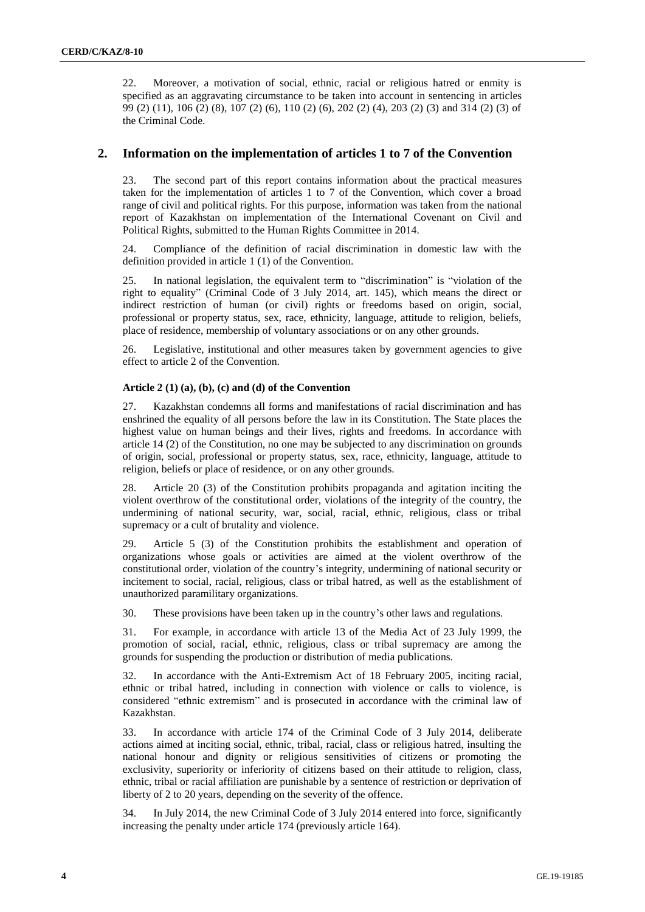22. Moreover, a motivation of social, ethnic, racial or religious hatred or enmity is specified as an aggravating circumstance to be taken into account in sentencing in articles 99 (2) (11), 106 (2) (8), 107 (2) (6), 110 (2) (6), 202 (2) (4), 203 (2) (3) and 314 (2) (3) of the Criminal Code.

## 2. Information on the implementation of articles 1 to 7 of the Convention

23. The second part of this report contains information about the practical measures taken for the implementation of articles 1 to 7 of the Convention, which cover a broad range of civil and political rights. For this purpose, information was taken from the national report of Kazakhstan on implementation of the International Covenant on Civil and Political Rights, submitted to the Human Rights Committee in 2014.

24. Compliance of the definition of racial discrimination in domestic law with the definition provided in article 1 (1) of the Convention.

25. In national legislation, the equivalent term to "discrimination" is "violation of the right to equality" (Criminal Code of 3 July 2014, art. 145), which means the direct or indirect restriction of human (or civil) rights or freedoms based on origin, social, professional or property status, sex, race, ethnicity, language, attitude to religion, beliefs, place of residence, membership of voluntary associations or on any other grounds.

26. Legislative, institutional and other measures taken by government agencies to give effect to article 2 of the Convention.

#### Article 2 (1) (a), (b), (c) and (d) of the Convention

27. Kazakhstan condemns all forms and manifestations of racial discrimination and has enshrined the equality of all persons before the law in its Constitution. The State places the highest value on human beings and their lives, rights and freedoms. In accordance with article 14 (2) of the Constitution, no one may be subjected to any discrimination on grounds of origin, social, professional or property status, sex, race, ethnicity, language, attitude to religion, beliefs or place of residence, or on any other grounds.

28. Article 20 (3) of the Constitution prohibits propaganda and agitation inciting the violent overthrow of the constitutional order, violations of the integrity of the country, the undermining of national security, war, social, racial, ethnic, religious, class or tribal supremacy or a cult of brutality and violence.

29. Article 5 (3) of the Constitution prohibits the establishment and operation of organizations whose goals or activities are aimed at the violent overthrow of the constitutional order, violation of the country's integrity, undermining of national security or incitement to social, racial, religious, class or tribal hatred, as well as the establishment of unauthorized paramilitary organizations.

30. These provisions have been taken up in the country's other laws and regulations.

31. For example, in accordance with article 13 of the Media Act of 23 July 1999, the promotion of social, racial, ethnic, religious, class or tribal supremacy are among the grounds for suspending the production or distribution of media publications.

32. In accordance with the Anti-Extremism Act of 18 February 2005, inciting racial, ethnic or tribal hatred, including in connection with violence or calls to violence, is considered "ethnic extremism" and is prosecuted in accordance with the criminal law of Kazakhstan.

33. In accordance with article 174 of the Criminal Code of 3 July 2014, deliberate actions aimed at inciting social, ethnic, tribal, racial, class or religious hatred, insulting the national honour and dignity or religious sensitivities of citizens or promoting the exclusivity, superiority or inferiority of citizens based on their attitude to religion, class, ethnic, tribal or racial affiliation are punishable by a sentence of restriction or deprivation of liberty of 2 to 20 years, depending on the severity of the offence.

34. In July 2014, the new Criminal Code of 3 July 2014 entered into force, significantly increasing the penalty under article 174 (previously article 164).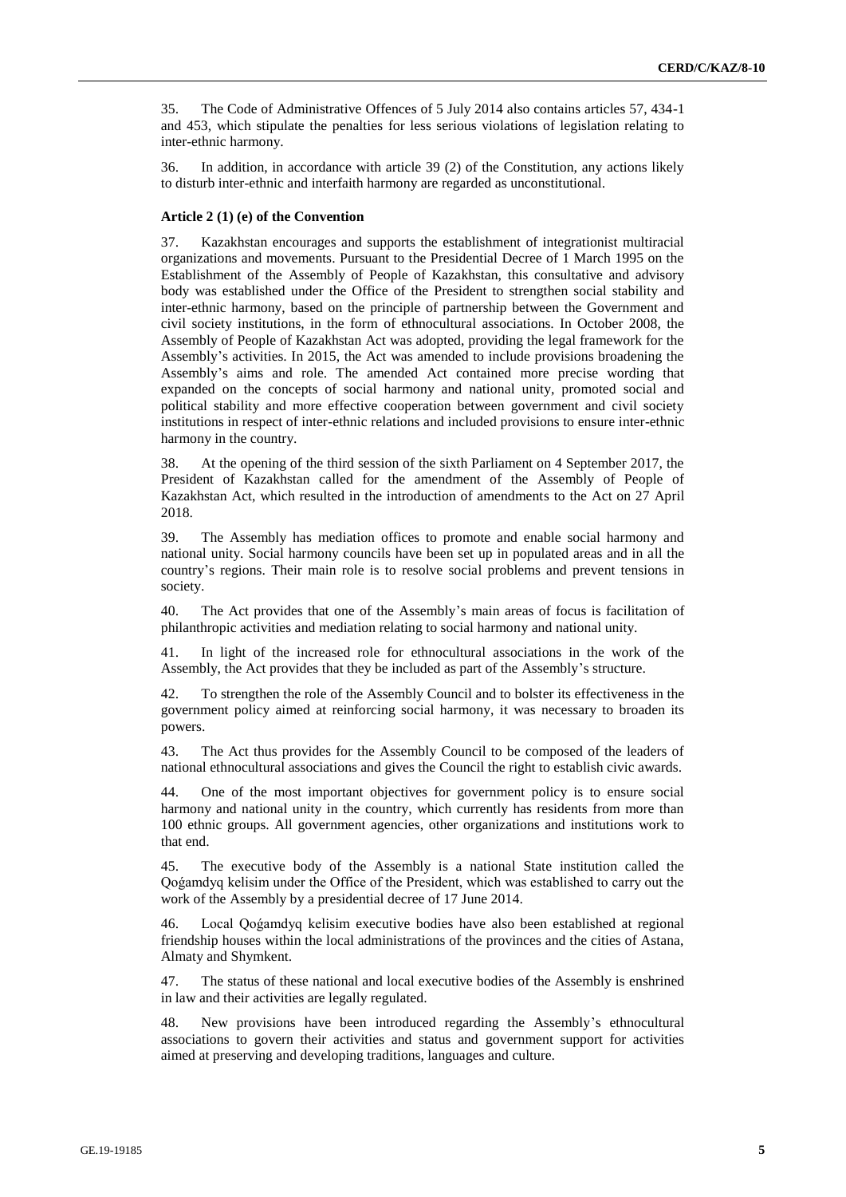35. The Code of Administrative Offences of 5 July 2014 also contains articles 57, 434-1 and 453, which stipulate the penalties for less serious violations of legislation relating to inter-ethnic harmony.

36. In addition, in accordance with article 39 (2) of the Constitution, any actions likely to disturb inter-ethnic and interfaith harmony are regarded as unconstitutional.

#### Article 2 (1) (e) of the Convention

37. Kazakhstan encourages and supports the establishment of integrationist multiracial organizations and movements. Pursuant to the Presidential Decree of 1 March 1995 on the Establishment of the Assembly of People of Kazakhstan, this consultative and advisory body was established under the Office of the President to strengthen social stability and inter-ethnic harmony, based on the principle of partnership between the Government and civil society institutions, in the form of ethnocultural associations. In October 2008, the Assembly of People of Kazakhstan Act was adopted, providing the legal framework for the Assembly's activities. In 2015, the Act was amended to include provisions broadening the Assembly's aims and role. The amended Act contained more precise wording that expanded on the concepts of social harmony and national unity, promoted social and political stability and more effective cooperation between government and civil society institutions in respect of inter-ethnic relations and included provisions to ensure inter-ethnic harmony in the country.

38. At the opening of the third session of the sixth Parliament on 4 September 2017, the President of Kazakhstan called for the amendment of the Assembly of People of Kazakhstan Act, which resulted in the introduction of amendments to the Act on 27 April 2018.

39. The Assembly has mediation offices to promote and enable social harmony and national unity. Social harmony councils have been set up in populated areas and in all the country's regions. Their main role is to resolve social problems and prevent tensions in society.

40. The Act provides that one of the Assembly's main areas of focus is facilitation of philanthropic activities and mediation relating to social harmony and national unity.

41. In light of the increased role for ethnocultural associations in the work of the Assembly, the Act provides that they be included as part of the Assembly's structure.

42. To strengthen the role of the Assembly Council and to bolster its effectiveness in the government policy aimed at reinforcing social harmony, it was necessary to broaden its powers.

43. The Act thus provides for the Assembly Council to be composed of the leaders of national ethnocultural associations and gives the Council the right to establish civic awards.

44. One of the most important objectives for government policy is to ensure social harmony and national unity in the country, which currently has residents from more than 100 ethnic groups. All government agencies, other organizations and institutions work to that end.

45. The executive body of the Assembly is a national State institution called the Qoǵamdyq kelisim under the Office of the President, which was established to carry out the work of the Assembly by a presidential decree of 17 June 2014.

46. Local Qoǵamdyq kelisim executive bodies have also been established at regional friendship houses within the local administrations of the provinces and the cities of Astana, Almaty and Shymkent.

47. The status of these national and local executive bodies of the Assembly is enshrined in law and their activities are legally regulated.

48. New provisions have been introduced regarding the Assembly's ethnocultural associations to govern their activities and status and government support for activities aimed at preserving and developing traditions, languages and culture.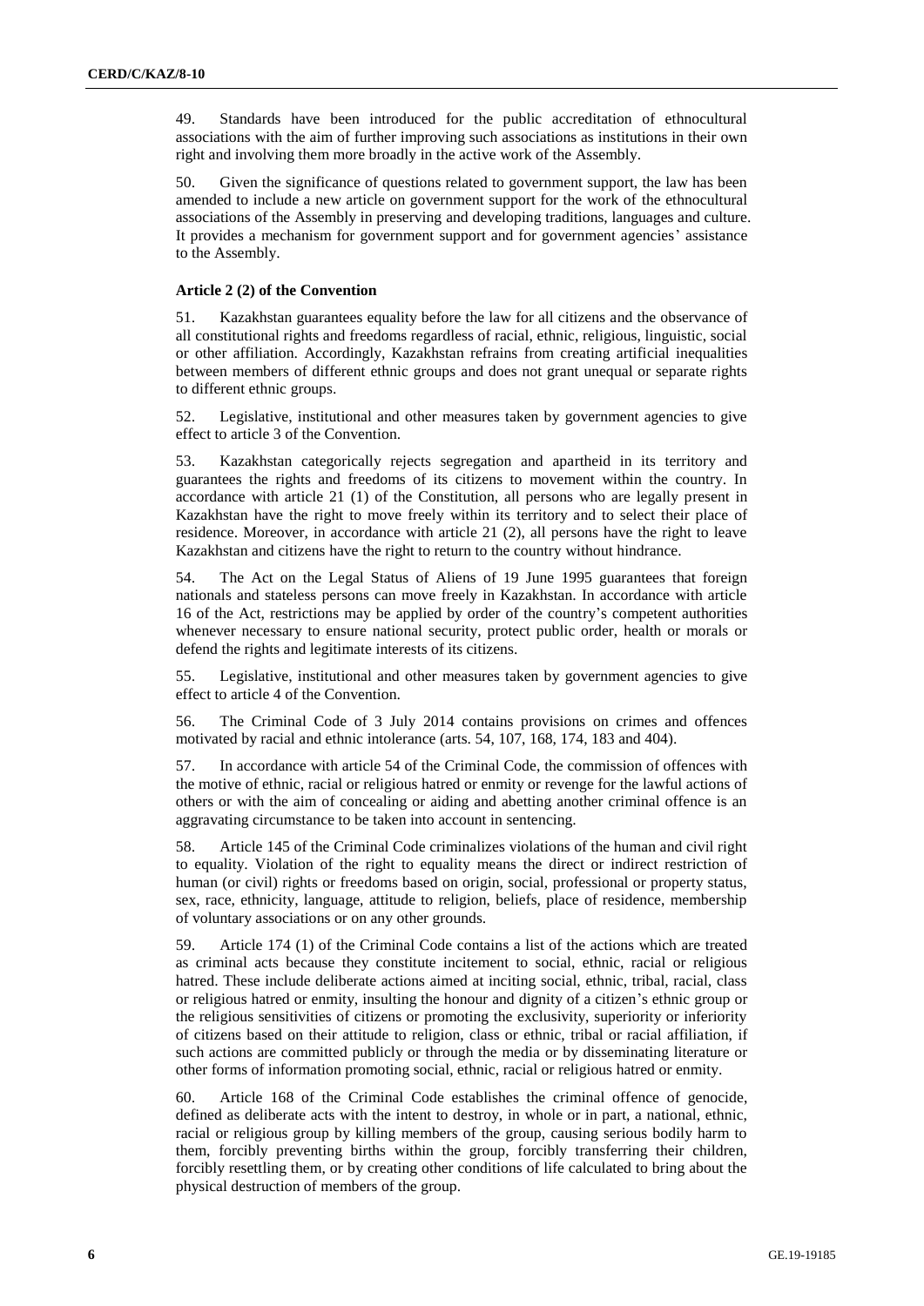49. Standards have been introduced for the public accreditation of ethnocultural associations with the aim of further improving such associations as institutions in their own right and involving them more broadly in the active work of the Assembly.

50. Given the significance of questions related to government support, the law has been amended to include a new article on government support for the work of the ethnocultural associations of the Assembly in preserving and developing traditions, languages and culture. It provides a mechanism for government support and for government agencies' assistance to the Assembly.

### Article 2 (2) of the Convention

51. Kazakhstan guarantees equality before the law for all citizens and the observance of all constitutional rights and freedoms regardless of racial, ethnic, religious, linguistic, social or other affiliation. Accordingly, Kazakhstan refrains from creating artificial inequalities between members of different ethnic groups and does not grant unequal or separate rights to different ethnic groups.

52. Legislative, institutional and other measures taken by government agencies to give effect to article 3 of the Convention.

53. Kazakhstan categorically rejects segregation and apartheid in its territory and guarantees the rights and freedoms of its citizens to movement within the country. In accordance with article 21 (1) of the Constitution, all persons who are legally present in Kazakhstan have the right to move freely within its territory and to select their place of residence. Moreover, in accordance with article 21 (2), all persons have the right to leave Kazakhstan and citizens have the right to return to the country without hindrance.

54. The Act on the Legal Status of Aliens of 19 June 1995 guarantees that foreign nationals and stateless persons can move freely in Kazakhstan. In accordance with article 16 of the Act, restrictions may be applied by order of the country's competent authorities whenever necessary to ensure national security, protect public order, health or morals or defend the rights and legitimate interests of its citizens.

55. Legislative, institutional and other measures taken by government agencies to give effect to article 4 of the Convention.

56. The Criminal Code of 3 July 2014 contains provisions on crimes and offences motivated by racial and ethnic intolerance (arts. 54, 107, 168, 174, 183 and 404).

57. In accordance with article 54 of the Criminal Code, the commission of offences with the motive of ethnic, racial or religious hatred or enmity or revenge for the lawful actions of others or with the aim of concealing or aiding and abetting another criminal offence is an aggravating circumstance to be taken into account in sentencing.

58. Article 145 of the Criminal Code criminalizes violations of the human and civil right to equality. Violation of the right to equality means the direct or indirect restriction of human (or civil) rights or freedoms based on origin, social, professional or property status, sex, race, ethnicity, language, attitude to religion, beliefs, place of residence, membership of voluntary associations or on any other grounds.

59. Article 174 (1) of the Criminal Code contains a list of the actions which are treated as criminal acts because they constitute incitement to social, ethnic, racial or religious hatred. These include deliberate actions aimed at inciting social, ethnic, tribal, racial, class or religious hatred or enmity, insulting the honour and dignity of a citizen's ethnic group or the religious sensitivities of citizens or promoting the exclusivity, superiority or inferiority of citizens based on their attitude to religion, class or ethnic, tribal or racial affiliation, if such actions are committed publicly or through the media or by disseminating literature or other forms of information promoting social, ethnic, racial or religious hatred or enmity.

60. Article 168 of the Criminal Code establishes the criminal offence of genocide, defined as deliberate acts with the intent to destroy, in whole or in part, a national, ethnic, racial or religious group by killing members of the group, causing serious bodily harm to them, forcibly preventing births within the group, forcibly transferring their children, forcibly resettling them, or by creating other conditions of life calculated to bring about the physical destruction of members of the group.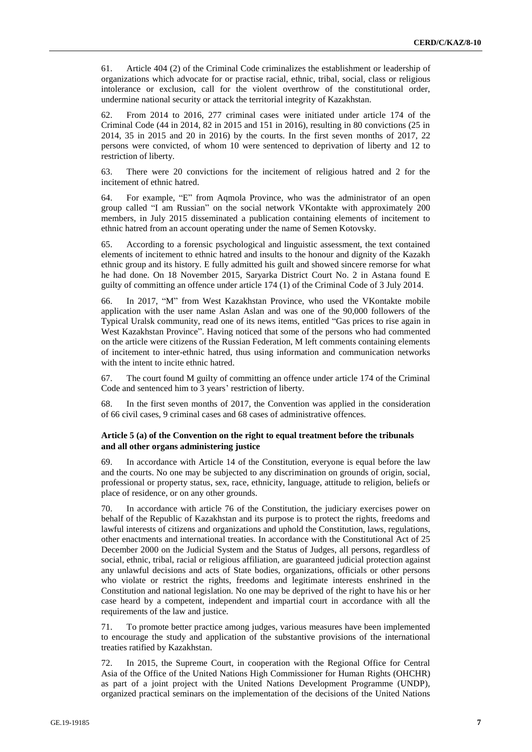61. Article 404 (2) of the Criminal Code criminalizes the establishment or leadership of organizations which advocate for or practise racial, ethnic, tribal, social, class or religious intolerance or exclusion, call for the violent overthrow of the constitutional order, undermine national security or attack the territorial integrity of Kazakhstan.

62. From 2014 to 2016, 277 criminal cases were initiated under article 174 of the Criminal Code (44 in 2014, 82 in 2015 and 151 in 2016), resulting in 80 convictions (25 in 2014, 35 in 2015 and 20 in 2016) by the courts. In the first seven months of 2017, 22 persons were convicted, of whom 10 were sentenced to deprivation of liberty and 12 to restriction of liberty.

63. There were 20 convictions for the incitement of religious hatred and 2 for the incitement of ethnic hatred.

64. For example, "E" from Aqmola Province, who was the administrator of an open group called "I am Russian" on the social network VKontakte with approximately 200 members, in July 2015 disseminated a publication containing elements of incitement to ethnic hatred from an account operating under the name of Semen Kotovsky.

65. According to a forensic psychological and linguistic assessment, the text contained elements of incitement to ethnic hatred and insults to the honour and dignity of the Kazakh ethnic group and its history. E fully admitted his guilt and showed sincere remorse for what he had done. On 18 November 2015, Saryarka District Court No. 2 in Astana found E guilty of committing an offence under article 174 (1) of the Criminal Code of 3 July 2014.

66. In 2017, "M" from West Kazakhstan Province, who used the VKontakte mobile application with the user name Aslan Aslan and was one of the 90,000 followers of the Typical Uralsk community, read one of its news items, entitled "Gas prices to rise again in West Kazakhstan Province". Having noticed that some of the persons who had commented on the article were citizens of the Russian Federation, M left comments containing elements of incitement to inter-ethnic hatred, thus using information and communication networks with the intent to incite ethnic hatred.

67. The court found M guilty of committing an offence under article 174 of the Criminal Code and sentenced him to 3 years' restriction of liberty.

68. In the first seven months of 2017, the Convention was applied in the consideration of 66 civil cases, 9 criminal cases and 68 cases of administrative offences.

### Article 5 (a) of the Convention on the right to equal treatment before the tribunals and all other organs administering justice

69. In accordance with Article 14 of the Constitution, everyone is equal before the law and the courts. No one may be subjected to any discrimination on grounds of origin, social, professional or property status, sex, race, ethnicity, language, attitude to religion, beliefs or place of residence, or on any other grounds.

70. In accordance with article 76 of the Constitution, the judiciary exercises power on behalf of the Republic of Kazakhstan and its purpose is to protect the rights, freedoms and lawful interests of citizens and organizations and uphold the Constitution, laws, regulations, other enactments and international treaties. In accordance with the Constitutional Act of 25 December 2000 on the Judicial System and the Status of Judges, all persons, regardless of social, ethnic, tribal, racial or religious affiliation, are guaranteed judicial protection against any unlawful decisions and acts of State bodies, organizations, officials or other persons who violate or restrict the rights, freedoms and legitimate interests enshrined in the Constitution and national legislation. No one may be deprived of the right to have his or her case heard by a competent, independent and impartial court in accordance with all the requirements of the law and justice.

71. To promote better practice among judges, various measures have been implemented to encourage the study and application of the substantive provisions of the international treaties ratified by Kazakhstan.

72. In 2015, the Supreme Court, in cooperation with the Regional Office for Central Asia of the Office of the United Nations High Commissioner for Human Rights (OHCHR) as part of a joint project with the United Nations Development Programme (UNDP), organized practical seminars on the implementation of the decisions of the United Nations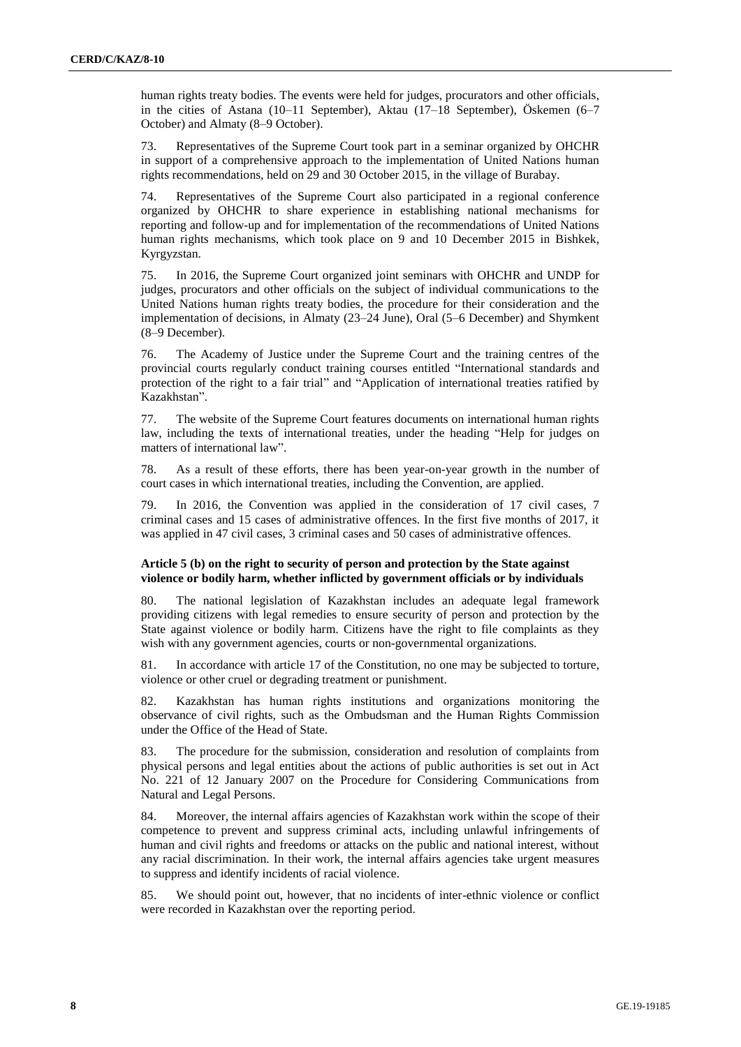human rights treaty bodies. The events were held for judges, procurators and other officials, in the cities of Astana (10–11 September), Aktau (17–18 September), Öskemen (6–7 October) and Almaty (8–9 October).

73. Representatives of the Supreme Court took part in a seminar organized by OHCHR in support of a comprehensive approach to the implementation of United Nations human rights recommendations, held on 29 and 30 October 2015, in the village of Burabay.

74. Representatives of the Supreme Court also participated in a regional conference organized by OHCHR to share experience in establishing national mechanisms for reporting and follow-up and for implementation of the recommendations of United Nations human rights mechanisms, which took place on 9 and 10 December 2015 in Bishkek, Kyrgyzstan.

75. In 2016, the Supreme Court organized joint seminars with OHCHR and UNDP for judges, procurators and other officials on the subject of individual communications to the United Nations human rights treaty bodies, the procedure for their consideration and the implementation of decisions, in Almaty (23–24 June), Oral (5–6 December) and Shymkent (8–9 December).

76. The Academy of Justice under the Supreme Court and the training centres of the provincial courts regularly conduct training courses entitled "International standards and protection of the right to a fair trial" and "Application of international treaties ratified by Kazakhstan".

77. The website of the Supreme Court features documents on international human rights law, including the texts of international treaties, under the heading "Help for judges on matters of international law".

78. As a result of these efforts, there has been year-on-year growth in the number of court cases in which international treaties, including the Convention, are applied.

79. In 2016, the Convention was applied in the consideration of 17 civil cases, 7 criminal cases and 15 cases of administrative offences. In the first five months of 2017, it was applied in 47 civil cases, 3 criminal cases and 50 cases of administrative offences.

### Article 5 (b) on the right to security of person and protection by the State against violence or bodily harm, whether inflicted by government officials or by individuals

80. The national legislation of Kazakhstan includes an adequate legal framework providing citizens with legal remedies to ensure security of person and protection by the State against violence or bodily harm. Citizens have the right to file complaints as they wish with any government agencies, courts or non-governmental organizations.

81. In accordance with article 17 of the Constitution, no one may be subjected to torture, violence or other cruel or degrading treatment or punishment.

82. Kazakhstan has human rights institutions and organizations monitoring the observance of civil rights, such as the Ombudsman and the Human Rights Commission under the Office of the Head of State.

83. The procedure for the submission, consideration and resolution of complaints from physical persons and legal entities about the actions of public authorities is set out in Act No. 221 of 12 January 2007 on the Procedure for Considering Communications from Natural and Legal Persons.

84. Moreover, the internal affairs agencies of Kazakhstan work within the scope of their competence to prevent and suppress criminal acts, including unlawful infringements of human and civil rights and freedoms or attacks on the public and national interest, without any racial discrimination. In their work, the internal affairs agencies take urgent measures to suppress and identify incidents of racial violence.

85. We should point out, however, that no incidents of inter-ethnic violence or conflict were recorded in Kazakhstan over the reporting period.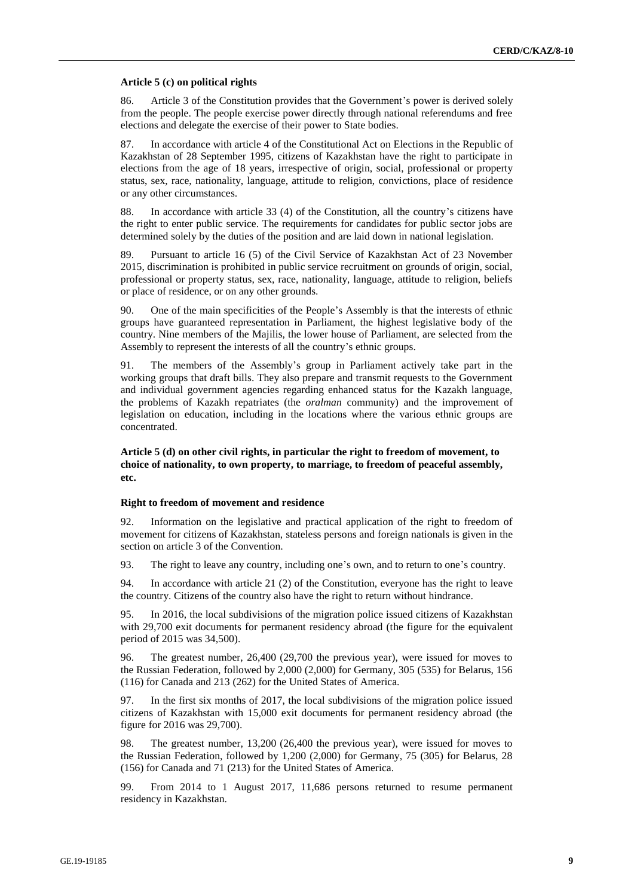**Article 5 (c) on political rights**

86. Article 3 of the Constitution provides that the Government's power is derived solely from the people. The people exercise power directly through national referendums and free elections and delegate the exercise of their power to State bodies.

87. In accordance with article 4 of the Constitutional Act on Elections in the Republic of Kazakhstan of 28 September 1995, citizens of Kazakhstan have the right to participate in elections from the age of 18 years, irrespective of origin, social, professional or property status, sex, race, nationality, language, attitude to religion, convictions, place of residence or any other circumstances.

88. In accordance with article 33 (4) of the Constitution, all the country's citizens have the right to enter public service. The requirements for candidates for public sector jobs are determined solely by the duties of the position and are laid down in national legislation.

89. Pursuant to article 16 (5) of the Civil Service of Kazakhstan Act of 23 November 2015, discrimination is prohibited in public service recruitment on grounds of origin, social, professional or property status, sex, race, nationality, language, attitude to religion, beliefs or place of residence, or on any other grounds.

90. One of the main specificities of the People's Assembly is that the interests of ethnic groups have guaranteed representation in Parliament, the highest legislative body of the country. Nine members of the Majilis, the lower house of Parliament, are selected from the Assembly to represent the interests of all the country's ethnic groups.

91. The members of the Assembly's group in Parliament actively take part in the working groups that draft bills. They also prepare and transmit requests to the Government and individual government agencies regarding enhanced status for the Kazakh language, the problems of Kazakh repatriates (the *oralman* community) and the improvement of legislation on education, including in the locations where the various ethnic groups are concentrated.

**Article 5 (d) on other civil rights, in particular the right to freedom of movement, to choice of nationality, to own property, to marriage, to freedom of peaceful assembly, etc.**

**Right to freedom of movement and residence**

92. Information on the legislative and practical application of the right to freedom of movement for citizens of Kazakhstan, stateless persons and foreign nationals is given in the section on article 3 of the Convention.

93. The right to leave any country, including one's own, and to return to one's country.

94. In accordance with article 21 (2) of the Constitution, everyone has the right to leave the country. Citizens of the country also have the right to return without hindrance.

95. In 2016, the local subdivisions of the migration police issued citizens of Kazakhstan with 29,700 exit documents for permanent residency abroad (the figure for the equivalent period of 2015 was 34,500).

96. The greatest number, 26,400 (29,700 the previous year), were issued for moves to the Russian Federation, followed by 2,000 (2,000) for Germany, 305 (535) for Belarus, 156 (116) for Canada and 213 (262) for the United States of America.

97. In the first six months of 2017, the local subdivisions of the migration police issued citizens of Kazakhstan with 15,000 exit documents for permanent residency abroad (the figure for 2016 was 29,700).

98. The greatest number, 13,200 (26,400 the previous year), were issued for moves to the Russian Federation, followed by 1,200 (2,000) for Germany, 75 (305) for Belarus, 28 (156) for Canada and 71 (213) for the United States of America.

99. From 2014 to 1 August 2017, 11,686 persons returned to resume permanent residency in Kazakhstan.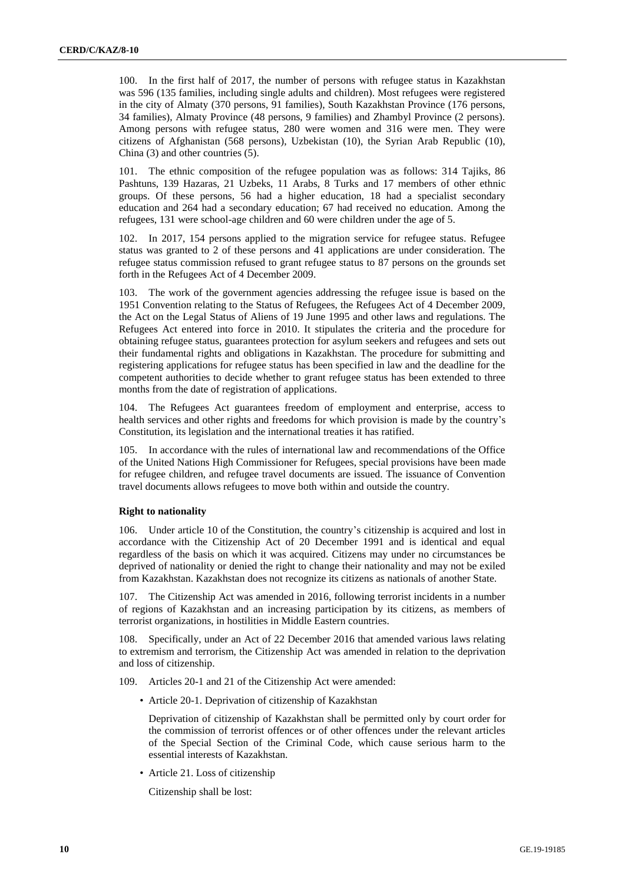100. In the first half of 2017, the number of persons with refugee status in Kazakhstan was 596 (135 families, including single adults and children). Most refugees were registered in the city of Almaty (370 persons, 91 families), South Kazakhstan Province (176 persons, 34 families), Almaty Province (48 persons, 9 families) and Zhambyl Province (2 persons). Among persons with refugee status, 280 were women and 316 were men. They were citizens of Afghanistan (568 persons), Uzbekistan (10), the Syrian Arab Republic (10), China (3) and other countries (5).

101. The ethnic composition of the refugee population was as follows: 314 Tajiks, 86 Pashtuns, 139 Hazaras, 21 Uzbeks, 11 Arabs, 8 Turks and 17 members of other ethnic groups. Of these persons, 56 had a higher education, 18 had a specialist secondary education and 264 had a secondary education; 67 had received no education. Among the refugees, 131 were school-age children and 60 were children under the age of 5.

102. In 2017, 154 persons applied to the migration service for refugee status. Refugee status was granted to 2 of these persons and 41 applications are under consideration. The refugee status commission refused to grant refugee status to 87 persons on the grounds set forth in the Refugees Act of 4 December 2009.

103. The work of the government agencies addressing the refugee issue is based on the 1951 Convention relating to the Status of Refugees, the Refugees Act of 4 December 2009, the Act on the Legal Status of Aliens of 19 June 1995 and other laws and regulations. The Refugees Act entered into force in 2010. It stipulates the criteria and the procedure for obtaining refugee status, guarantees protection for asylum seekers and refugees and sets out their fundamental rights and obligations in Kazakhstan. The procedure for submitting and registering applications for refugee status has been specified in law and the deadline for the competent authorities to decide whether to grant refugee status has been extended to three months from the date of registration of applications.

104. The Refugees Act guarantees freedom of employment and enterprise, access to health services and other rights and freedoms for which provision is made by the country's Constitution, its legislation and the international treaties it has ratified.

105. In accordance with the rules of international law and recommendations of the Office of the United Nations High Commissioner for Refugees, special provisions have been made for refugee children, and refugee travel documents are issued. The issuance of Convention travel documents allows refugees to move both within and outside the country.

**Right to nationality**

106. Under article 10 of the Constitution, the country's citizenship is acquired and lost in accordance with the Citizenship Act of 20 December 1991 and is identical and equal regardless of the basis on which it was acquired. Citizens may under no circumstances be deprived of nationality or denied the right to change their nationality and may not be exiled from Kazakhstan. Kazakhstan does not recognize its citizens as nationals of another State.

107. The Citizenship Act was amended in 2016, following terrorist incidents in a number of regions of Kazakhstan and an increasing participation by its citizens, as members of terrorist organizations, in hostilities in Middle Eastern countries.

108. Specifically, under an Act of 22 December 2016 that amended various laws relating to extremism and terrorism, the Citizenship Act was amended in relation to the deprivation and loss of citizenship.

109. Articles 20-1 and 21 of the Citizenship Act were amended:

- Article 20-1. Deprivation of citizenship of Kazakhstan

  Deprivation of citizenship of Kazakhstan shall be permitted only by court order for the commission of terrorist offences or of other offences under the relevant articles of the Special Section of the Criminal Code, which cause serious harm to the essential interests of Kazakhstan.

- Article 21. Loss of citizenship

  Citizenship shall be lost: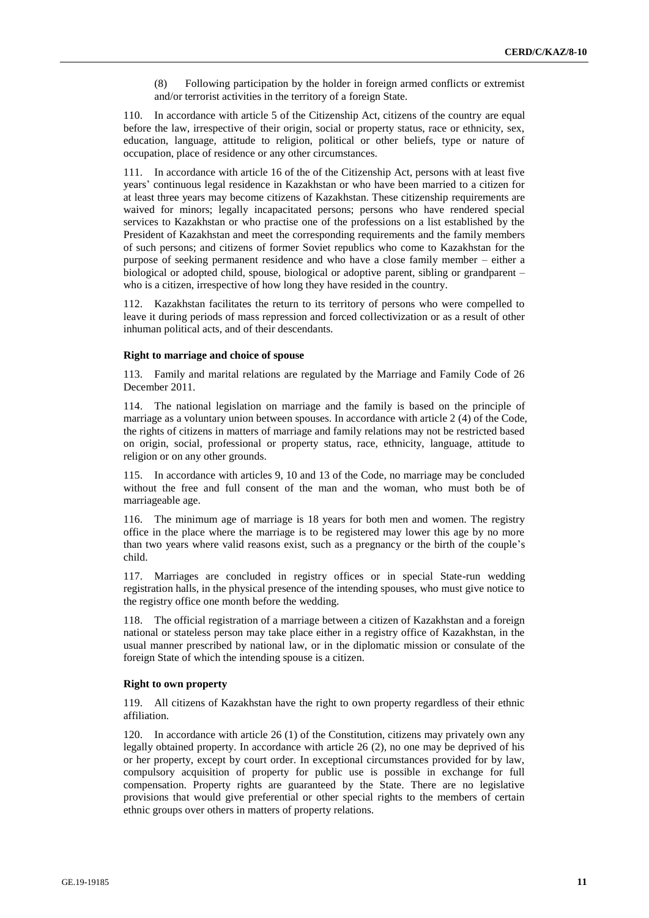(8) Following participation by the holder in foreign armed conflicts or extremist and/or terrorist activities in the territory of a foreign State.

110. In accordance with article 5 of the Citizenship Act, citizens of the country are equal before the law, irrespective of their origin, social or property status, race or ethnicity, sex, education, language, attitude to religion, political or other beliefs, type or nature of occupation, place of residence or any other circumstances.

111. In accordance with article 16 of the of the Citizenship Act, persons with at least five years' continuous legal residence in Kazakhstan or who have been married to a citizen for at least three years may become citizens of Kazakhstan. These citizenship requirements are waived for minors; legally incapacitated persons; persons who have rendered special services to Kazakhstan or who practise one of the professions on a list established by the President of Kazakhstan and meet the corresponding requirements and the family members of such persons; and citizens of former Soviet republics who come to Kazakhstan for the purpose of seeking permanent residence and who have a close family member – either a biological or adopted child, spouse, biological or adoptive parent, sibling or grandparent – who is a citizen, irrespective of how long they have resided in the country.

112. Kazakhstan facilitates the return to its territory of persons who were compelled to leave it during periods of mass repression and forced collectivization or as a result of other inhuman political acts, and of their descendants.

### Right to marriage and choice of spouse

113. Family and marital relations are regulated by the Marriage and Family Code of 26 December 2011.

114. The national legislation on marriage and the family is based on the principle of marriage as a voluntary union between spouses. In accordance with article 2 (4) of the Code, the rights of citizens in matters of marriage and family relations may not be restricted based on origin, social, professional or property status, race, ethnicity, language, attitude to religion or on any other grounds.

115. In accordance with articles 9, 10 and 13 of the Code, no marriage may be concluded without the free and full consent of the man and the woman, who must both be of marriageable age.

116. The minimum age of marriage is 18 years for both men and women. The registry office in the place where the marriage is to be registered may lower this age by no more than two years where valid reasons exist, such as a pregnancy or the birth of the couple's child.

117. Marriages are concluded in registry offices or in special State-run wedding registration halls, in the physical presence of the intending spouses, who must give notice to the registry office one month before the wedding.

118. The official registration of a marriage between a citizen of Kazakhstan and a foreign national or stateless person may take place either in a registry office of Kazakhstan, in the usual manner prescribed by national law, or in the diplomatic mission or consulate of the foreign State of which the intending spouse is a citizen.

### Right to own property

119. All citizens of Kazakhstan have the right to own property regardless of their ethnic affiliation.

120. In accordance with article 26 (1) of the Constitution, citizens may privately own any legally obtained property. In accordance with article 26 (2), no one may be deprived of his or her property, except by court order. In exceptional circumstances provided for by law, compulsory acquisition of property for public use is possible in exchange for full compensation. Property rights are guaranteed by the State. There are no legislative provisions that would give preferential or other special rights to the members of certain ethnic groups over others in matters of property relations.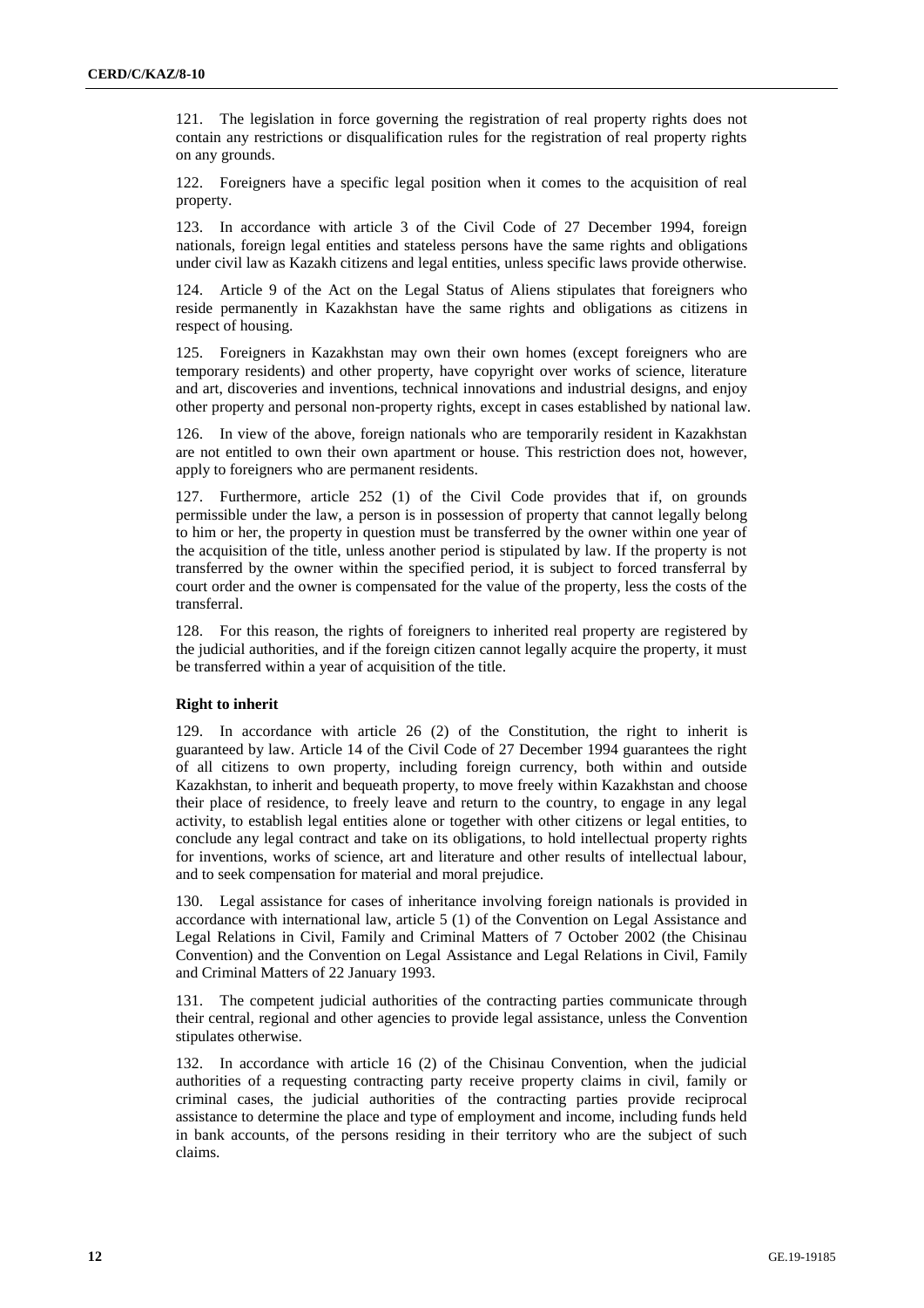121. The legislation in force governing the registration of real property rights does not contain any restrictions or disqualification rules for the registration of real property rights on any grounds.

122. Foreigners have a specific legal position when it comes to the acquisition of real property.

123. In accordance with article 3 of the Civil Code of 27 December 1994, foreign nationals, foreign legal entities and stateless persons have the same rights and obligations under civil law as Kazakh citizens and legal entities, unless specific laws provide otherwise.

124. Article 9 of the Act on the Legal Status of Aliens stipulates that foreigners who reside permanently in Kazakhstan have the same rights and obligations as citizens in respect of housing.

125. Foreigners in Kazakhstan may own their own homes (except foreigners who are temporary residents) and other property, have copyright over works of science, literature and art, discoveries and inventions, technical innovations and industrial designs, and enjoy other property and personal non-property rights, except in cases established by national law.

126. In view of the above, foreign nationals who are temporarily resident in Kazakhstan are not entitled to own their own apartment or house. This restriction does not, however, apply to foreigners who are permanent residents.

127. Furthermore, article 252 (1) of the Civil Code provides that if, on grounds permissible under the law, a person is in possession of property that cannot legally belong to him or her, the property in question must be transferred by the owner within one year of the acquisition of the title, unless another period is stipulated by law. If the property is not transferred by the owner within the specified period, it is subject to forced transferral by court order and the owner is compensated for the value of the property, less the costs of the transferral.

128. For this reason, the rights of foreigners to inherited real property are registered by the judicial authorities, and if the foreign citizen cannot legally acquire the property, it must be transferred within a year of acquisition of the title.

**Right to inherit**

129. In accordance with article 26 (2) of the Constitution, the right to inherit is guaranteed by law. Article 14 of the Civil Code of 27 December 1994 guarantees the right of all citizens to own property, including foreign currency, both within and outside Kazakhstan, to inherit and bequeath property, to move freely within Kazakhstan and choose their place of residence, to freely leave and return to the country, to engage in any legal activity, to establish legal entities alone or together with other citizens or legal entities, to conclude any legal contract and take on its obligations, to hold intellectual property rights for inventions, works of science, art and literature and other results of intellectual labour, and to seek compensation for material and moral prejudice.

130. Legal assistance for cases of inheritance involving foreign nationals is provided in accordance with international law, article 5 (1) of the Convention on Legal Assistance and Legal Relations in Civil, Family and Criminal Matters of 7 October 2002 (the Chisinau Convention) and the Convention on Legal Assistance and Legal Relations in Civil, Family and Criminal Matters of 22 January 1993.

131. The competent judicial authorities of the contracting parties communicate through their central, regional and other agencies to provide legal assistance, unless the Convention stipulates otherwise.

132. In accordance with article 16 (2) of the Chisinau Convention, when the judicial authorities of a requesting contracting party receive property claims in civil, family or criminal cases, the judicial authorities of the contracting parties provide reciprocal assistance to determine the place and type of employment and income, including funds held in bank accounts, of the persons residing in their territory who are the subject of such claims.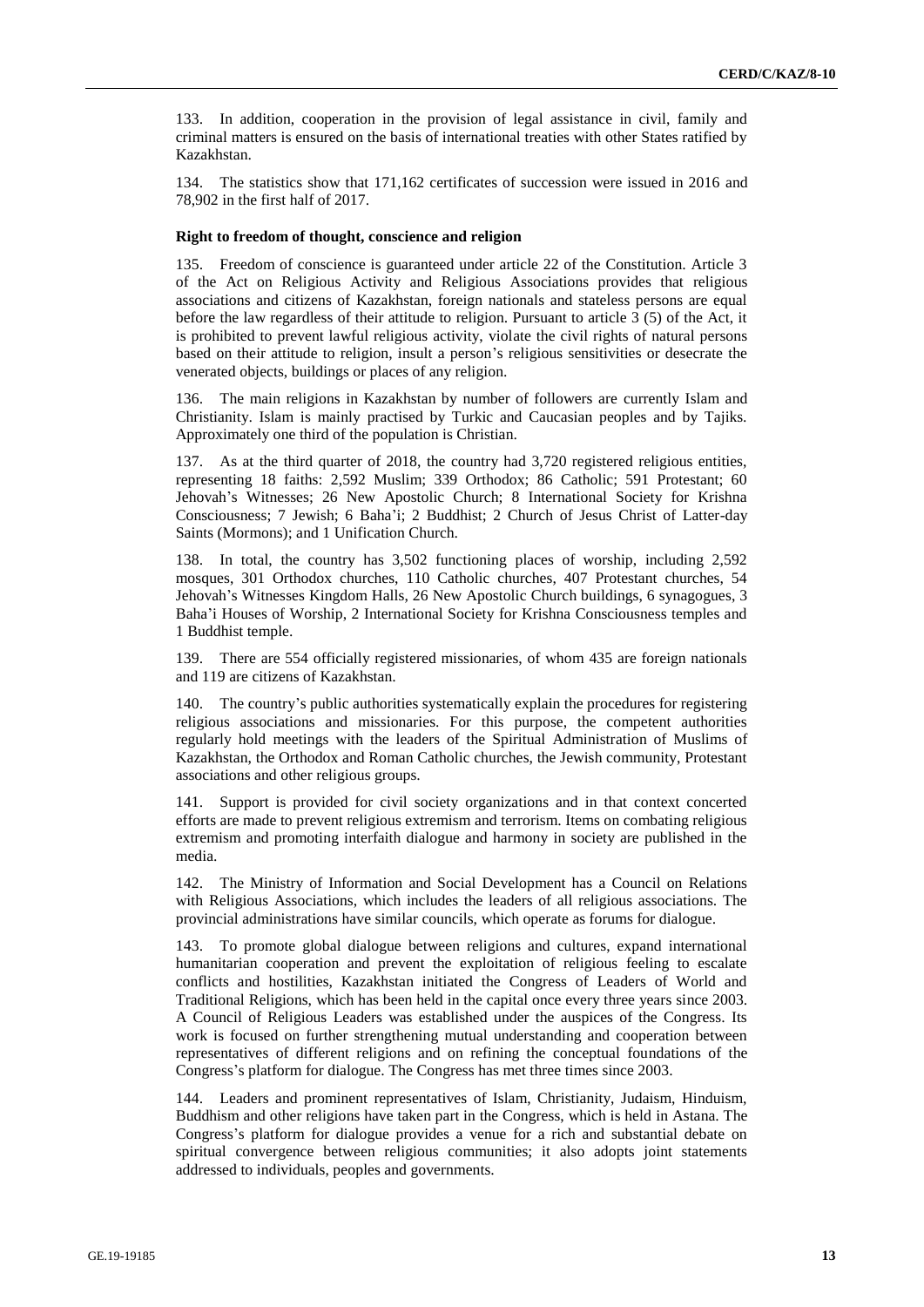133. In addition, cooperation in the provision of legal assistance in civil, family and criminal matters is ensured on the basis of international treaties with other States ratified by Kazakhstan.

134. The statistics show that 171,162 certificates of succession were issued in 2016 and 78,902 in the first half of 2017.

**Right to freedom of thought, conscience and religion**

135. Freedom of conscience is guaranteed under article 22 of the Constitution. Article 3 of the Act on Religious Activity and Religious Associations provides that religious associations and citizens of Kazakhstan, foreign nationals and stateless persons are equal before the law regardless of their attitude to religion. Pursuant to article 3 (5) of the Act, it is prohibited to prevent lawful religious activity, violate the civil rights of natural persons based on their attitude to religion, insult a person's religious sensitivities or desecrate the venerated objects, buildings or places of any religion.

136. The main religions in Kazakhstan by number of followers are currently Islam and Christianity. Islam is mainly practised by Turkic and Caucasian peoples and by Tajiks. Approximately one third of the population is Christian.

137. As at the third quarter of 2018, the country had 3,720 registered religious entities, representing 18 faiths: 2,592 Muslim; 339 Orthodox; 86 Catholic; 591 Protestant; 60 Jehovah's Witnesses; 26 New Apostolic Church; 8 International Society for Krishna Consciousness; 7 Jewish; 6 Baha'i; 2 Buddhist; 2 Church of Jesus Christ of Latter-day Saints (Mormons); and 1 Unification Church.

138. In total, the country has 3,502 functioning places of worship, including 2,592 mosques, 301 Orthodox churches, 110 Catholic churches, 407 Protestant churches, 54 Jehovah's Witnesses Kingdom Halls, 26 New Apostolic Church buildings, 6 synagogues, 3 Baha'i Houses of Worship, 2 International Society for Krishna Consciousness temples and 1 Buddhist temple.

139. There are 554 officially registered missionaries, of whom 435 are foreign nationals and 119 are citizens of Kazakhstan.

140. The country's public authorities systematically explain the procedures for registering religious associations and missionaries. For this purpose, the competent authorities regularly hold meetings with the leaders of the Spiritual Administration of Muslims of Kazakhstan, the Orthodox and Roman Catholic churches, the Jewish community, Protestant associations and other religious groups.

141. Support is provided for civil society organizations and in that context concerted efforts are made to prevent religious extremism and terrorism. Items on combating religious extremism and promoting interfaith dialogue and harmony in society are published in the media.

142. The Ministry of Information and Social Development has a Council on Relations with Religious Associations, which includes the leaders of all religious associations. The provincial administrations have similar councils, which operate as forums for dialogue.

143. To promote global dialogue between religions and cultures, expand international humanitarian cooperation and prevent the exploitation of religious feeling to escalate conflicts and hostilities, Kazakhstan initiated the Congress of Leaders of World and Traditional Religions, which has been held in the capital once every three years since 2003. A Council of Religious Leaders was established under the auspices of the Congress. Its work is focused on further strengthening mutual understanding and cooperation between representatives of different religions and on refining the conceptual foundations of the Congress's platform for dialogue. The Congress has met three times since 2003.

144. Leaders and prominent representatives of Islam, Christianity, Judaism, Hinduism, Buddhism and other religions have taken part in the Congress, which is held in Astana. The Congress's platform for dialogue provides a venue for a rich and substantial debate on spiritual convergence between religious communities; it also adopts joint statements addressed to individuals, peoples and governments.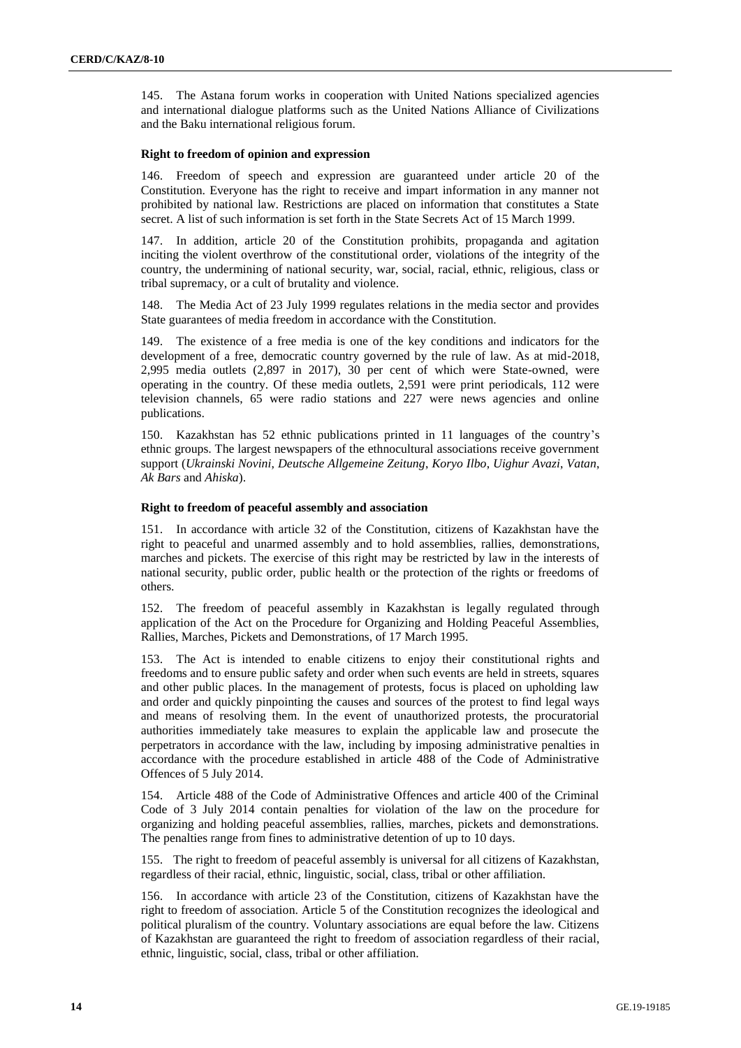145. The Astana forum works in cooperation with United Nations specialized agencies and international dialogue platforms such as the United Nations Alliance of Civilizations and the Baku international religious forum.

**Right to freedom of opinion and expression**

146. Freedom of speech and expression are guaranteed under article 20 of the Constitution. Everyone has the right to receive and impart information in any manner not prohibited by national law. Restrictions are placed on information that constitutes a State secret. A list of such information is set forth in the State Secrets Act of 15 March 1999.

147. In addition, article 20 of the Constitution prohibits, propaganda and agitation inciting the violent overthrow of the constitutional order, violations of the integrity of the country, the undermining of national security, war, social, racial, ethnic, religious, class or tribal supremacy, or a cult of brutality and violence.

148. The Media Act of 23 July 1999 regulates relations in the media sector and provides State guarantees of media freedom in accordance with the Constitution.

149. The existence of a free media is one of the key conditions and indicators for the development of a free, democratic country governed by the rule of law. As at mid-2018, 2,995 media outlets (2,897 in 2017), 30 per cent of which were State-owned, were operating in the country. Of these media outlets, 2,591 were print periodicals, 112 were television channels, 65 were radio stations and 227 were news agencies and online publications.

150. Kazakhstan has 52 ethnic publications printed in 11 languages of the country's ethnic groups. The largest newspapers of the ethnocultural associations receive government support (*Ukrainski Novini*, *Deutsche Allgemeine Zeitung*, *Koryo Ilbo*, *Uighur Avazi*, *Vatan*, *Ak Bars* and *Ahiska*).

**Right to freedom of peaceful assembly and association**

151. In accordance with article 32 of the Constitution, citizens of Kazakhstan have the right to peaceful and unarmed assembly and to hold assemblies, rallies, demonstrations, marches and pickets. The exercise of this right may be restricted by law in the interests of national security, public order, public health or the protection of the rights or freedoms of others.

152. The freedom of peaceful assembly in Kazakhstan is legally regulated through application of the Act on the Procedure for Organizing and Holding Peaceful Assemblies, Rallies, Marches, Pickets and Demonstrations, of 17 March 1995.

153. The Act is intended to enable citizens to enjoy their constitutional rights and freedoms and to ensure public safety and order when such events are held in streets, squares and other public places. In the management of protests, focus is placed on upholding law and order and quickly pinpointing the causes and sources of the protest to find legal ways and means of resolving them. In the event of unauthorized protests, the procuratorial authorities immediately take measures to explain the applicable law and prosecute the perpetrators in accordance with the law, including by imposing administrative penalties in accordance with the procedure established in article 488 of the Code of Administrative Offences of 5 July 2014.

154. Article 488 of the Code of Administrative Offences and article 400 of the Criminal Code of 3 July 2014 contain penalties for violation of the law on the procedure for organizing and holding peaceful assemblies, rallies, marches, pickets and demonstrations. The penalties range from fines to administrative detention of up to 10 days.

155. The right to freedom of peaceful assembly is universal for all citizens of Kazakhstan, regardless of their racial, ethnic, linguistic, social, class, tribal or other affiliation.

156. In accordance with article 23 of the Constitution, citizens of Kazakhstan have the right to freedom of association. Article 5 of the Constitution recognizes the ideological and political pluralism of the country. Voluntary associations are equal before the law. Citizens of Kazakhstan are guaranteed the right to freedom of association regardless of their racial, ethnic, linguistic, social, class, tribal or other affiliation.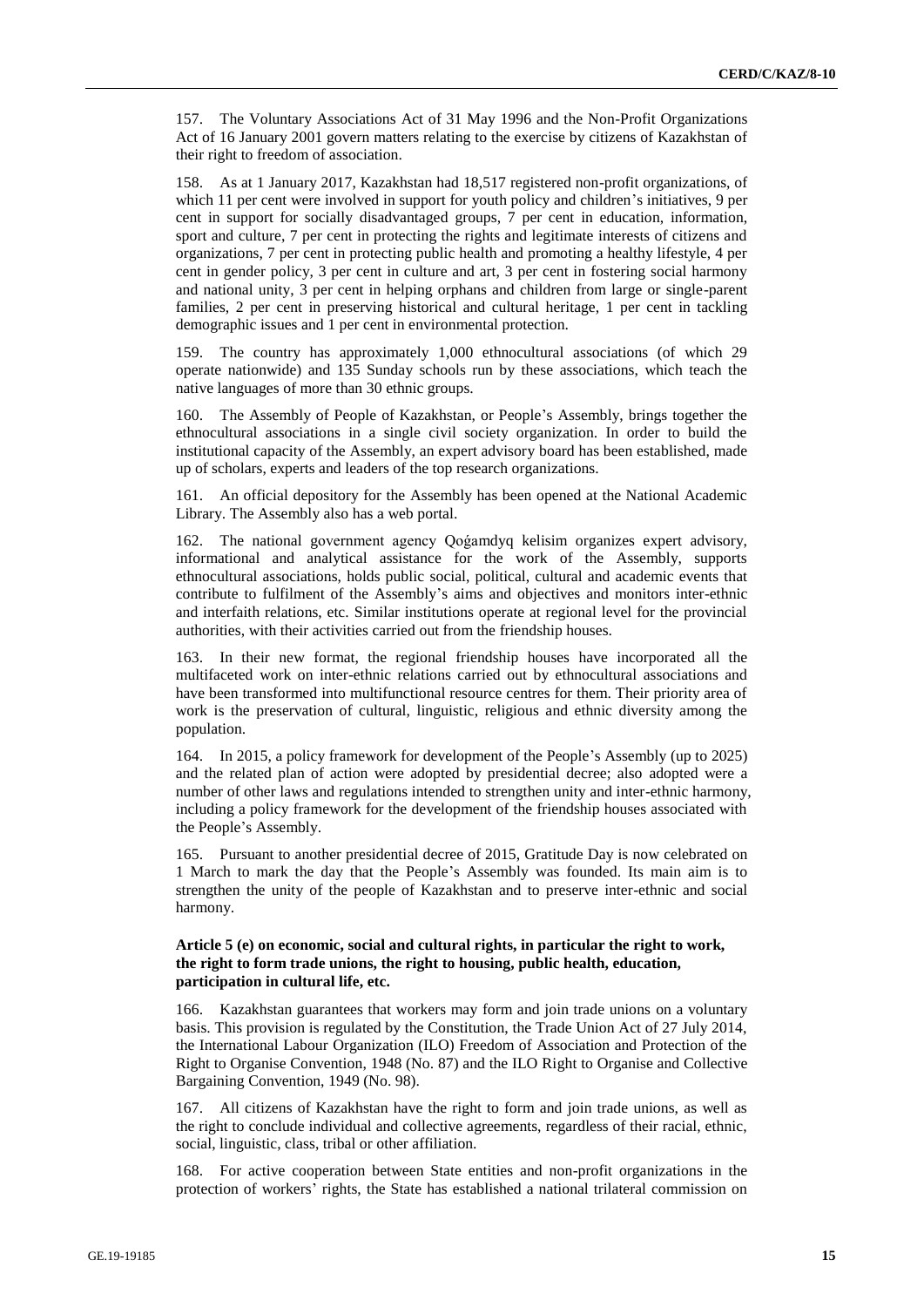157. The Voluntary Associations Act of 31 May 1996 and the Non-Profit Organizations Act of 16 January 2001 govern matters relating to the exercise by citizens of Kazakhstan of their right to freedom of association.

158. As at 1 January 2017, Kazakhstan had 18,517 registered non-profit organizations, of which 11 per cent were involved in support for youth policy and children's initiatives, 9 per cent in support for socially disadvantaged groups, 7 per cent in education, information, sport and culture, 7 per cent in protecting the rights and legitimate interests of citizens and organizations, 7 per cent in protecting public health and promoting a healthy lifestyle, 4 per cent in gender policy, 3 per cent in culture and art, 3 per cent in fostering social harmony and national unity, 3 per cent in helping orphans and children from large or single-parent families, 2 per cent in preserving historical and cultural heritage, 1 per cent in tackling demographic issues and 1 per cent in environmental protection.

159. The country has approximately 1,000 ethnocultural associations (of which 29 operate nationwide) and 135 Sunday schools run by these associations, which teach the native languages of more than 30 ethnic groups.

160. The Assembly of People of Kazakhstan, or People's Assembly, brings together the ethnocultural associations in a single civil society organization. In order to build the institutional capacity of the Assembly, an expert advisory board has been established, made up of scholars, experts and leaders of the top research organizations.

161. An official depository for the Assembly has been opened at the National Academic Library. The Assembly also has a web portal.

162. The national government agency Qoǵamdyq kelisim organizes expert advisory, informational and analytical assistance for the work of the Assembly, supports ethnocultural associations, holds public social, political, cultural and academic events that contribute to fulfilment of the Assembly's aims and objectives and monitors inter-ethnic and interfaith relations, etc. Similar institutions operate at regional level for the provincial authorities, with their activities carried out from the friendship houses.

163. In their new format, the regional friendship houses have incorporated all the multifaceted work on inter-ethnic relations carried out by ethnocultural associations and have been transformed into multifunctional resource centres for them. Their priority area of work is the preservation of cultural, linguistic, religious and ethnic diversity among the population.

164. In 2015, a policy framework for development of the People's Assembly (up to 2025) and the related plan of action were adopted by presidential decree; also adopted were a number of other laws and regulations intended to strengthen unity and inter-ethnic harmony, including a policy framework for the development of the friendship houses associated with the People's Assembly.

165. Pursuant to another presidential decree of 2015, Gratitude Day is now celebrated on 1 March to mark the day that the People's Assembly was founded. Its main aim is to strengthen the unity of the people of Kazakhstan and to preserve inter-ethnic and social harmony.

### Article 5 (e) on economic, social and cultural rights, in particular the right to work, the right to form trade unions, the right to housing, public health, education, participation in cultural life, etc.

166. Kazakhstan guarantees that workers may form and join trade unions on a voluntary basis. This provision is regulated by the Constitution, the Trade Union Act of 27 July 2014, the International Labour Organization (ILO) Freedom of Association and Protection of the Right to Organise Convention, 1948 (No. 87) and the ILO Right to Organise and Collective Bargaining Convention, 1949 (No. 98).

167. All citizens of Kazakhstan have the right to form and join trade unions, as well as the right to conclude individual and collective agreements, regardless of their racial, ethnic, social, linguistic, class, tribal or other affiliation.

168. For active cooperation between State entities and non-profit organizations in the protection of workers' rights, the State has established a national trilateral commission on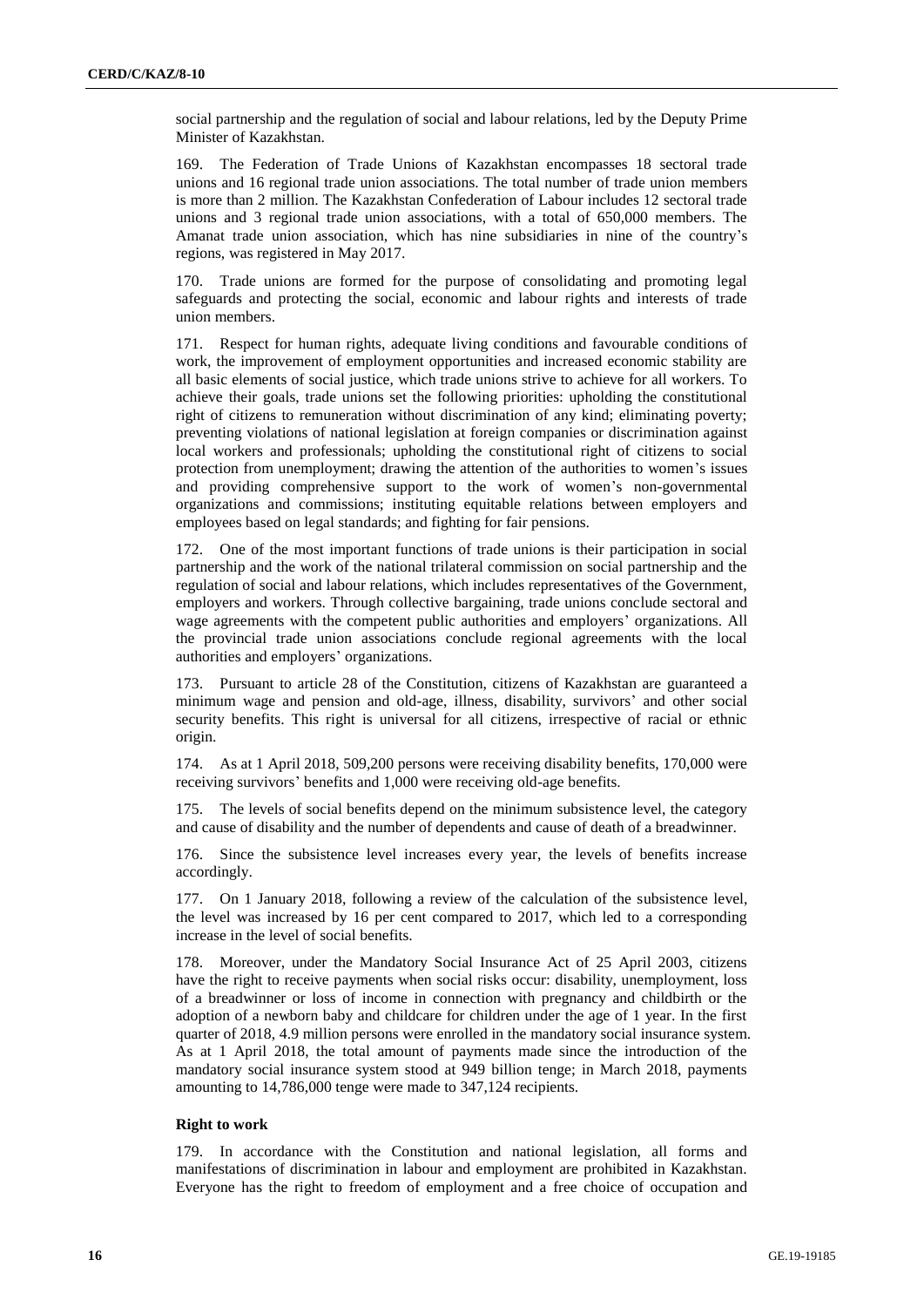social partnership and the regulation of social and labour relations, led by the Deputy Prime Minister of Kazakhstan.

169. The Federation of Trade Unions of Kazakhstan encompasses 18 sectoral trade unions and 16 regional trade union associations. The total number of trade union members is more than 2 million. The Kazakhstan Confederation of Labour includes 12 sectoral trade unions and 3 regional trade union associations, with a total of 650,000 members. The Amanat trade union association, which has nine subsidiaries in nine of the country's regions, was registered in May 2017.

170. Trade unions are formed for the purpose of consolidating and promoting legal safeguards and protecting the social, economic and labour rights and interests of trade union members.

171. Respect for human rights, adequate living conditions and favourable conditions of work, the improvement of employment opportunities and increased economic stability are all basic elements of social justice, which trade unions strive to achieve for all workers. To achieve their goals, trade unions set the following priorities: upholding the constitutional right of citizens to remuneration without discrimination of any kind; eliminating poverty; preventing violations of national legislation at foreign companies or discrimination against local workers and professionals; upholding the constitutional right of citizens to social protection from unemployment; drawing the attention of the authorities to women's issues and providing comprehensive support to the work of women's non-governmental organizations and commissions; instituting equitable relations between employers and employees based on legal standards; and fighting for fair pensions.

172. One of the most important functions of trade unions is their participation in social partnership and the work of the national trilateral commission on social partnership and the regulation of social and labour relations, which includes representatives of the Government, employers and workers. Through collective bargaining, trade unions conclude sectoral and wage agreements with the competent public authorities and employers' organizations. All the provincial trade union associations conclude regional agreements with the local authorities and employers' organizations.

173. Pursuant to article 28 of the Constitution, citizens of Kazakhstan are guaranteed a minimum wage and pension and old-age, illness, disability, survivors' and other social security benefits. This right is universal for all citizens, irrespective of racial or ethnic origin.

174. As at 1 April 2018, 509,200 persons were receiving disability benefits, 170,000 were receiving survivors' benefits and 1,000 were receiving old-age benefits.

175. The levels of social benefits depend on the minimum subsistence level, the category and cause of disability and the number of dependents and cause of death of a breadwinner.

176. Since the subsistence level increases every year, the levels of benefits increase accordingly.

177. On 1 January 2018, following a review of the calculation of the subsistence level, the level was increased by 16 per cent compared to 2017, which led to a corresponding increase in the level of social benefits.

178. Moreover, under the Mandatory Social Insurance Act of 25 April 2003, citizens have the right to receive payments when social risks occur: disability, unemployment, loss of a breadwinner or loss of income in connection with pregnancy and childbirth or the adoption of a newborn baby and childcare for children under the age of 1 year. In the first quarter of 2018, 4.9 million persons were enrolled in the mandatory social insurance system. As at 1 April 2018, the total amount of payments made since the introduction of the mandatory social insurance system stood at 949 billion tenge; in March 2018, payments amounting to 14,786,000 tenge were made to 347,124 recipients.

### Right to work

179. In accordance with the Constitution and national legislation, all forms and manifestations of discrimination in labour and employment are prohibited in Kazakhstan. Everyone has the right to freedom of employment and a free choice of occupation and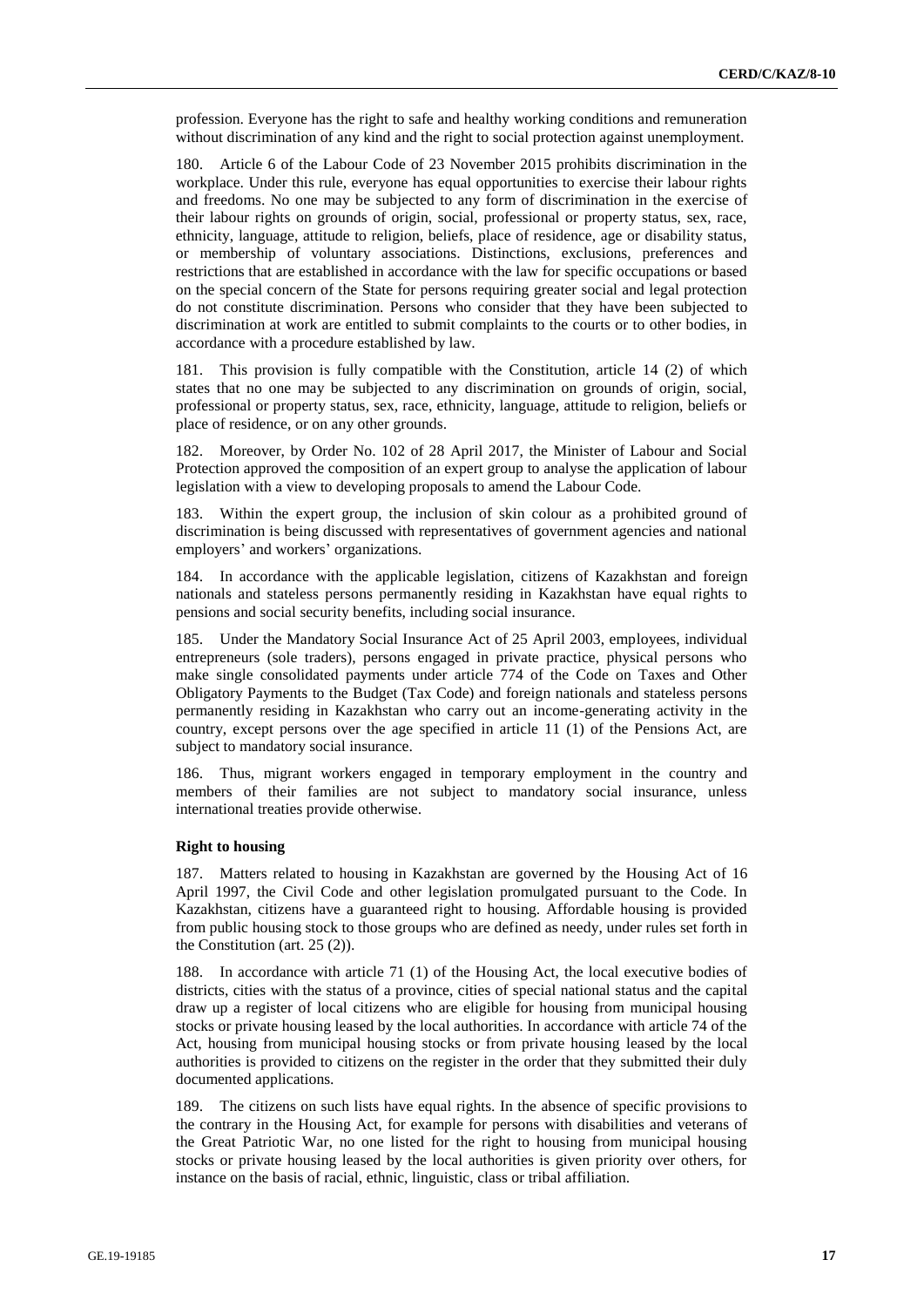profession. Everyone has the right to safe and healthy working conditions and remuneration without discrimination of any kind and the right to social protection against unemployment.

180. Article 6 of the Labour Code of 23 November 2015 prohibits discrimination in the workplace. Under this rule, everyone has equal opportunities to exercise their labour rights and freedoms. No one may be subjected to any form of discrimination in the exercise of their labour rights on grounds of origin, social, professional or property status, sex, race, ethnicity, language, attitude to religion, beliefs, place of residence, age or disability status, or membership of voluntary associations. Distinctions, exclusions, preferences and restrictions that are established in accordance with the law for specific occupations or based on the special concern of the State for persons requiring greater social and legal protection do not constitute discrimination. Persons who consider that they have been subjected to discrimination at work are entitled to submit complaints to the courts or to other bodies, in accordance with a procedure established by law.

181. This provision is fully compatible with the Constitution, article 14 (2) of which states that no one may be subjected to any discrimination on grounds of origin, social, professional or property status, sex, race, ethnicity, language, attitude to religion, beliefs or place of residence, or on any other grounds.

182. Moreover, by Order No. 102 of 28 April 2017, the Minister of Labour and Social Protection approved the composition of an expert group to analyse the application of labour legislation with a view to developing proposals to amend the Labour Code.

183. Within the expert group, the inclusion of skin colour as a prohibited ground of discrimination is being discussed with representatives of government agencies and national employers' and workers' organizations.

184. In accordance with the applicable legislation, citizens of Kazakhstan and foreign nationals and stateless persons permanently residing in Kazakhstan have equal rights to pensions and social security benefits, including social insurance.

185. Under the Mandatory Social Insurance Act of 25 April 2003, employees, individual entrepreneurs (sole traders), persons engaged in private practice, physical persons who make single consolidated payments under article 774 of the Code on Taxes and Other Obligatory Payments to the Budget (Tax Code) and foreign nationals and stateless persons permanently residing in Kazakhstan who carry out an income-generating activity in the country, except persons over the age specified in article 11 (1) of the Pensions Act, are subject to mandatory social insurance.

186. Thus, migrant workers engaged in temporary employment in the country and members of their families are not subject to mandatory social insurance, unless international treaties provide otherwise.

**Right to housing**

187. Matters related to housing in Kazakhstan are governed by the Housing Act of 16 April 1997, the Civil Code and other legislation promulgated pursuant to the Code. In Kazakhstan, citizens have a guaranteed right to housing. Affordable housing is provided from public housing stock to those groups who are defined as needy, under rules set forth in the Constitution (art. 25 (2)).

188. In accordance with article 71 (1) of the Housing Act, the local executive bodies of districts, cities with the status of a province, cities of special national status and the capital draw up a register of local citizens who are eligible for housing from municipal housing stocks or private housing leased by the local authorities. In accordance with article 74 of the Act, housing from municipal housing stocks or from private housing leased by the local authorities is provided to citizens on the register in the order that they submitted their duly documented applications.

189. The citizens on such lists have equal rights. In the absence of specific provisions to the contrary in the Housing Act, for example for persons with disabilities and veterans of the Great Patriotic War, no one listed for the right to housing from municipal housing stocks or private housing leased by the local authorities is given priority over others, for instance on the basis of racial, ethnic, linguistic, class or tribal affiliation.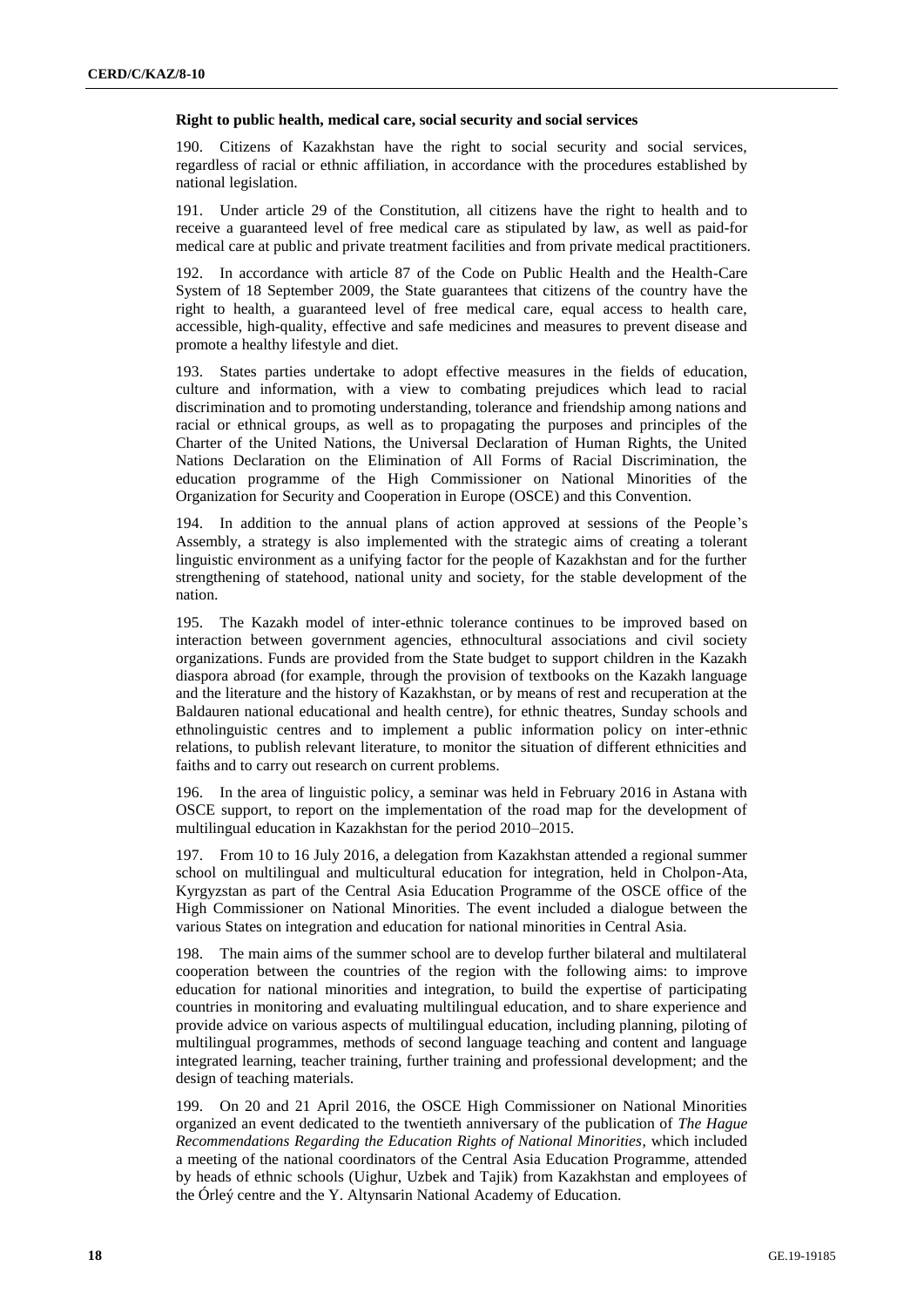**Right to public health, medical care, social security and social services**

190. Citizens of Kazakhstan have the right to social security and social services, regardless of racial or ethnic affiliation, in accordance with the procedures established by national legislation.

191. Under article 29 of the Constitution, all citizens have the right to health and to receive a guaranteed level of free medical care as stipulated by law, as well as paid-for medical care at public and private treatment facilities and from private medical practitioners.

192. In accordance with article 87 of the Code on Public Health and the Health-Care System of 18 September 2009, the State guarantees that citizens of the country have the right to health, a guaranteed level of free medical care, equal access to health care, accessible, high-quality, effective and safe medicines and measures to prevent disease and promote a healthy lifestyle and diet.

193. States parties undertake to adopt effective measures in the fields of education, culture and information, with a view to combating prejudices which lead to racial discrimination and to promoting understanding, tolerance and friendship among nations and racial or ethnical groups, as well as to propagating the purposes and principles of the Charter of the United Nations, the Universal Declaration of Human Rights, the United Nations Declaration on the Elimination of All Forms of Racial Discrimination, the education programme of the High Commissioner on National Minorities of the Organization for Security and Cooperation in Europe (OSCE) and this Convention.

194. In addition to the annual plans of action approved at sessions of the People's Assembly, a strategy is also implemented with the strategic aims of creating a tolerant linguistic environment as a unifying factor for the people of Kazakhstan and for the further strengthening of statehood, national unity and society, for the stable development of the nation.

195. The Kazakh model of inter-ethnic tolerance continues to be improved based on interaction between government agencies, ethnocultural associations and civil society organizations. Funds are provided from the State budget to support children in the Kazakh diaspora abroad (for example, through the provision of textbooks on the Kazakh language and the literature and the history of Kazakhstan, or by means of rest and recuperation at the Baldauren national educational and health centre), for ethnic theatres, Sunday schools and ethnolinguistic centres and to implement a public information policy on inter-ethnic relations, to publish relevant literature, to monitor the situation of different ethnicities and faiths and to carry out research on current problems.

196. In the area of linguistic policy, a seminar was held in February 2016 in Astana with OSCE support, to report on the implementation of the road map for the development of multilingual education in Kazakhstan for the period 2010–2015.

197. From 10 to 16 July 2016, a delegation from Kazakhstan attended a regional summer school on multilingual and multicultural education for integration, held in Cholpon-Ata, Kyrgyzstan as part of the Central Asia Education Programme of the OSCE office of the High Commissioner on National Minorities. The event included a dialogue between the various States on integration and education for national minorities in Central Asia.

198. The main aims of the summer school are to develop further bilateral and multilateral cooperation between the countries of the region with the following aims: to improve education for national minorities and integration, to build the expertise of participating countries in monitoring and evaluating multilingual education, and to share experience and provide advice on various aspects of multilingual education, including planning, piloting of multilingual programmes, methods of second language teaching and content and language integrated learning, teacher training, further training and professional development; and the design of teaching materials.

199. On 20 and 21 April 2016, the OSCE High Commissioner on National Minorities organized an event dedicated to the twentieth anniversary of the publication of *The Hague Recommendations Regarding the Education Rights of National Minorities*, which included a meeting of the national coordinators of the Central Asia Education Programme, attended by heads of ethnic schools (Uighur, Uzbek and Tajik) from Kazakhstan and employees of the Órleý centre and the Y. Altynsarin National Academy of Education.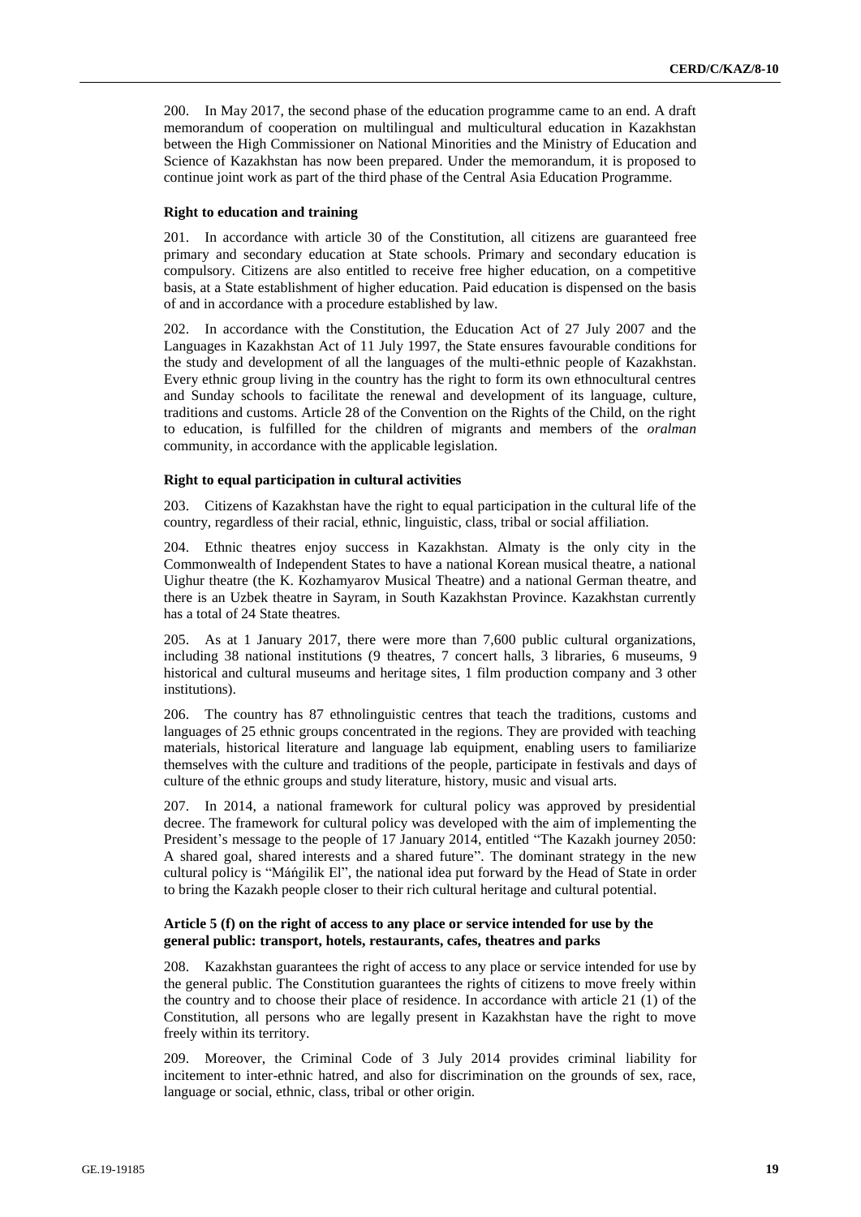200. In May 2017, the second phase of the education programme came to an end. A draft memorandum of cooperation on multilingual and multicultural education in Kazakhstan between the High Commissioner on National Minorities and the Ministry of Education and Science of Kazakhstan has now been prepared. Under the memorandum, it is proposed to continue joint work as part of the third phase of the Central Asia Education Programme.

### Right to education and training

201. In accordance with article 30 of the Constitution, all citizens are guaranteed free primary and secondary education at State schools. Primary and secondary education is compulsory. Citizens are also entitled to receive free higher education, on a competitive basis, at a State establishment of higher education. Paid education is dispensed on the basis of and in accordance with a procedure established by law.

202. In accordance with the Constitution, the Education Act of 27 July 2007 and the Languages in Kazakhstan Act of 11 July 1997, the State ensures favourable conditions for the study and development of all the languages of the multi-ethnic people of Kazakhstan. Every ethnic group living in the country has the right to form its own ethnocultural centres and Sunday schools to facilitate the renewal and development of its language, culture, traditions and customs. Article 28 of the Convention on the Rights of the Child, on the right to education, is fulfilled for the children of migrants and members of the *oralman* community, in accordance with the applicable legislation.

### Right to equal participation in cultural activities

203. Citizens of Kazakhstan have the right to equal participation in the cultural life of the country, regardless of their racial, ethnic, linguistic, class, tribal or social affiliation.

204. Ethnic theatres enjoy success in Kazakhstan. Almaty is the only city in the Commonwealth of Independent States to have a national Korean musical theatre, a national Uighur theatre (the K. Kozhamyarov Musical Theatre) and a national German theatre, and there is an Uzbek theatre in Sayram, in South Kazakhstan Province. Kazakhstan currently has a total of 24 State theatres.

205. As at 1 January 2017, there were more than 7,600 public cultural organizations, including 38 national institutions (9 theatres, 7 concert halls, 3 libraries, 6 museums, 9 historical and cultural museums and heritage sites, 1 film production company and 3 other institutions).

206. The country has 87 ethnolinguistic centres that teach the traditions, customs and languages of 25 ethnic groups concentrated in the regions. They are provided with teaching materials, historical literature and language lab equipment, enabling users to familiarize themselves with the culture and traditions of the people, participate in festivals and days of culture of the ethnic groups and study literature, history, music and visual arts.

207. In 2014, a national framework for cultural policy was approved by presidential decree. The framework for cultural policy was developed with the aim of implementing the President's message to the people of 17 January 2014, entitled "The Kazakh journey 2050: A shared goal, shared interests and a shared future". The dominant strategy in the new cultural policy is "Máńgilik El", the national idea put forward by the Head of State in order to bring the Kazakh people closer to their rich cultural heritage and cultural potential.

### Article 5 (f) on the right of access to any place or service intended for use by the general public: transport, hotels, restaurants, cafes, theatres and parks

208. Kazakhstan guarantees the right of access to any place or service intended for use by the general public. The Constitution guarantees the rights of citizens to move freely within the country and to choose their place of residence. In accordance with article 21 (1) of the Constitution, all persons who are legally present in Kazakhstan have the right to move freely within its territory.

209. Moreover, the Criminal Code of 3 July 2014 provides criminal liability for incitement to inter-ethnic hatred, and also for discrimination on the grounds of sex, race, language or social, ethnic, class, tribal or other origin.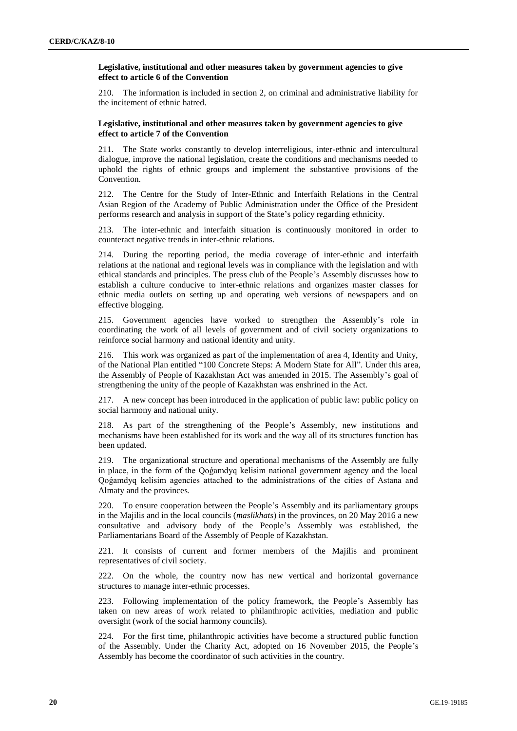**Legislative, institutional and other measures taken by government agencies to give effect to article 6 of the Convention**

210. The information is included in section 2, on criminal and administrative liability for the incitement of ethnic hatred.

**Legislative, institutional and other measures taken by government agencies to give effect to article 7 of the Convention**

211. The State works constantly to develop interreligious, inter-ethnic and intercultural dialogue, improve the national legislation, create the conditions and mechanisms needed to uphold the rights of ethnic groups and implement the substantive provisions of the Convention.

212. The Centre for the Study of Inter-Ethnic and Interfaith Relations in the Central Asian Region of the Academy of Public Administration under the Office of the President performs research and analysis in support of the State's policy regarding ethnicity.

213. The inter-ethnic and interfaith situation is continuously monitored in order to counteract negative trends in inter-ethnic relations.

214. During the reporting period, the media coverage of inter-ethnic and interfaith relations at the national and regional levels was in compliance with the legislation and with ethical standards and principles. The press club of the People's Assembly discusses how to establish a culture conducive to inter-ethnic relations and organizes master classes for ethnic media outlets on setting up and operating web versions of newspapers and on effective blogging.

215. Government agencies have worked to strengthen the Assembly's role in coordinating the work of all levels of government and of civil society organizations to reinforce social harmony and national identity and unity.

216. This work was organized as part of the implementation of area 4, Identity and Unity, of the National Plan entitled "100 Concrete Steps: A Modern State for All". Under this area, the Assembly of People of Kazakhstan Act was amended in 2015. The Assembly's goal of strengthening the unity of the people of Kazakhstan was enshrined in the Act.

217. A new concept has been introduced in the application of public law: public policy on social harmony and national unity.

218. As part of the strengthening of the People's Assembly, new institutions and mechanisms have been established for its work and the way all of its structures function has been updated.

219. The organizational structure and operational mechanisms of the Assembly are fully in place, in the form of the Qoǵamdyq kelisim national government agency and the local Qoǵamdyq kelisim agencies attached to the administrations of the cities of Astana and Almaty and the provinces.

220. To ensure cooperation between the People's Assembly and its parliamentary groups in the Majilis and in the local councils (*maslikhats*) in the provinces, on 20 May 2016 a new consultative and advisory body of the People's Assembly was established, the Parliamentarians Board of the Assembly of People of Kazakhstan.

221. It consists of current and former members of the Majilis and prominent representatives of civil society.

222. On the whole, the country now has new vertical and horizontal governance structures to manage inter-ethnic processes.

223. Following implementation of the policy framework, the People's Assembly has taken on new areas of work related to philanthropic activities, mediation and public oversight (work of the social harmony councils).

224. For the first time, philanthropic activities have become a structured public function of the Assembly. Under the Charity Act, adopted on 16 November 2015, the People's Assembly has become the coordinator of such activities in the country.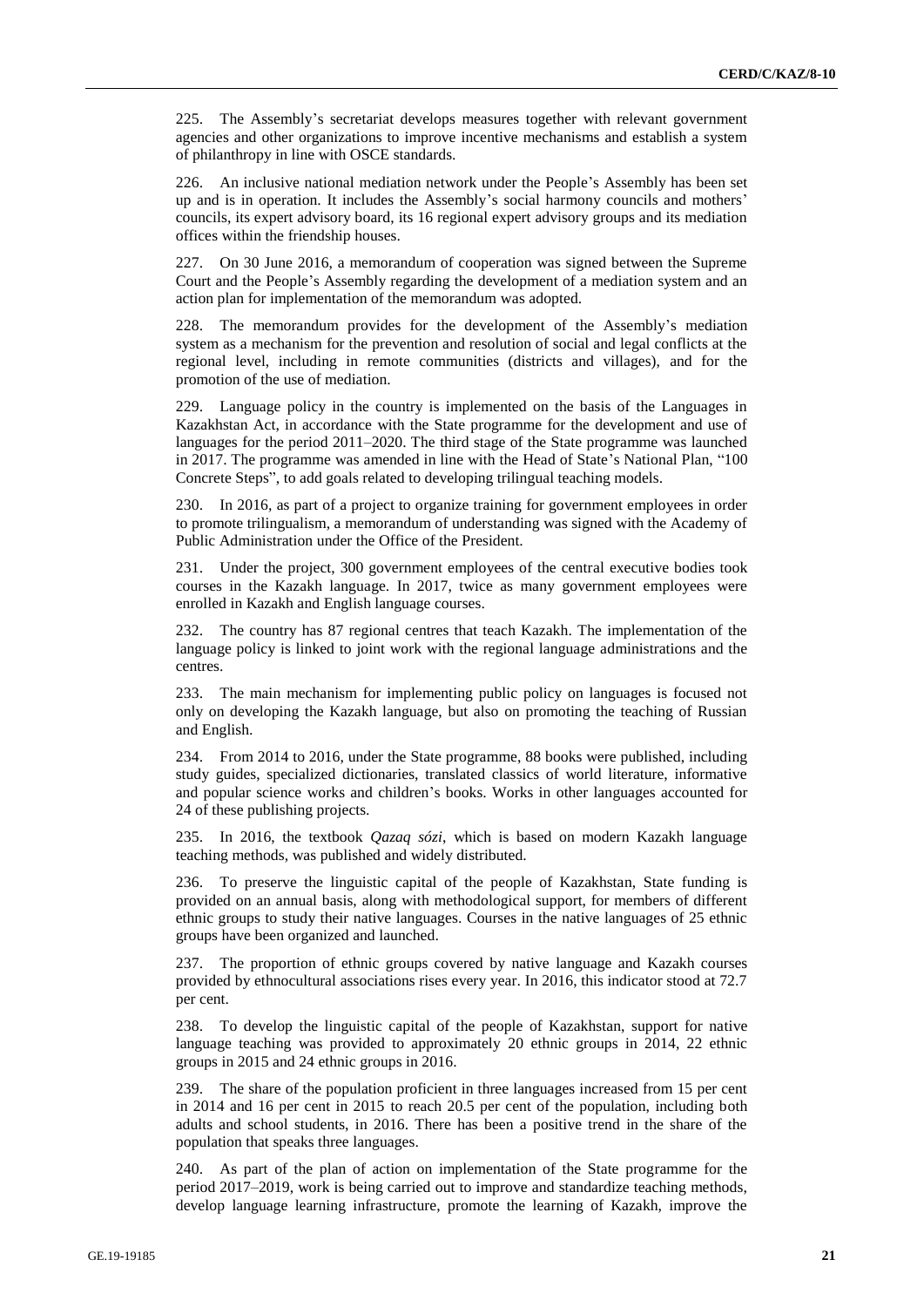225. The Assembly's secretariat develops measures together with relevant government agencies and other organizations to improve incentive mechanisms and establish a system of philanthropy in line with OSCE standards.

226. An inclusive national mediation network under the People's Assembly has been set up and is in operation. It includes the Assembly's social harmony councils and mothers' councils, its expert advisory board, its 16 regional expert advisory groups and its mediation offices within the friendship houses.

227. On 30 June 2016, a memorandum of cooperation was signed between the Supreme Court and the People's Assembly regarding the development of a mediation system and an action plan for implementation of the memorandum was adopted.

228. The memorandum provides for the development of the Assembly's mediation system as a mechanism for the prevention and resolution of social and legal conflicts at the regional level, including in remote communities (districts and villages), and for the promotion of the use of mediation.

229. Language policy in the country is implemented on the basis of the Languages in Kazakhstan Act, in accordance with the State programme for the development and use of languages for the period 2011–2020. The third stage of the State programme was launched in 2017. The programme was amended in line with the Head of State's National Plan, "100 Concrete Steps", to add goals related to developing trilingual teaching models.

230. In 2016, as part of a project to organize training for government employees in order to promote trilingualism, a memorandum of understanding was signed with the Academy of Public Administration under the Office of the President.

231. Under the project, 300 government employees of the central executive bodies took courses in the Kazakh language. In 2017, twice as many government employees were enrolled in Kazakh and English language courses.

232. The country has 87 regional centres that teach Kazakh. The implementation of the language policy is linked to joint work with the regional language administrations and the centres.

233. The main mechanism for implementing public policy on languages is focused not only on developing the Kazakh language, but also on promoting the teaching of Russian and English.

234. From 2014 to 2016, under the State programme, 88 books were published, including study guides, specialized dictionaries, translated classics of world literature, informative and popular science works and children's books. Works in other languages accounted for 24 of these publishing projects.

235. In 2016, the textbook *Qazaq sózi*, which is based on modern Kazakh language teaching methods, was published and widely distributed.

236. To preserve the linguistic capital of the people of Kazakhstan, State funding is provided on an annual basis, along with methodological support, for members of different ethnic groups to study their native languages. Courses in the native languages of 25 ethnic groups have been organized and launched.

237. The proportion of ethnic groups covered by native language and Kazakh courses provided by ethnocultural associations rises every year. In 2016, this indicator stood at 72.7 per cent.

238. To develop the linguistic capital of the people of Kazakhstan, support for native language teaching was provided to approximately 20 ethnic groups in 2014, 22 ethnic groups in 2015 and 24 ethnic groups in 2016.

239. The share of the population proficient in three languages increased from 15 per cent in 2014 and 16 per cent in 2015 to reach 20.5 per cent of the population, including both adults and school students, in 2016. There has been a positive trend in the share of the population that speaks three languages.

240. As part of the plan of action on implementation of the State programme for the period 2017–2019, work is being carried out to improve and standardize teaching methods, develop language learning infrastructure, promote the learning of Kazakh, improve the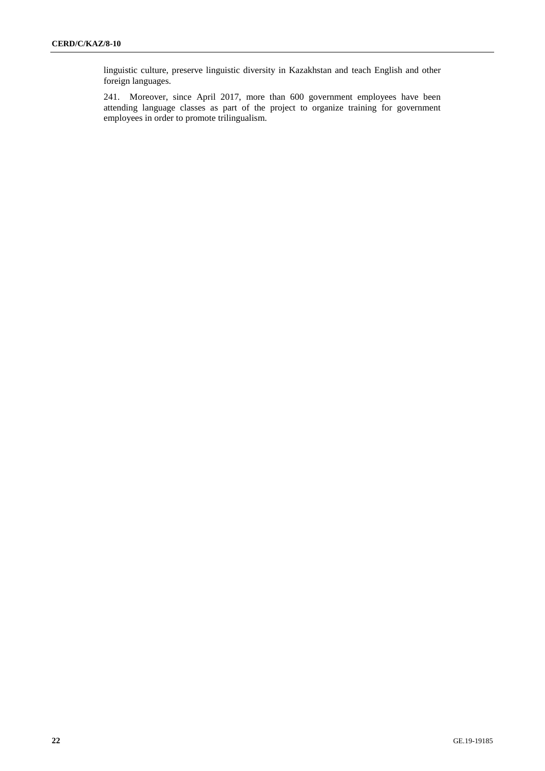linguistic culture, preserve linguistic diversity in Kazakhstan and teach English and other foreign languages.

241. Moreover, since April 2017, more than 600 government employees have been attending language classes as part of the project to organize training for government employees in order to promote trilingualism.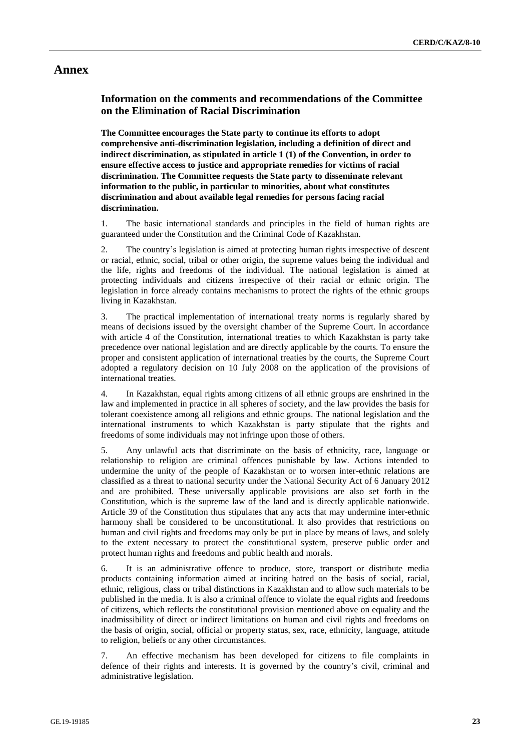# Annex

## Information on the comments and recommendations of the Committee on the Elimination of Racial Discrimination

**The Committee encourages the State party to continue its efforts to adopt comprehensive anti-discrimination legislation, including a definition of direct and indirect discrimination, as stipulated in article 1 (1) of the Convention, in order to ensure effective access to justice and appropriate remedies for victims of racial discrimination. The Committee requests the State party to disseminate relevant information to the public, in particular to minorities, about what constitutes discrimination and about available legal remedies for persons facing racial discrimination.**

1. The basic international standards and principles in the field of human rights are guaranteed under the Constitution and the Criminal Code of Kazakhstan.

2. The country's legislation is aimed at protecting human rights irrespective of descent or racial, ethnic, social, tribal or other origin, the supreme values being the individual and the life, rights and freedoms of the individual. The national legislation is aimed at protecting individuals and citizens irrespective of their racial or ethnic origin. The legislation in force already contains mechanisms to protect the rights of the ethnic groups living in Kazakhstan.

3. The practical implementation of international treaty norms is regularly shared by means of decisions issued by the oversight chamber of the Supreme Court. In accordance with article 4 of the Constitution, international treaties to which Kazakhstan is party take precedence over national legislation and are directly applicable by the courts. To ensure the proper and consistent application of international treaties by the courts, the Supreme Court adopted a regulatory decision on 10 July 2008 on the application of the provisions of international treaties.

4. In Kazakhstan, equal rights among citizens of all ethnic groups are enshrined in the law and implemented in practice in all spheres of society, and the law provides the basis for tolerant coexistence among all religions and ethnic groups. The national legislation and the international instruments to which Kazakhstan is party stipulate that the rights and freedoms of some individuals may not infringe upon those of others.

5. Any unlawful acts that discriminate on the basis of ethnicity, race, language or relationship to religion are criminal offences punishable by law. Actions intended to undermine the unity of the people of Kazakhstan or to worsen inter-ethnic relations are classified as a threat to national security under the National Security Act of 6 January 2012 and are prohibited. These universally applicable provisions are also set forth in the Constitution, which is the supreme law of the land and is directly applicable nationwide. Article 39 of the Constitution thus stipulates that any acts that may undermine inter-ethnic harmony shall be considered to be unconstitutional. It also provides that restrictions on human and civil rights and freedoms may only be put in place by means of laws, and solely to the extent necessary to protect the constitutional system, preserve public order and protect human rights and freedoms and public health and morals.

6. It is an administrative offence to produce, store, transport or distribute media products containing information aimed at inciting hatred on the basis of social, racial, ethnic, religious, class or tribal distinctions in Kazakhstan and to allow such materials to be published in the media. It is also a criminal offence to violate the equal rights and freedoms of citizens, which reflects the constitutional provision mentioned above on equality and the inadmissibility of direct or indirect limitations on human and civil rights and freedoms on the basis of origin, social, official or property status, sex, race, ethnicity, language, attitude to religion, beliefs or any other circumstances.

7. An effective mechanism has been developed for citizens to file complaints in defence of their rights and interests. It is governed by the country's civil, criminal and administrative legislation.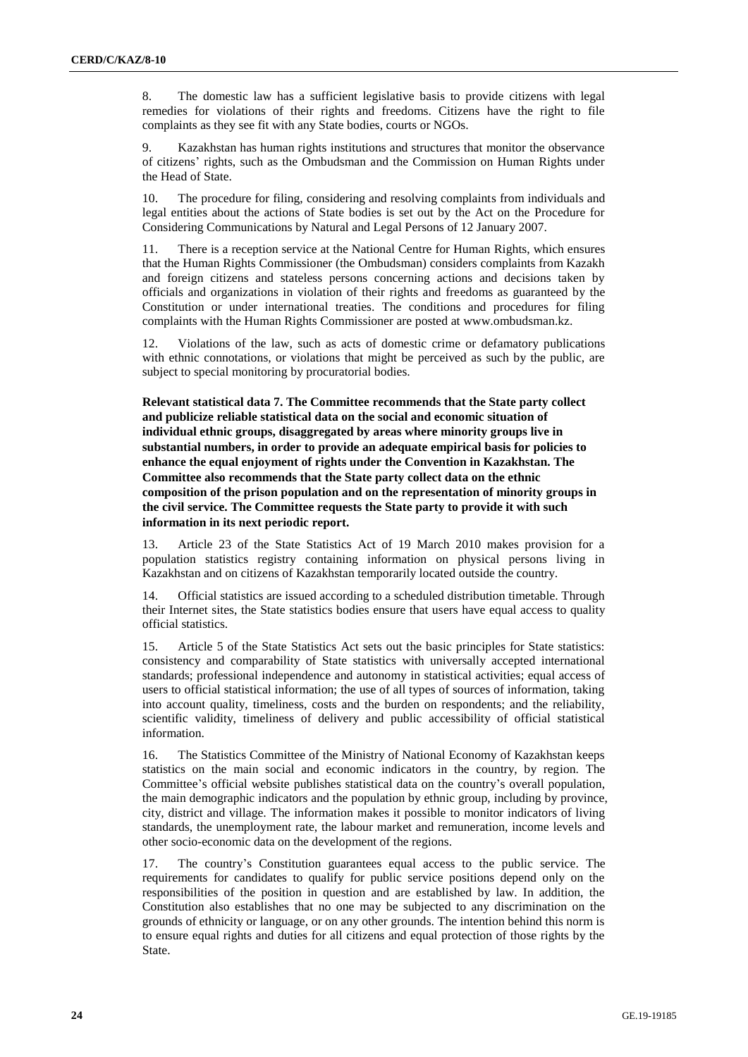8. The domestic law has a sufficient legislative basis to provide citizens with legal remedies for violations of their rights and freedoms. Citizens have the right to file complaints as they see fit with any State bodies, courts or NGOs.

9. Kazakhstan has human rights institutions and structures that monitor the observance of citizens' rights, such as the Ombudsman and the Commission on Human Rights under the Head of State.

10. The procedure for filing, considering and resolving complaints from individuals and legal entities about the actions of State bodies is set out by the Act on the Procedure for Considering Communications by Natural and Legal Persons of 12 January 2007.

11. There is a reception service at the National Centre for Human Rights, which ensures that the Human Rights Commissioner (the Ombudsman) considers complaints from Kazakh and foreign citizens and stateless persons concerning actions and decisions taken by officials and organizations in violation of their rights and freedoms as guaranteed by the Constitution or under international treaties. The conditions and procedures for filing complaints with the Human Rights Commissioner are posted at www.ombudsman.kz.

12. Violations of the law, such as acts of domestic crime or defamatory publications with ethnic connotations, or violations that might be perceived as such by the public, are subject to special monitoring by procuratorial bodies.

**Relevant statistical data 7. The Committee recommends that the State party collect and publicize reliable statistical data on the social and economic situation of individual ethnic groups, disaggregated by areas where minority groups live in substantial numbers, in order to provide an adequate empirical basis for policies to enhance the equal enjoyment of rights under the Convention in Kazakhstan. The Committee also recommends that the State party collect data on the ethnic composition of the prison population and on the representation of minority groups in the civil service. The Committee requests the State party to provide it with such information in its next periodic report.**

13. Article 23 of the State Statistics Act of 19 March 2010 makes provision for a population statistics registry containing information on physical persons living in Kazakhstan and on citizens of Kazakhstan temporarily located outside the country.

14. Official statistics are issued according to a scheduled distribution timetable. Through their Internet sites, the State statistics bodies ensure that users have equal access to quality official statistics.

15. Article 5 of the State Statistics Act sets out the basic principles for State statistics: consistency and comparability of State statistics with universally accepted international standards; professional independence and autonomy in statistical activities; equal access of users to official statistical information; the use of all types of sources of information, taking into account quality, timeliness, costs and the burden on respondents; and the reliability, scientific validity, timeliness of delivery and public accessibility of official statistical information.

16. The Statistics Committee of the Ministry of National Economy of Kazakhstan keeps statistics on the main social and economic indicators in the country, by region. The Committee's official website publishes statistical data on the country's overall population, the main demographic indicators and the population by ethnic group, including by province, city, district and village. The information makes it possible to monitor indicators of living standards, the unemployment rate, the labour market and remuneration, income levels and other socio-economic data on the development of the regions.

17. The country's Constitution guarantees equal access to the public service. The requirements for candidates to qualify for public service positions depend only on the responsibilities of the position in question and are established by law. In addition, the Constitution also establishes that no one may be subjected to any discrimination on the grounds of ethnicity or language, or on any other grounds. The intention behind this norm is to ensure equal rights and duties for all citizens and equal protection of those rights by the State.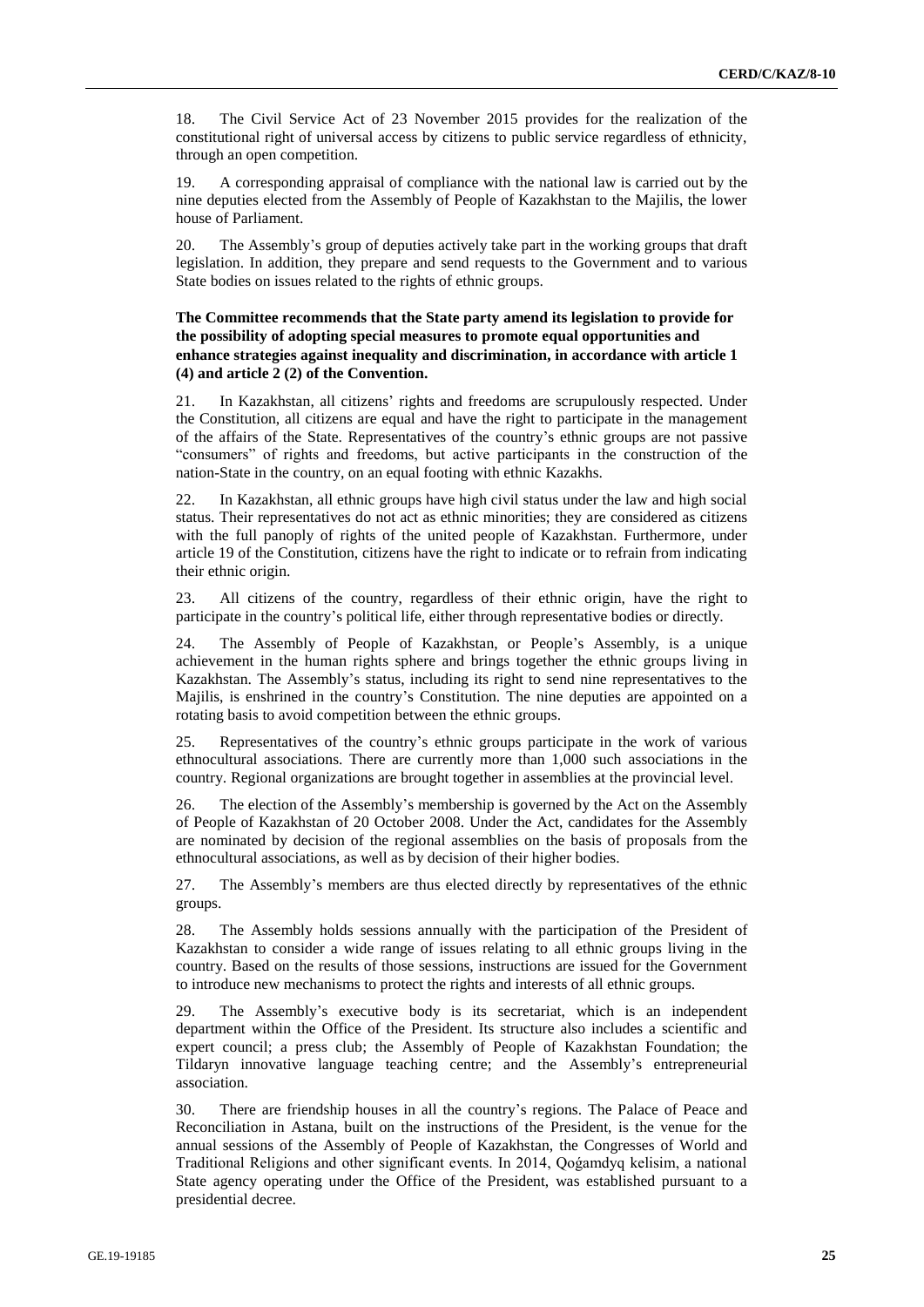18. The Civil Service Act of 23 November 2015 provides for the realization of the constitutional right of universal access by citizens to public service regardless of ethnicity, through an open competition.

19. A corresponding appraisal of compliance with the national law is carried out by the nine deputies elected from the Assembly of People of Kazakhstan to the Majilis, the lower house of Parliament.

20. The Assembly's group of deputies actively take part in the working groups that draft legislation. In addition, they prepare and send requests to the Government and to various State bodies on issues related to the rights of ethnic groups.

**The Committee recommends that the State party amend its legislation to provide for the possibility of adopting special measures to promote equal opportunities and enhance strategies against inequality and discrimination, in accordance with article 1 (4) and article 2 (2) of the Convention.**

21. In Kazakhstan, all citizens' rights and freedoms are scrupulously respected. Under the Constitution, all citizens are equal and have the right to participate in the management of the affairs of the State. Representatives of the country's ethnic groups are not passive "consumers" of rights and freedoms, but active participants in the construction of the nation-State in the country, on an equal footing with ethnic Kazakhs.

22. In Kazakhstan, all ethnic groups have high civil status under the law and high social status. Their representatives do not act as ethnic minorities; they are considered as citizens with the full panoply of rights of the united people of Kazakhstan. Furthermore, under article 19 of the Constitution, citizens have the right to indicate or to refrain from indicating their ethnic origin.

23. All citizens of the country, regardless of their ethnic origin, have the right to participate in the country's political life, either through representative bodies or directly.

24. The Assembly of People of Kazakhstan, or People's Assembly, is a unique achievement in the human rights sphere and brings together the ethnic groups living in Kazakhstan. The Assembly's status, including its right to send nine representatives to the Majilis, is enshrined in the country's Constitution. The nine deputies are appointed on a rotating basis to avoid competition between the ethnic groups.

25. Representatives of the country's ethnic groups participate in the work of various ethnocultural associations. There are currently more than 1,000 such associations in the country. Regional organizations are brought together in assemblies at the provincial level.

26. The election of the Assembly's membership is governed by the Act on the Assembly of People of Kazakhstan of 20 October 2008. Under the Act, candidates for the Assembly are nominated by decision of the regional assemblies on the basis of proposals from the ethnocultural associations, as well as by decision of their higher bodies.

27. The Assembly's members are thus elected directly by representatives of the ethnic groups.

28. The Assembly holds sessions annually with the participation of the President of Kazakhstan to consider a wide range of issues relating to all ethnic groups living in the country. Based on the results of those sessions, instructions are issued for the Government to introduce new mechanisms to protect the rights and interests of all ethnic groups.

29. The Assembly's executive body is its secretariat, which is an independent department within the Office of the President. Its structure also includes a scientific and expert council; a press club; the Assembly of People of Kazakhstan Foundation; the Tildaryn innovative language teaching centre; and the Assembly's entrepreneurial association.

30. There are friendship houses in all the country's regions. The Palace of Peace and Reconciliation in Astana, built on the instructions of the President, is the venue for the annual sessions of the Assembly of People of Kazakhstan, the Congresses of World and Traditional Religions and other significant events. In 2014, Qoǵamdyq kelisim, a national State agency operating under the Office of the President, was established pursuant to a presidential decree.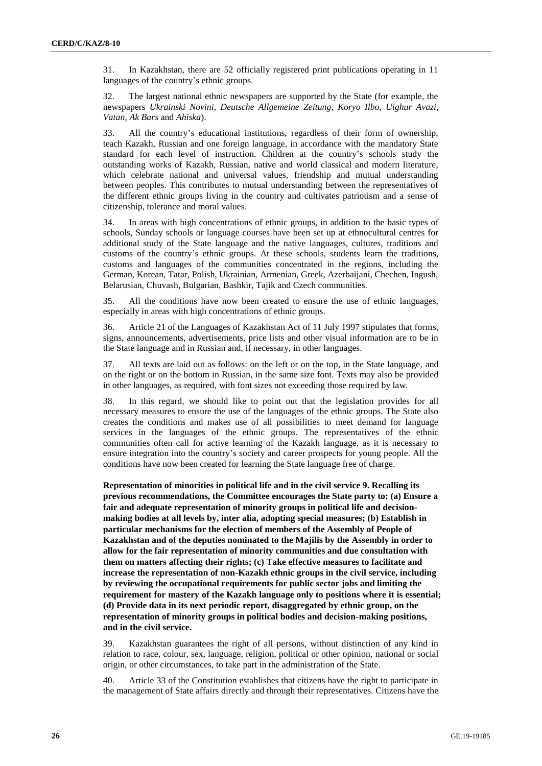31. In Kazakhstan, there are 52 officially registered print publications operating in 11 languages of the country's ethnic groups.

32. The largest national ethnic newspapers are supported by the State (for example, the newspapers *Ukrainski Novini*, *Deutsche Allgemeine Zeitung*, *Koryo Ilbo*, *Uighur Avazi*, *Vatan*, *Ak Bars* and *Ahiska*).

33. All the country's educational institutions, regardless of their form of ownership, teach Kazakh, Russian and one foreign language, in accordance with the mandatory State standard for each level of instruction. Children at the country's schools study the outstanding works of Kazakh, Russian, native and world classical and modern literature, which celebrate national and universal values, friendship and mutual understanding between peoples. This contributes to mutual understanding between the representatives of the different ethnic groups living in the country and cultivates patriotism and a sense of citizenship, tolerance and moral values.

34. In areas with high concentrations of ethnic groups, in addition to the basic types of schools, Sunday schools or language courses have been set up at ethnocultural centres for additional study of the State language and the native languages, cultures, traditions and customs of the country's ethnic groups. At these schools, students learn the traditions, customs and languages of the communities concentrated in the regions, including the German, Korean, Tatar, Polish, Ukrainian, Armenian, Greek, Azerbaijani, Chechen, Ingush, Belarusian, Chuvash, Bulgarian, Bashkir, Tajik and Czech communities.

35. All the conditions have now been created to ensure the use of ethnic languages, especially in areas with high concentrations of ethnic groups.

36. Article 21 of the Languages of Kazakhstan Act of 11 July 1997 stipulates that forms, signs, announcements, advertisements, price lists and other visual information are to be in the State language and in Russian and, if necessary, in other languages.

37. All texts are laid out as follows: on the left or on the top, in the State language, and on the right or on the bottom in Russian, in the same size font. Texts may also be provided in other languages, as required, with font sizes not exceeding those required by law.

38. In this regard, we should like to point out that the legislation provides for all necessary measures to ensure the use of the languages of the ethnic groups. The State also creates the conditions and makes use of all possibilities to meet demand for language services in the languages of the ethnic groups. The representatives of the ethnic communities often call for active learning of the Kazakh language, as it is necessary to ensure integration into the country's society and career prospects for young people. All the conditions have now been created for learning the State language free of charge.

**Representation of minorities in political life and in the civil service 9. Recalling its previous recommendations, the Committee encourages the State party to: (a) Ensure a fair and adequate representation of minority groups in political life and decision-making bodies at all levels by, inter alia, adopting special measures; (b) Establish in particular mechanisms for the election of members of the Assembly of People of Kazakhstan and of the deputies nominated to the Majilis by the Assembly in order to allow for the fair representation of minority communities and due consultation with them on matters affecting their rights; (c) Take effective measures to facilitate and increase the representation of non-Kazakh ethnic groups in the civil service, including by reviewing the occupational requirements for public sector jobs and limiting the requirement for mastery of the Kazakh language only to positions where it is essential; (d) Provide data in its next periodic report, disaggregated by ethnic group, on the representation of minority groups in political bodies and decision-making positions, and in the civil service.**

39. Kazakhstan guarantees the right of all persons, without distinction of any kind in relation to race, colour, sex, language, religion, political or other opinion, national or social origin, or other circumstances, to take part in the administration of the State.

40. Article 33 of the Constitution establishes that citizens have the right to participate in the management of State affairs directly and through their representatives. Citizens have the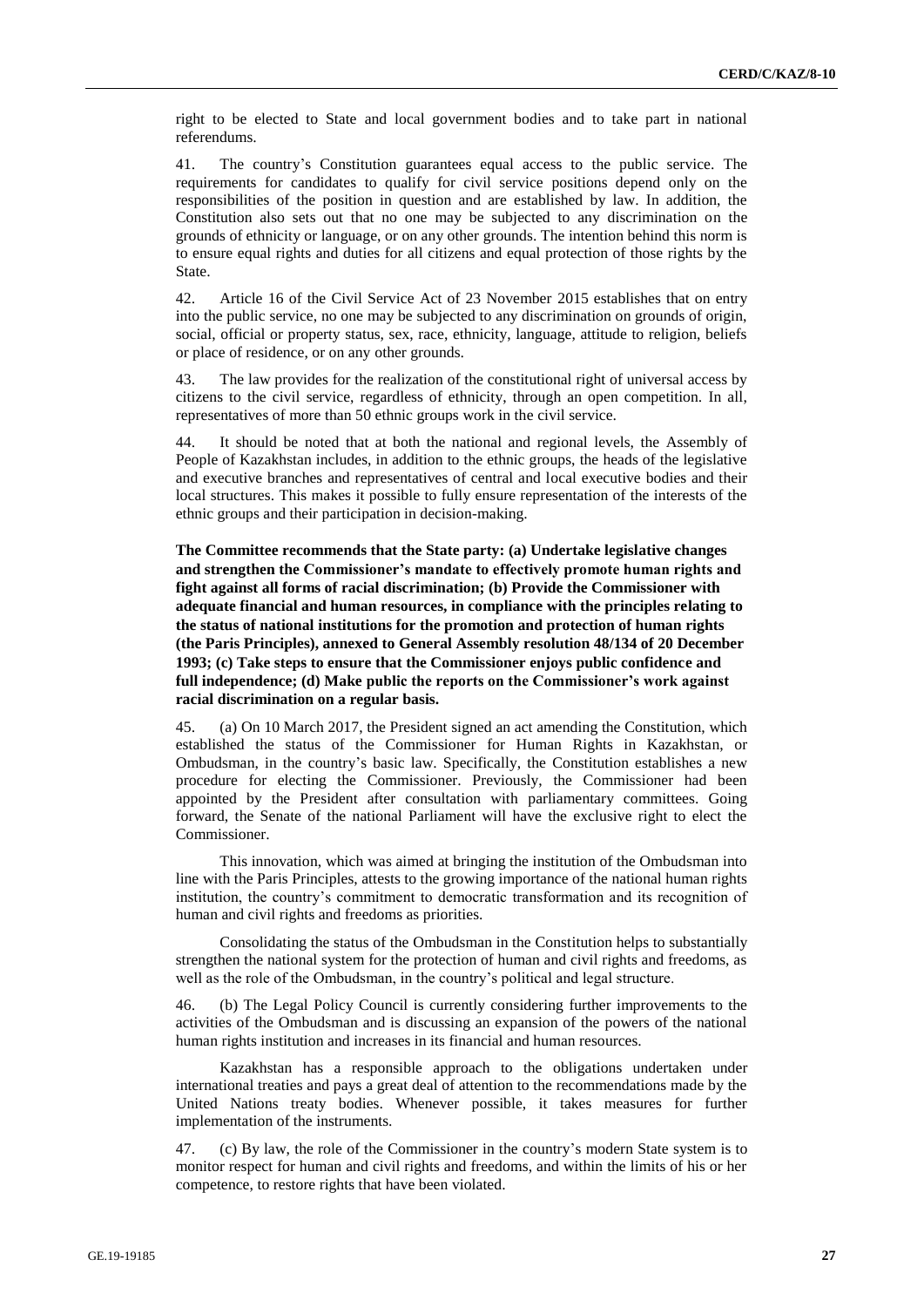right to be elected to State and local government bodies and to take part in national referendums.

41. The country's Constitution guarantees equal access to the public service. The requirements for candidates to qualify for civil service positions depend only on the responsibilities of the position in question and are established by law. In addition, the Constitution also sets out that no one may be subjected to any discrimination on the grounds of ethnicity or language, or on any other grounds. The intention behind this norm is to ensure equal rights and duties for all citizens and equal protection of those rights by the State.

42. Article 16 of the Civil Service Act of 23 November 2015 establishes that on entry into the public service, no one may be subjected to any discrimination on grounds of origin, social, official or property status, sex, race, ethnicity, language, attitude to religion, beliefs or place of residence, or on any other grounds.

43. The law provides for the realization of the constitutional right of universal access by citizens to the civil service, regardless of ethnicity, through an open competition. In all, representatives of more than 50 ethnic groups work in the civil service.

44. It should be noted that at both the national and regional levels, the Assembly of People of Kazakhstan includes, in addition to the ethnic groups, the heads of the legislative and executive branches and representatives of central and local executive bodies and their local structures. This makes it possible to fully ensure representation of the interests of the ethnic groups and their participation in decision-making.

**The Committee recommends that the State party: (a) Undertake legislative changes and strengthen the Commissioner's mandate to effectively promote human rights and fight against all forms of racial discrimination; (b) Provide the Commissioner with adequate financial and human resources, in compliance with the principles relating to the status of national institutions for the promotion and protection of human rights (the Paris Principles), annexed to General Assembly resolution 48/134 of 20 December 1993; (c) Take steps to ensure that the Commissioner enjoys public confidence and full independence; (d) Make public the reports on the Commissioner's work against racial discrimination on a regular basis.**

45. (a) On 10 March 2017, the President signed an act amending the Constitution, which established the status of the Commissioner for Human Rights in Kazakhstan, or Ombudsman, in the country's basic law. Specifically, the Constitution establishes a new procedure for electing the Commissioner. Previously, the Commissioner had been appointed by the President after consultation with parliamentary committees. Going forward, the Senate of the national Parliament will have the exclusive right to elect the Commissioner.

This innovation, which was aimed at bringing the institution of the Ombudsman into line with the Paris Principles, attests to the growing importance of the national human rights institution, the country's commitment to democratic transformation and its recognition of human and civil rights and freedoms as priorities.

Consolidating the status of the Ombudsman in the Constitution helps to substantially strengthen the national system for the protection of human and civil rights and freedoms, as well as the role of the Ombudsman, in the country's political and legal structure.

46. (b) The Legal Policy Council is currently considering further improvements to the activities of the Ombudsman and is discussing an expansion of the powers of the national human rights institution and increases in its financial and human resources.

Kazakhstan has a responsible approach to the obligations undertaken under international treaties and pays a great deal of attention to the recommendations made by the United Nations treaty bodies. Whenever possible, it takes measures for further implementation of the instruments.

47. (c) By law, the role of the Commissioner in the country's modern State system is to monitor respect for human and civil rights and freedoms, and within the limits of his or her competence, to restore rights that have been violated.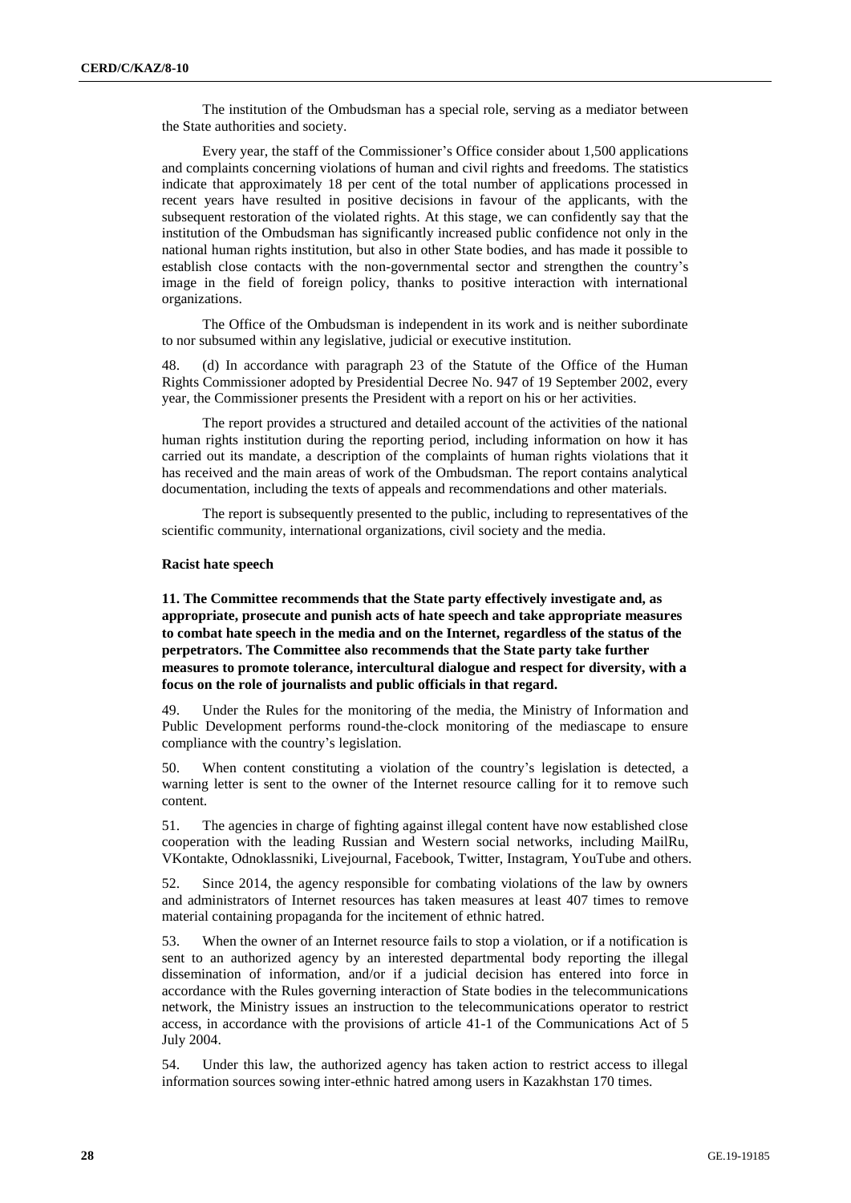The institution of the Ombudsman has a special role, serving as a mediator between the State authorities and society.

Every year, the staff of the Commissioner's Office consider about 1,500 applications and complaints concerning violations of human and civil rights and freedoms. The statistics indicate that approximately 18 per cent of the total number of applications processed in recent years have resulted in positive decisions in favour of the applicants, with the subsequent restoration of the violated rights. At this stage, we can confidently say that the institution of the Ombudsman has significantly increased public confidence not only in the national human rights institution, but also in other State bodies, and has made it possible to establish close contacts with the non-governmental sector and strengthen the country's image in the field of foreign policy, thanks to positive interaction with international organizations.

The Office of the Ombudsman is independent in its work and is neither subordinate to nor subsumed within any legislative, judicial or executive institution.

48. (d) In accordance with paragraph 23 of the Statute of the Office of the Human Rights Commissioner adopted by Presidential Decree No. 947 of 19 September 2002, every year, the Commissioner presents the President with a report on his or her activities.

The report provides a structured and detailed account of the activities of the national human rights institution during the reporting period, including information on how it has carried out its mandate, a description of the complaints of human rights violations that it has received and the main areas of work of the Ombudsman. The report contains analytical documentation, including the texts of appeals and recommendations and other materials.

The report is subsequently presented to the public, including to representatives of the scientific community, international organizations, civil society and the media.

#### Racist hate speech

**11. The Committee recommends that the State party effectively investigate and, as appropriate, prosecute and punish acts of hate speech and take appropriate measures to combat hate speech in the media and on the Internet, regardless of the status of the perpetrators. The Committee also recommends that the State party take further measures to promote tolerance, intercultural dialogue and respect for diversity, with a focus on the role of journalists and public officials in that regard.**

49. Under the Rules for the monitoring of the media, the Ministry of Information and Public Development performs round-the-clock monitoring of the mediascape to ensure compliance with the country's legislation.

50. When content constituting a violation of the country's legislation is detected, a warning letter is sent to the owner of the Internet resource calling for it to remove such content.

51. The agencies in charge of fighting against illegal content have now established close cooperation with the leading Russian and Western social networks, including MailRu, VKontakte, Odnoklassniki, Livejournal, Facebook, Twitter, Instagram, YouTube and others.

52. Since 2014, the agency responsible for combating violations of the law by owners and administrators of Internet resources has taken measures at least 407 times to remove material containing propaganda for the incitement of ethnic hatred.

53. When the owner of an Internet resource fails to stop a violation, or if a notification is sent to an authorized agency by an interested departmental body reporting the illegal dissemination of information, and/or if a judicial decision has entered into force in accordance with the Rules governing interaction of State bodies in the telecommunications network, the Ministry issues an instruction to the telecommunications operator to restrict access, in accordance with the provisions of article 41-1 of the Communications Act of 5 July 2004.

54. Under this law, the authorized agency has taken action to restrict access to illegal information sources sowing inter-ethnic hatred among users in Kazakhstan 170 times.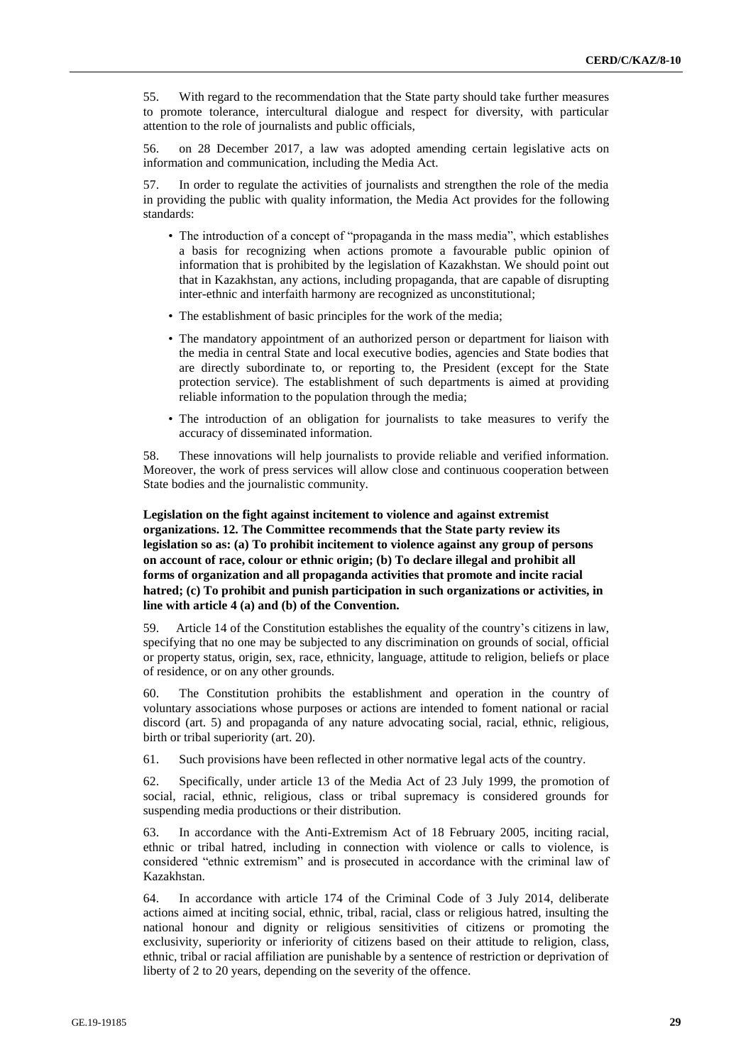55. With regard to the recommendation that the State party should take further measures to promote tolerance, intercultural dialogue and respect for diversity, with particular attention to the role of journalists and public officials,

56. on 28 December 2017, a law was adopted amending certain legislative acts on information and communication, including the Media Act.

57. In order to regulate the activities of journalists and strengthen the role of the media in providing the public with quality information, the Media Act provides for the following standards:

- The introduction of a concept of "propaganda in the mass media", which establishes a basis for recognizing when actions promote a favourable public opinion of information that is prohibited by the legislation of Kazakhstan. We should point out that in Kazakhstan, any actions, including propaganda, that are capable of disrupting inter-ethnic and interfaith harmony are recognized as unconstitutional;
- The establishment of basic principles for the work of the media;
- The mandatory appointment of an authorized person or department for liaison with the media in central State and local executive bodies, agencies and State bodies that are directly subordinate to, or reporting to, the President (except for the State protection service). The establishment of such departments is aimed at providing reliable information to the population through the media;
- The introduction of an obligation for journalists to take measures to verify the accuracy of disseminated information.

58. These innovations will help journalists to provide reliable and verified information. Moreover, the work of press services will allow close and continuous cooperation between State bodies and the journalistic community.

**Legislation on the fight against incitement to violence and against extremist organizations. 12. The Committee recommends that the State party review its legislation so as: (a) To prohibit incitement to violence against any group of persons on account of race, colour or ethnic origin; (b) To declare illegal and prohibit all forms of organization and all propaganda activities that promote and incite racial hatred; (c) To prohibit and punish participation in such organizations or activities, in line with article 4 (a) and (b) of the Convention.**

59. Article 14 of the Constitution establishes the equality of the country's citizens in law, specifying that no one may be subjected to any discrimination on grounds of social, official or property status, origin, sex, race, ethnicity, language, attitude to religion, beliefs or place of residence, or on any other grounds.

60. The Constitution prohibits the establishment and operation in the country of voluntary associations whose purposes or actions are intended to foment national or racial discord (art. 5) and propaganda of any nature advocating social, racial, ethnic, religious, birth or tribal superiority (art. 20).

61. Such provisions have been reflected in other normative legal acts of the country.

62. Specifically, under article 13 of the Media Act of 23 July 1999, the promotion of social, racial, ethnic, religious, class or tribal supremacy is considered grounds for suspending media productions or their distribution.

63. In accordance with the Anti-Extremism Act of 18 February 2005, inciting racial, ethnic or tribal hatred, including in connection with violence or calls to violence, is considered "ethnic extremism" and is prosecuted in accordance with the criminal law of Kazakhstan.

64. In accordance with article 174 of the Criminal Code of 3 July 2014, deliberate actions aimed at inciting social, ethnic, tribal, racial, class or religious hatred, insulting the national honour and dignity or religious sensitivities of citizens or promoting the exclusivity, superiority or inferiority of citizens based on their attitude to religion, class, ethnic, tribal or racial affiliation are punishable by a sentence of restriction or deprivation of liberty of 2 to 20 years, depending on the severity of the offence.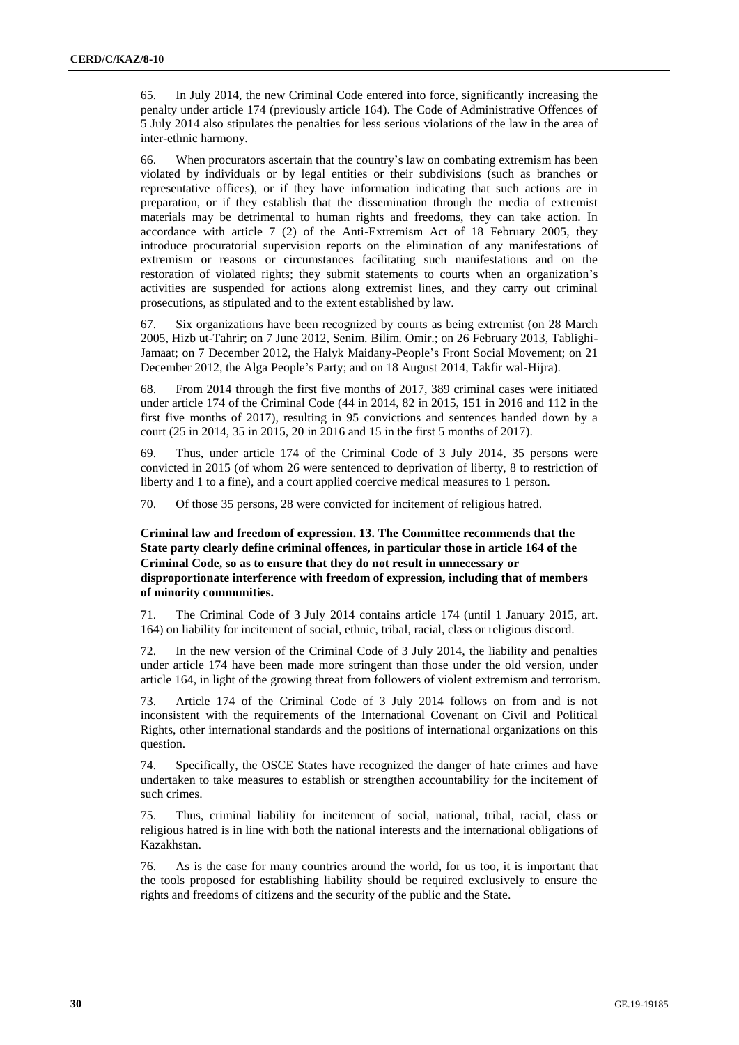65. In July 2014, the new Criminal Code entered into force, significantly increasing the penalty under article 174 (previously article 164). The Code of Administrative Offences of 5 July 2014 also stipulates the penalties for less serious violations of the law in the area of inter-ethnic harmony.

66. When procurators ascertain that the country's law on combating extremism has been violated by individuals or by legal entities or their subdivisions (such as branches or representative offices), or if they have information indicating that such actions are in preparation, or if they establish that the dissemination through the media of extremist materials may be detrimental to human rights and freedoms, they can take action. In accordance with article 7 (2) of the Anti-Extremism Act of 18 February 2005, they introduce procuratorial supervision reports on the elimination of any manifestations of extremism or reasons or circumstances facilitating such manifestations and on the restoration of violated rights; they submit statements to courts when an organization's activities are suspended for actions along extremist lines, and they carry out criminal prosecutions, as stipulated and to the extent established by law.

67. Six organizations have been recognized by courts as being extremist (on 28 March 2005, Hizb ut-Tahrir; on 7 June 2012, Senim. Bilim. Omir.; on 26 February 2013, Tablighi-Jamaat; on 7 December 2012, the Halyk Maidany-People's Front Social Movement; on 21 December 2012, the Alga People's Party; and on 18 August 2014, Takfir wal-Hijra).

68. From 2014 through the first five months of 2017, 389 criminal cases were initiated under article 174 of the Criminal Code (44 in 2014, 82 in 2015, 151 in 2016 and 112 in the first five months of 2017), resulting in 95 convictions and sentences handed down by a court (25 in 2014, 35 in 2015, 20 in 2016 and 15 in the first 5 months of 2017).

69. Thus, under article 174 of the Criminal Code of 3 July 2014, 35 persons were convicted in 2015 (of whom 26 were sentenced to deprivation of liberty, 8 to restriction of liberty and 1 to a fine), and a court applied coercive medical measures to 1 person.

70. Of those 35 persons, 28 were convicted for incitement of religious hatred.

**Criminal law and freedom of expression. 13. The Committee recommends that the State party clearly define criminal offences, in particular those in article 164 of the Criminal Code, so as to ensure that they do not result in unnecessary or disproportionate interference with freedom of expression, including that of members of minority communities.**

71. The Criminal Code of 3 July 2014 contains article 174 (until 1 January 2015, art. 164) on liability for incitement of social, ethnic, tribal, racial, class or religious discord.

72. In the new version of the Criminal Code of 3 July 2014, the liability and penalties under article 174 have been made more stringent than those under the old version, under article 164, in light of the growing threat from followers of violent extremism and terrorism.

73. Article 174 of the Criminal Code of 3 July 2014 follows on from and is not inconsistent with the requirements of the International Covenant on Civil and Political Rights, other international standards and the positions of international organizations on this question.

74. Specifically, the OSCE States have recognized the danger of hate crimes and have undertaken to take measures to establish or strengthen accountability for the incitement of such crimes.

75. Thus, criminal liability for incitement of social, national, tribal, racial, class or religious hatred is in line with both the national interests and the international obligations of Kazakhstan.

76. As is the case for many countries around the world, for us too, it is important that the tools proposed for establishing liability should be required exclusively to ensure the rights and freedoms of citizens and the security of the public and the State.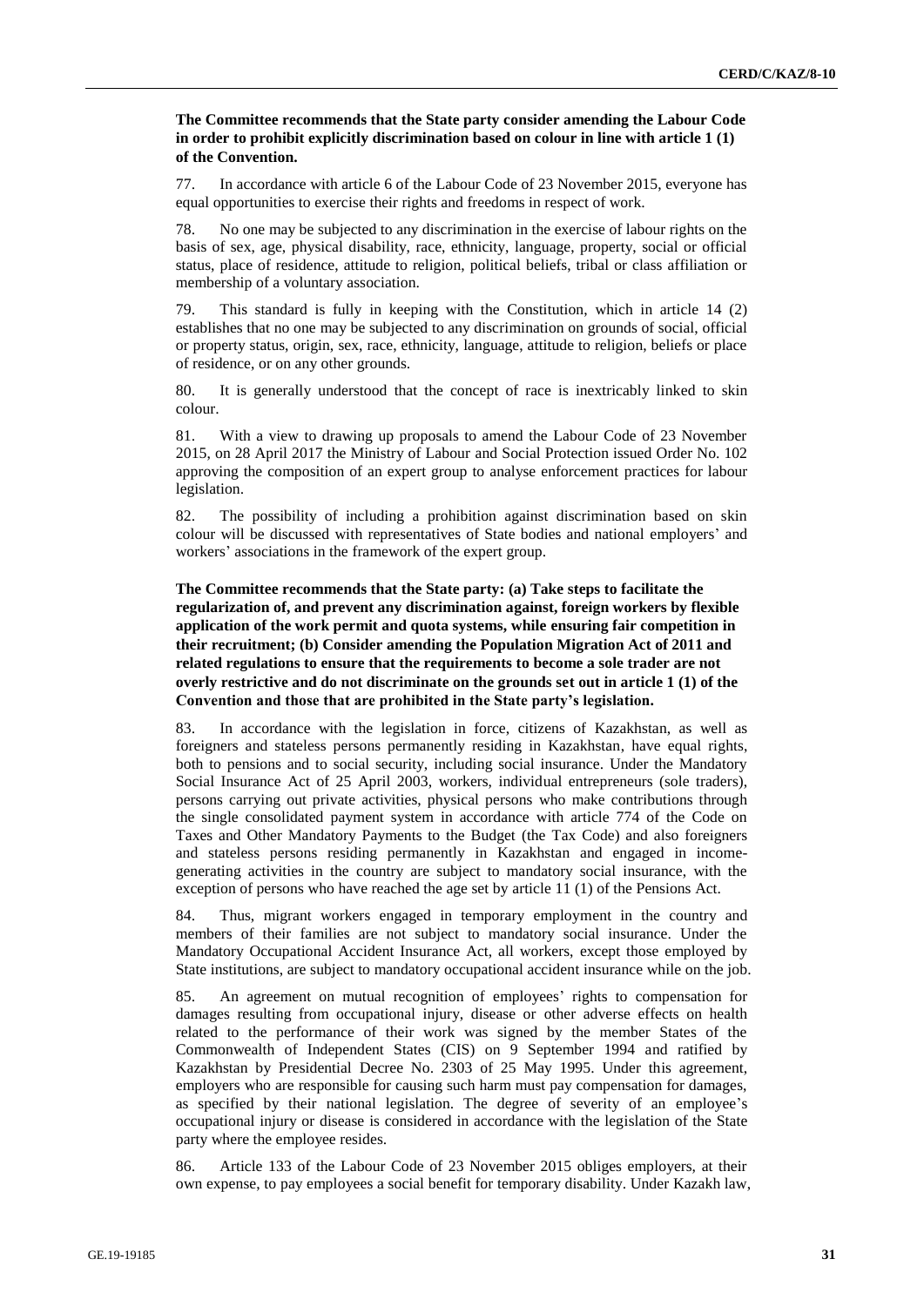**The Committee recommends that the State party consider amending the Labour Code in order to prohibit explicitly discrimination based on colour in line with article 1 (1) of the Convention.**

77. In accordance with article 6 of the Labour Code of 23 November 2015, everyone has equal opportunities to exercise their rights and freedoms in respect of work.

78. No one may be subjected to any discrimination in the exercise of labour rights on the basis of sex, age, physical disability, race, ethnicity, language, property, social or official status, place of residence, attitude to religion, political beliefs, tribal or class affiliation or membership of a voluntary association.

79. This standard is fully in keeping with the Constitution, which in article 14 (2) establishes that no one may be subjected to any discrimination on grounds of social, official or property status, origin, sex, race, ethnicity, language, attitude to religion, beliefs or place of residence, or on any other grounds.

80. It is generally understood that the concept of race is inextricably linked to skin colour.

81. With a view to drawing up proposals to amend the Labour Code of 23 November 2015, on 28 April 2017 the Ministry of Labour and Social Protection issued Order No. 102 approving the composition of an expert group to analyse enforcement practices for labour legislation.

82. The possibility of including a prohibition against discrimination based on skin colour will be discussed with representatives of State bodies and national employers' and workers' associations in the framework of the expert group.

**The Committee recommends that the State party: (a) Take steps to facilitate the regularization of, and prevent any discrimination against, foreign workers by flexible application of the work permit and quota systems, while ensuring fair competition in their recruitment; (b) Consider amending the Population Migration Act of 2011 and related regulations to ensure that the requirements to become a sole trader are not overly restrictive and do not discriminate on the grounds set out in article 1 (1) of the Convention and those that are prohibited in the State party's legislation.**

83. In accordance with the legislation in force, citizens of Kazakhstan, as well as foreigners and stateless persons permanently residing in Kazakhstan, have equal rights, both to pensions and to social security, including social insurance. Under the Mandatory Social Insurance Act of 25 April 2003, workers, individual entrepreneurs (sole traders), persons carrying out private activities, physical persons who make contributions through the single consolidated payment system in accordance with article 774 of the Code on Taxes and Other Mandatory Payments to the Budget (the Tax Code) and also foreigners and stateless persons residing permanently in Kazakhstan and engaged in income-generating activities in the country are subject to mandatory social insurance, with the exception of persons who have reached the age set by article 11 (1) of the Pensions Act.

84. Thus, migrant workers engaged in temporary employment in the country and members of their families are not subject to mandatory social insurance. Under the Mandatory Occupational Accident Insurance Act, all workers, except those employed by State institutions, are subject to mandatory occupational accident insurance while on the job.

85. An agreement on mutual recognition of employees' rights to compensation for damages resulting from occupational injury, disease or other adverse effects on health related to the performance of their work was signed by the member States of the Commonwealth of Independent States (CIS) on 9 September 1994 and ratified by Kazakhstan by Presidential Decree No. 2303 of 25 May 1995. Under this agreement, employers who are responsible for causing such harm must pay compensation for damages, as specified by their national legislation. The degree of severity of an employee's occupational injury or disease is considered in accordance with the legislation of the State party where the employee resides.

86. Article 133 of the Labour Code of 23 November 2015 obliges employers, at their own expense, to pay employees a social benefit for temporary disability. Under Kazakh law,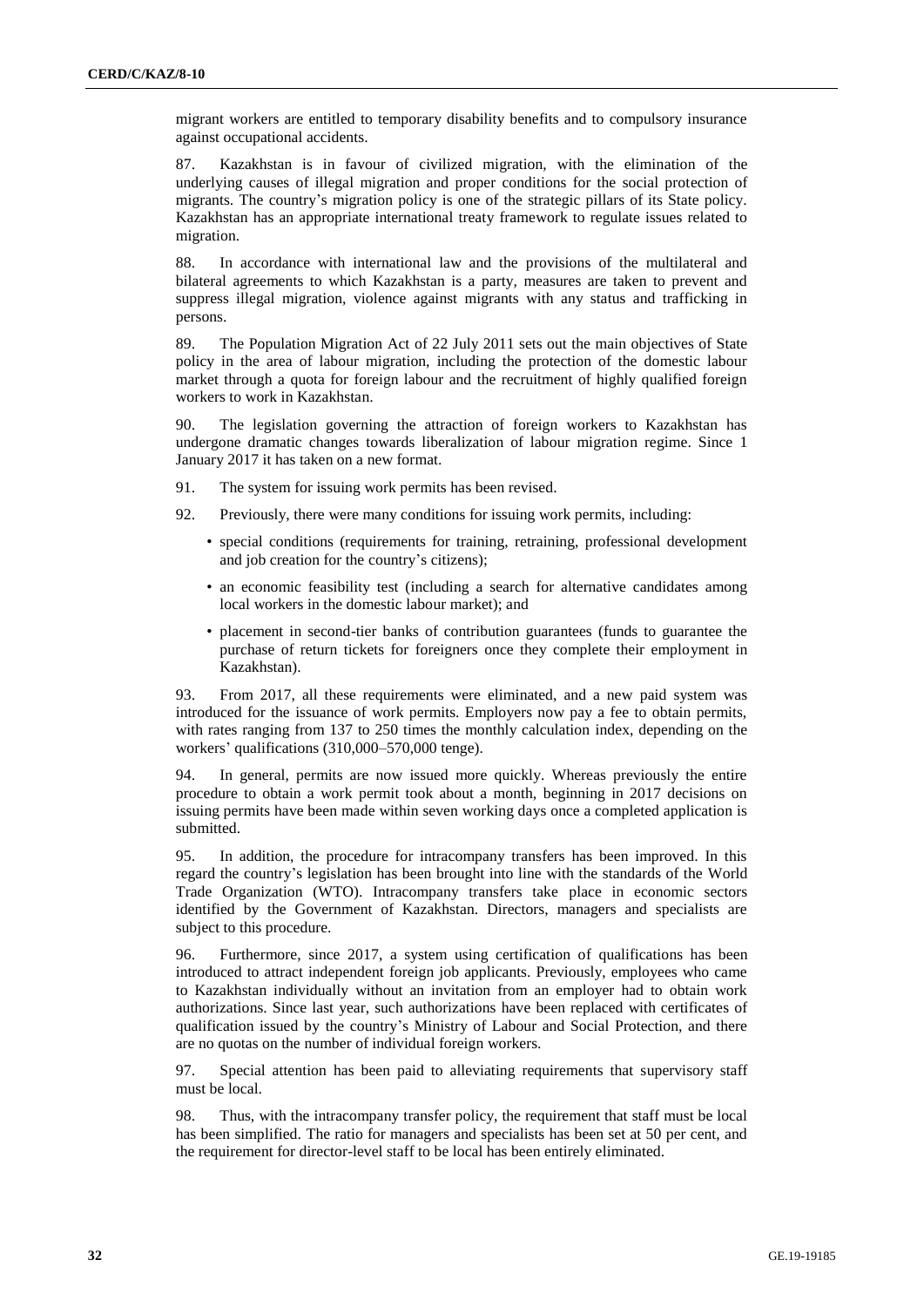migrant workers are entitled to temporary disability benefits and to compulsory insurance against occupational accidents.

87. Kazakhstan is in favour of civilized migration, with the elimination of the underlying causes of illegal migration and proper conditions for the social protection of migrants. The country's migration policy is one of the strategic pillars of its State policy. Kazakhstan has an appropriate international treaty framework to regulate issues related to migration.

88. In accordance with international law and the provisions of the multilateral and bilateral agreements to which Kazakhstan is a party, measures are taken to prevent and suppress illegal migration, violence against migrants with any status and trafficking in persons.

89. The Population Migration Act of 22 July 2011 sets out the main objectives of State policy in the area of labour migration, including the protection of the domestic labour market through a quota for foreign labour and the recruitment of highly qualified foreign workers to work in Kazakhstan.

90. The legislation governing the attraction of foreign workers to Kazakhstan has undergone dramatic changes towards liberalization of labour migration regime. Since 1 January 2017 it has taken on a new format.

91. The system for issuing work permits has been revised.

92. Previously, there were many conditions for issuing work permits, including:

- special conditions (requirements for training, retraining, professional development and job creation for the country's citizens);
- an economic feasibility test (including a search for alternative candidates among local workers in the domestic labour market); and
- placement in second-tier banks of contribution guarantees (funds to guarantee the purchase of return tickets for foreigners once they complete their employment in Kazakhstan).

93. From 2017, all these requirements were eliminated, and a new paid system was introduced for the issuance of work permits. Employers now pay a fee to obtain permits, with rates ranging from 137 to 250 times the monthly calculation index, depending on the workers' qualifications (310,000–570,000 tenge).

94. In general, permits are now issued more quickly. Whereas previously the entire procedure to obtain a work permit took about a month, beginning in 2017 decisions on issuing permits have been made within seven working days once a completed application is submitted.

95. In addition, the procedure for intracompany transfers has been improved. In this regard the country's legislation has been brought into line with the standards of the World Trade Organization (WTO). Intracompany transfers take place in economic sectors identified by the Government of Kazakhstan. Directors, managers and specialists are subject to this procedure.

96. Furthermore, since 2017, a system using certification of qualifications has been introduced to attract independent foreign job applicants. Previously, employees who came to Kazakhstan individually without an invitation from an employer had to obtain work authorizations. Since last year, such authorizations have been replaced with certificates of qualification issued by the country's Ministry of Labour and Social Protection, and there are no quotas on the number of individual foreign workers.

97. Special attention has been paid to alleviating requirements that supervisory staff must be local.

98. Thus, with the intracompany transfer policy, the requirement that staff must be local has been simplified. The ratio for managers and specialists has been set at 50 per cent, and the requirement for director-level staff to be local has been entirely eliminated.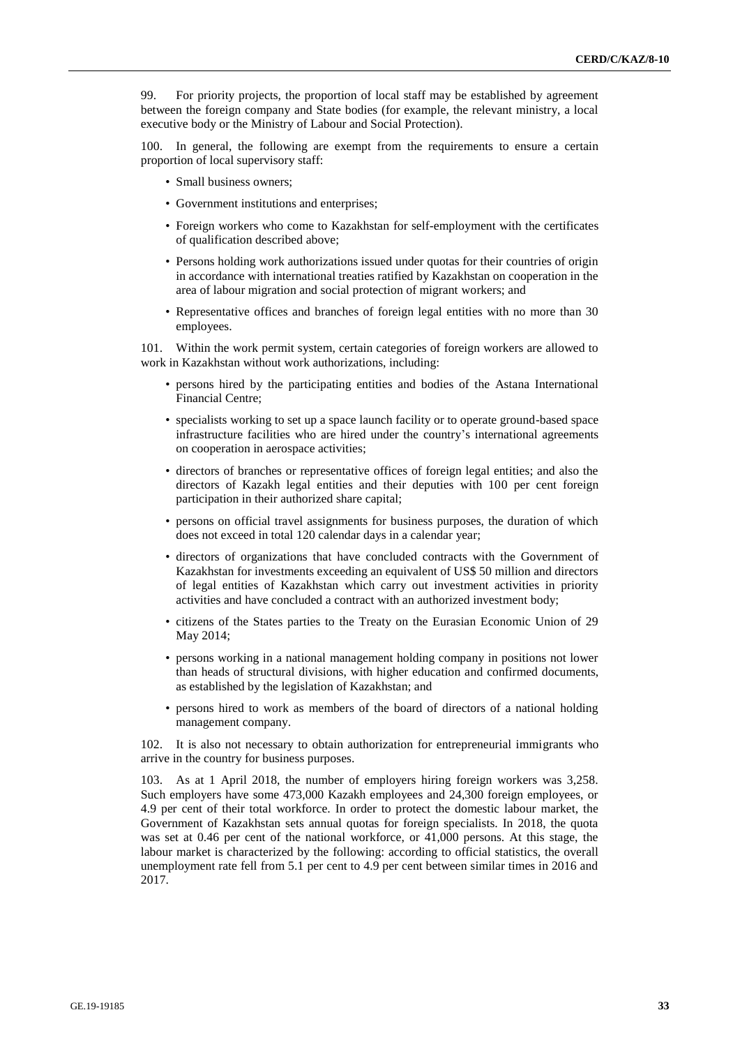99. For priority projects, the proportion of local staff may be established by agreement between the foreign company and State bodies (for example, the relevant ministry, a local executive body or the Ministry of Labour and Social Protection).

100. In general, the following are exempt from the requirements to ensure a certain proportion of local supervisory staff:

- Small business owners;
- Government institutions and enterprises;
- Foreign workers who come to Kazakhstan for self-employment with the certificates of qualification described above;
- Persons holding work authorizations issued under quotas for their countries of origin in accordance with international treaties ratified by Kazakhstan on cooperation in the area of labour migration and social protection of migrant workers; and
- Representative offices and branches of foreign legal entities with no more than 30 employees.

101. Within the work permit system, certain categories of foreign workers are allowed to work in Kazakhstan without work authorizations, including:

- persons hired by the participating entities and bodies of the Astana International Financial Centre;
- specialists working to set up a space launch facility or to operate ground-based space infrastructure facilities who are hired under the country's international agreements on cooperation in aerospace activities;
- directors of branches or representative offices of foreign legal entities; and also the directors of Kazakh legal entities and their deputies with 100 per cent foreign participation in their authorized share capital;
- persons on official travel assignments for business purposes, the duration of which does not exceed in total 120 calendar days in a calendar year;
- directors of organizations that have concluded contracts with the Government of Kazakhstan for investments exceeding an equivalent of US$ 50 million and directors of legal entities of Kazakhstan which carry out investment activities in priority activities and have concluded a contract with an authorized investment body;
- citizens of the States parties to the Treaty on the Eurasian Economic Union of 29 May 2014;
- persons working in a national management holding company in positions not lower than heads of structural divisions, with higher education and confirmed documents, as established by the legislation of Kazakhstan; and
- persons hired to work as members of the board of directors of a national holding management company.

102. It is also not necessary to obtain authorization for entrepreneurial immigrants who arrive in the country for business purposes.

103. As at 1 April 2018, the number of employers hiring foreign workers was 3,258. Such employers have some 473,000 Kazakh employees and 24,300 foreign employees, or 4.9 per cent of their total workforce. In order to protect the domestic labour market, the Government of Kazakhstan sets annual quotas for foreign specialists. In 2018, the quota was set at 0.46 per cent of the national workforce, or 41,000 persons. At this stage, the labour market is characterized by the following: according to official statistics, the overall unemployment rate fell from 5.1 per cent to 4.9 per cent between similar times in 2016 and 2017.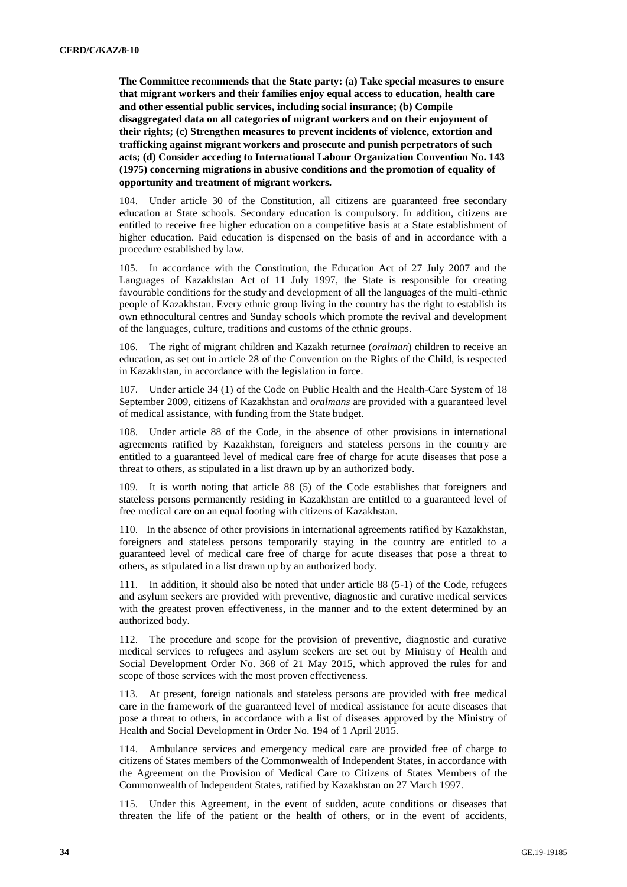**The Committee recommends that the State party: (a) Take special measures to ensure that migrant workers and their families enjoy equal access to education, health care and other essential public services, including social insurance; (b) Compile disaggregated data on all categories of migrant workers and on their enjoyment of their rights; (c) Strengthen measures to prevent incidents of violence, extortion and trafficking against migrant workers and prosecute and punish perpetrators of such acts; (d) Consider acceding to International Labour Organization Convention No. 143 (1975) concerning migrations in abusive conditions and the promotion of equality of opportunity and treatment of migrant workers.**

104. Under article 30 of the Constitution, all citizens are guaranteed free secondary education at State schools. Secondary education is compulsory. In addition, citizens are entitled to receive free higher education on a competitive basis at a State establishment of higher education. Paid education is dispensed on the basis of and in accordance with a procedure established by law.

105. In accordance with the Constitution, the Education Act of 27 July 2007 and the Languages of Kazakhstan Act of 11 July 1997, the State is responsible for creating favourable conditions for the study and development of all the languages of the multi-ethnic people of Kazakhstan. Every ethnic group living in the country has the right to establish its own ethnocultural centres and Sunday schools which promote the revival and development of the languages, culture, traditions and customs of the ethnic groups.

106. The right of migrant children and Kazakh returnee (*oralman*) children to receive an education, as set out in article 28 of the Convention on the Rights of the Child, is respected in Kazakhstan, in accordance with the legislation in force.

107. Under article 34 (1) of the Code on Public Health and the Health-Care System of 18 September 2009, citizens of Kazakhstan and *oralmans* are provided with a guaranteed level of medical assistance, with funding from the State budget.

108. Under article 88 of the Code, in the absence of other provisions in international agreements ratified by Kazakhstan, foreigners and stateless persons in the country are entitled to a guaranteed level of medical care free of charge for acute diseases that pose a threat to others, as stipulated in a list drawn up by an authorized body.

109. It is worth noting that article 88 (5) of the Code establishes that foreigners and stateless persons permanently residing in Kazakhstan are entitled to a guaranteed level of free medical care on an equal footing with citizens of Kazakhstan.

110. In the absence of other provisions in international agreements ratified by Kazakhstan, foreigners and stateless persons temporarily staying in the country are entitled to a guaranteed level of medical care free of charge for acute diseases that pose a threat to others, as stipulated in a list drawn up by an authorized body.

111. In addition, it should also be noted that under article 88 (5-1) of the Code, refugees and asylum seekers are provided with preventive, diagnostic and curative medical services with the greatest proven effectiveness, in the manner and to the extent determined by an authorized body.

112. The procedure and scope for the provision of preventive, diagnostic and curative medical services to refugees and asylum seekers are set out by Ministry of Health and Social Development Order No. 368 of 21 May 2015, which approved the rules for and scope of those services with the most proven effectiveness.

113. At present, foreign nationals and stateless persons are provided with free medical care in the framework of the guaranteed level of medical assistance for acute diseases that pose a threat to others, in accordance with a list of diseases approved by the Ministry of Health and Social Development in Order No. 194 of 1 April 2015.

114. Ambulance services and emergency medical care are provided free of charge to citizens of States members of the Commonwealth of Independent States, in accordance with the Agreement on the Provision of Medical Care to Citizens of States Members of the Commonwealth of Independent States, ratified by Kazakhstan on 27 March 1997.

115. Under this Agreement, in the event of sudden, acute conditions or diseases that threaten the life of the patient or the health of others, or in the event of accidents,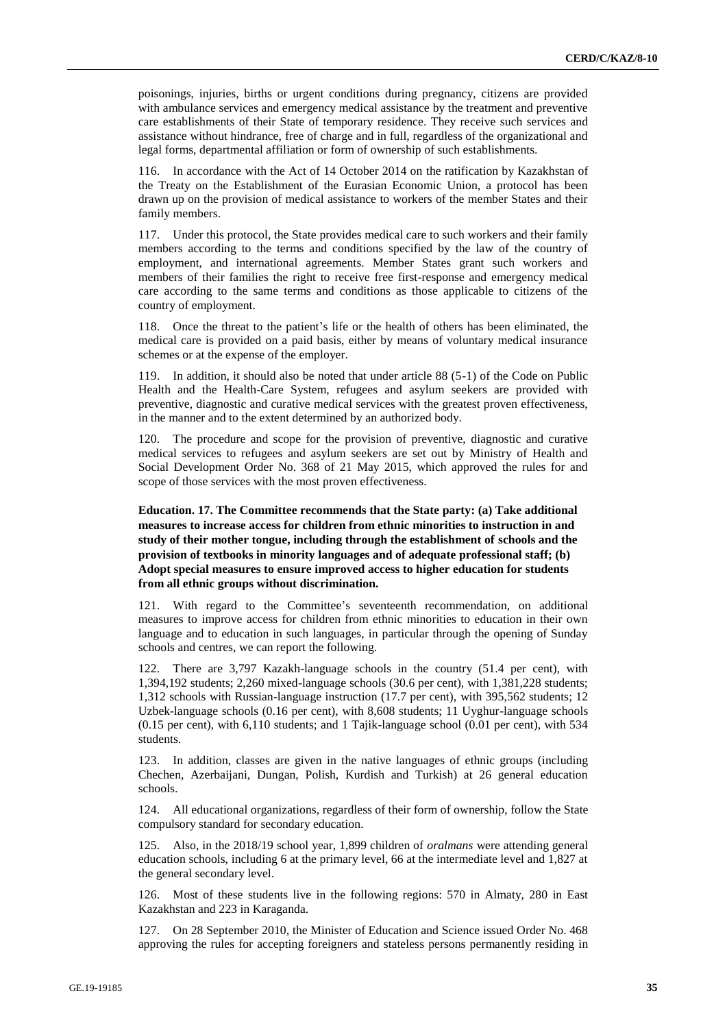poisonings, injuries, births or urgent conditions during pregnancy, citizens are provided with ambulance services and emergency medical assistance by the treatment and preventive care establishments of their State of temporary residence. They receive such services and assistance without hindrance, free of charge and in full, regardless of the organizational and legal forms, departmental affiliation or form of ownership of such establishments.

116. In accordance with the Act of 14 October 2014 on the ratification by Kazakhstan of the Treaty on the Establishment of the Eurasian Economic Union, a protocol has been drawn up on the provision of medical assistance to workers of the member States and their family members.

117. Under this protocol, the State provides medical care to such workers and their family members according to the terms and conditions specified by the law of the country of employment, and international agreements. Member States grant such workers and members of their families the right to receive free first-response and emergency medical care according to the same terms and conditions as those applicable to citizens of the country of employment.

118. Once the threat to the patient's life or the health of others has been eliminated, the medical care is provided on a paid basis, either by means of voluntary medical insurance schemes or at the expense of the employer.

119. In addition, it should also be noted that under article 88 (5-1) of the Code on Public Health and the Health-Care System, refugees and asylum seekers are provided with preventive, diagnostic and curative medical services with the greatest proven effectiveness, in the manner and to the extent determined by an authorized body.

120. The procedure and scope for the provision of preventive, diagnostic and curative medical services to refugees and asylum seekers are set out by Ministry of Health and Social Development Order No. 368 of 21 May 2015, which approved the rules for and scope of those services with the most proven effectiveness.

**Education. 17. The Committee recommends that the State party: (a) Take additional measures to increase access for children from ethnic minorities to instruction in and study of their mother tongue, including through the establishment of schools and the provision of textbooks in minority languages and of adequate professional staff; (b) Adopt special measures to ensure improved access to higher education for students from all ethnic groups without discrimination.**

121. With regard to the Committee's seventeenth recommendation, on additional measures to improve access for children from ethnic minorities to education in their own language and to education in such languages, in particular through the opening of Sunday schools and centres, we can report the following.

122. There are 3,797 Kazakh-language schools in the country (51.4 per cent), with 1,394,192 students; 2,260 mixed-language schools (30.6 per cent), with 1,381,228 students; 1,312 schools with Russian-language instruction (17.7 per cent), with 395,562 students; 12 Uzbek-language schools (0.16 per cent), with 8,608 students; 11 Uyghur-language schools (0.15 per cent), with 6,110 students; and 1 Tajik-language school (0.01 per cent), with 534 students.

123. In addition, classes are given in the native languages of ethnic groups (including Chechen, Azerbaijani, Dungan, Polish, Kurdish and Turkish) at 26 general education schools.

124. All educational organizations, regardless of their form of ownership, follow the State compulsory standard for secondary education.

125. Also, in the 2018/19 school year, 1,899 children of *oralmans* were attending general education schools, including 6 at the primary level, 66 at the intermediate level and 1,827 at the general secondary level.

126. Most of these students live in the following regions: 570 in Almaty, 280 in East Kazakhstan and 223 in Karaganda.

127. On 28 September 2010, the Minister of Education and Science issued Order No. 468 approving the rules for accepting foreigners and stateless persons permanently residing in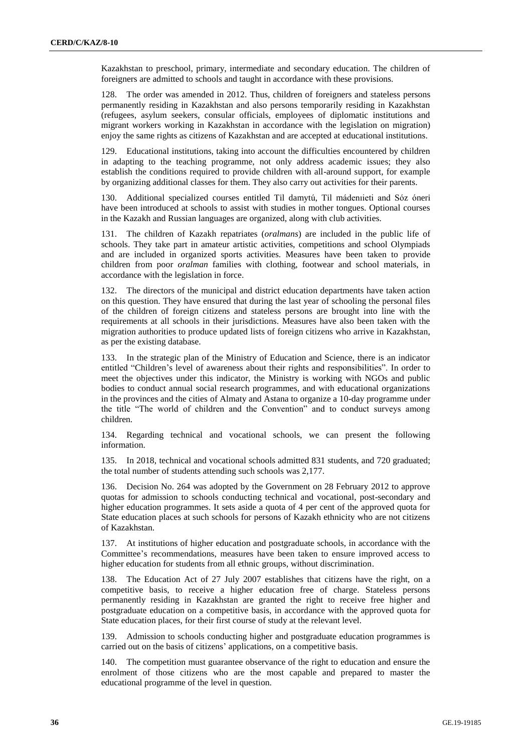Kazakhstan to preschool, primary, intermediate and secondary education. The children of foreigners are admitted to schools and taught in accordance with these provisions.

128. The order was amended in 2012. Thus, children of foreigners and stateless persons permanently residing in Kazakhstan and also persons temporarily residing in Kazakhstan (refugees, asylum seekers, consular officials, employees of diplomatic institutions and migrant workers working in Kazakhstan in accordance with the legislation on migration) enjoy the same rights as citizens of Kazakhstan and are accepted at educational institutions.

129. Educational institutions, taking into account the difficulties encountered by children in adapting to the teaching programme, not only address academic issues; they also establish the conditions required to provide children with all-around support, for example by organizing additional classes for them. They also carry out activities for their parents.

130. Additional specialized courses entitled Til damytú, Til mádenıieti and Sóz óneri have been introduced at schools to assist with studies in mother tongues. Optional courses in the Kazakh and Russian languages are organized, along with club activities.

131. The children of Kazakh repatriates (*oralmans*) are included in the public life of schools. They take part in amateur artistic activities, competitions and school Olympiads and are included in organized sports activities. Measures have been taken to provide children from poor *oralman* families with clothing, footwear and school materials, in accordance with the legislation in force.

132. The directors of the municipal and district education departments have taken action on this question. They have ensured that during the last year of schooling the personal files of the children of foreign citizens and stateless persons are brought into line with the requirements at all schools in their jurisdictions. Measures have also been taken with the migration authorities to produce updated lists of foreign citizens who arrive in Kazakhstan, as per the existing database.

133. In the strategic plan of the Ministry of Education and Science, there is an indicator entitled "Children's level of awareness about their rights and responsibilities". In order to meet the objectives under this indicator, the Ministry is working with NGOs and public bodies to conduct annual social research programmes, and with educational organizations in the provinces and the cities of Almaty and Astana to organize a 10-day programme under the title "The world of children and the Convention" and to conduct surveys among children.

134. Regarding technical and vocational schools, we can present the following information.

135. In 2018, technical and vocational schools admitted 831 students, and 720 graduated; the total number of students attending such schools was 2,177.

136. Decision No. 264 was adopted by the Government on 28 February 2012 to approve quotas for admission to schools conducting technical and vocational, post-secondary and higher education programmes. It sets aside a quota of 4 per cent of the approved quota for State education places at such schools for persons of Kazakh ethnicity who are not citizens of Kazakhstan.

137. At institutions of higher education and postgraduate schools, in accordance with the Committee's recommendations, measures have been taken to ensure improved access to higher education for students from all ethnic groups, without discrimination.

138. The Education Act of 27 July 2007 establishes that citizens have the right, on a competitive basis, to receive a higher education free of charge. Stateless persons permanently residing in Kazakhstan are granted the right to receive free higher and postgraduate education on a competitive basis, in accordance with the approved quota for State education places, for their first course of study at the relevant level.

139. Admission to schools conducting higher and postgraduate education programmes is carried out on the basis of citizens' applications, on a competitive basis.

140. The competition must guarantee observance of the right to education and ensure the enrolment of those citizens who are the most capable and prepared to master the educational programme of the level in question.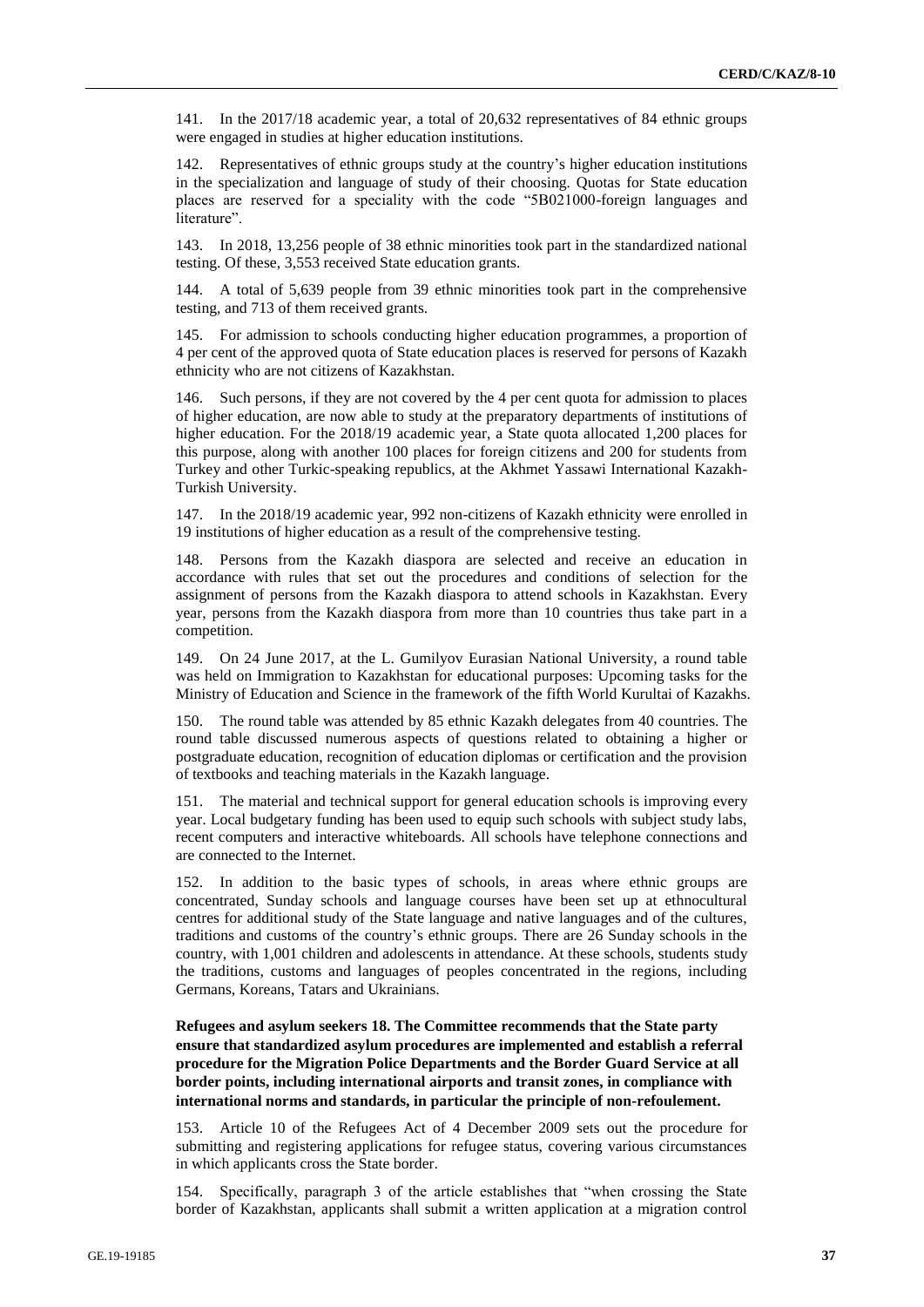141. In the 2017/18 academic year, a total of 20,632 representatives of 84 ethnic groups were engaged in studies at higher education institutions.

142. Representatives of ethnic groups study at the country's higher education institutions in the specialization and language of study of their choosing. Quotas for State education places are reserved for a speciality with the code "5B021000-foreign languages and literature".

143. In 2018, 13,256 people of 38 ethnic minorities took part in the standardized national testing. Of these, 3,553 received State education grants.

144. A total of 5,639 people from 39 ethnic minorities took part in the comprehensive testing, and 713 of them received grants.

145. For admission to schools conducting higher education programmes, a proportion of 4 per cent of the approved quota of State education places is reserved for persons of Kazakh ethnicity who are not citizens of Kazakhstan.

146. Such persons, if they are not covered by the 4 per cent quota for admission to places of higher education, are now able to study at the preparatory departments of institutions of higher education. For the 2018/19 academic year, a State quota allocated 1,200 places for this purpose, along with another 100 places for foreign citizens and 200 for students from Turkey and other Turkic-speaking republics, at the Akhmet Yassawi International Kazakh-Turkish University.

147. In the 2018/19 academic year, 992 non-citizens of Kazakh ethnicity were enrolled in 19 institutions of higher education as a result of the comprehensive testing.

148. Persons from the Kazakh diaspora are selected and receive an education in accordance with rules that set out the procedures and conditions of selection for the assignment of persons from the Kazakh diaspora to attend schools in Kazakhstan. Every year, persons from the Kazakh diaspora from more than 10 countries thus take part in a competition.

149. On 24 June 2017, at the L. Gumilyov Eurasian National University, a round table was held on Immigration to Kazakhstan for educational purposes: Upcoming tasks for the Ministry of Education and Science in the framework of the fifth World Kurultai of Kazakhs.

150. The round table was attended by 85 ethnic Kazakh delegates from 40 countries. The round table discussed numerous aspects of questions related to obtaining a higher or postgraduate education, recognition of education diplomas or certification and the provision of textbooks and teaching materials in the Kazakh language.

151. The material and technical support for general education schools is improving every year. Local budgetary funding has been used to equip such schools with subject study labs, recent computers and interactive whiteboards. All schools have telephone connections and are connected to the Internet.

152. In addition to the basic types of schools, in areas where ethnic groups are concentrated, Sunday schools and language courses have been set up at ethnocultural centres for additional study of the State language and native languages and of the cultures, traditions and customs of the country's ethnic groups. There are 26 Sunday schools in the country, with 1,001 children and adolescents in attendance. At these schools, students study the traditions, customs and languages of peoples concentrated in the regions, including Germans, Koreans, Tatars and Ukrainians.

**Refugees and asylum seekers 18. The Committee recommends that the State party ensure that standardized asylum procedures are implemented and establish a referral procedure for the Migration Police Departments and the Border Guard Service at all border points, including international airports and transit zones, in compliance with international norms and standards, in particular the principle of non-refoulement.**

153. Article 10 of the Refugees Act of 4 December 2009 sets out the procedure for submitting and registering applications for refugee status, covering various circumstances in which applicants cross the State border.

154. Specifically, paragraph 3 of the article establishes that "when crossing the State border of Kazakhstan, applicants shall submit a written application at a migration control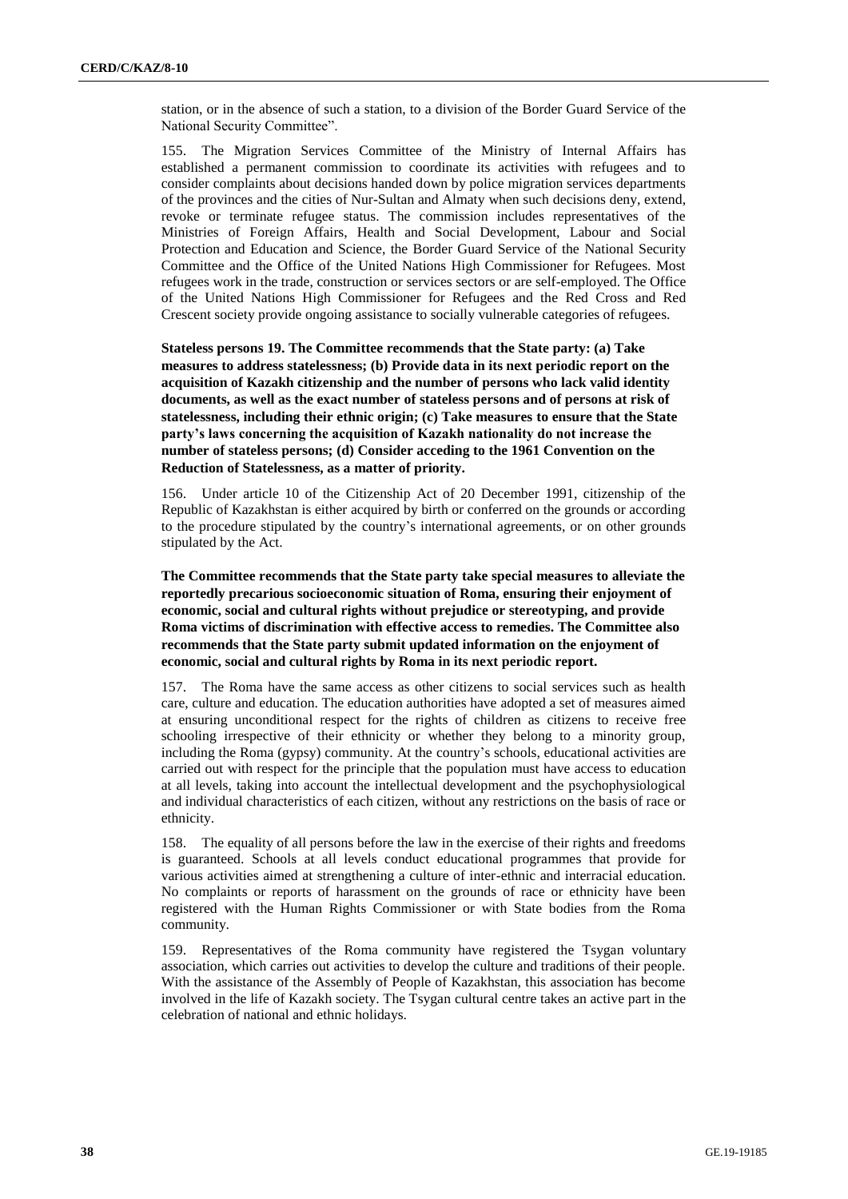station, or in the absence of such a station, to a division of the Border Guard Service of the National Security Committee".

155. The Migration Services Committee of the Ministry of Internal Affairs has established a permanent commission to coordinate its activities with refugees and to consider complaints about decisions handed down by police migration services departments of the provinces and the cities of Nur-Sultan and Almaty when such decisions deny, extend, revoke or terminate refugee status. The commission includes representatives of the Ministries of Foreign Affairs, Health and Social Development, Labour and Social Protection and Education and Science, the Border Guard Service of the National Security Committee and the Office of the United Nations High Commissioner for Refugees. Most refugees work in the trade, construction or services sectors or are self-employed. The Office of the United Nations High Commissioner for Refugees and the Red Cross and Red Crescent society provide ongoing assistance to socially vulnerable categories of refugees.

**Stateless persons 19. The Committee recommends that the State party: (a) Take measures to address statelessness; (b) Provide data in its next periodic report on the acquisition of Kazakh citizenship and the number of persons who lack valid identity documents, as well as the exact number of stateless persons and of persons at risk of statelessness, including their ethnic origin; (c) Take measures to ensure that the State party's laws concerning the acquisition of Kazakh nationality do not increase the number of stateless persons; (d) Consider acceding to the 1961 Convention on the Reduction of Statelessness, as a matter of priority.**

156. Under article 10 of the Citizenship Act of 20 December 1991, citizenship of the Republic of Kazakhstan is either acquired by birth or conferred on the grounds or according to the procedure stipulated by the country's international agreements, or on other grounds stipulated by the Act.

**The Committee recommends that the State party take special measures to alleviate the reportedly precarious socioeconomic situation of Roma, ensuring their enjoyment of economic, social and cultural rights without prejudice or stereotyping, and provide Roma victims of discrimination with effective access to remedies. The Committee also recommends that the State party submit updated information on the enjoyment of economic, social and cultural rights by Roma in its next periodic report.**

157. The Roma have the same access as other citizens to social services such as health care, culture and education. The education authorities have adopted a set of measures aimed at ensuring unconditional respect for the rights of children as citizens to receive free schooling irrespective of their ethnicity or whether they belong to a minority group, including the Roma (gypsy) community. At the country's schools, educational activities are carried out with respect for the principle that the population must have access to education at all levels, taking into account the intellectual development and the psychophysiological and individual characteristics of each citizen, without any restrictions on the basis of race or ethnicity.

158. The equality of all persons before the law in the exercise of their rights and freedoms is guaranteed. Schools at all levels conduct educational programmes that provide for various activities aimed at strengthening a culture of inter-ethnic and interracial education. No complaints or reports of harassment on the grounds of race or ethnicity have been registered with the Human Rights Commissioner or with State bodies from the Roma community.

159. Representatives of the Roma community have registered the Tsygan voluntary association, which carries out activities to develop the culture and traditions of their people. With the assistance of the Assembly of People of Kazakhstan, this association has become involved in the life of Kazakh society. The Tsygan cultural centre takes an active part in the celebration of national and ethnic holidays.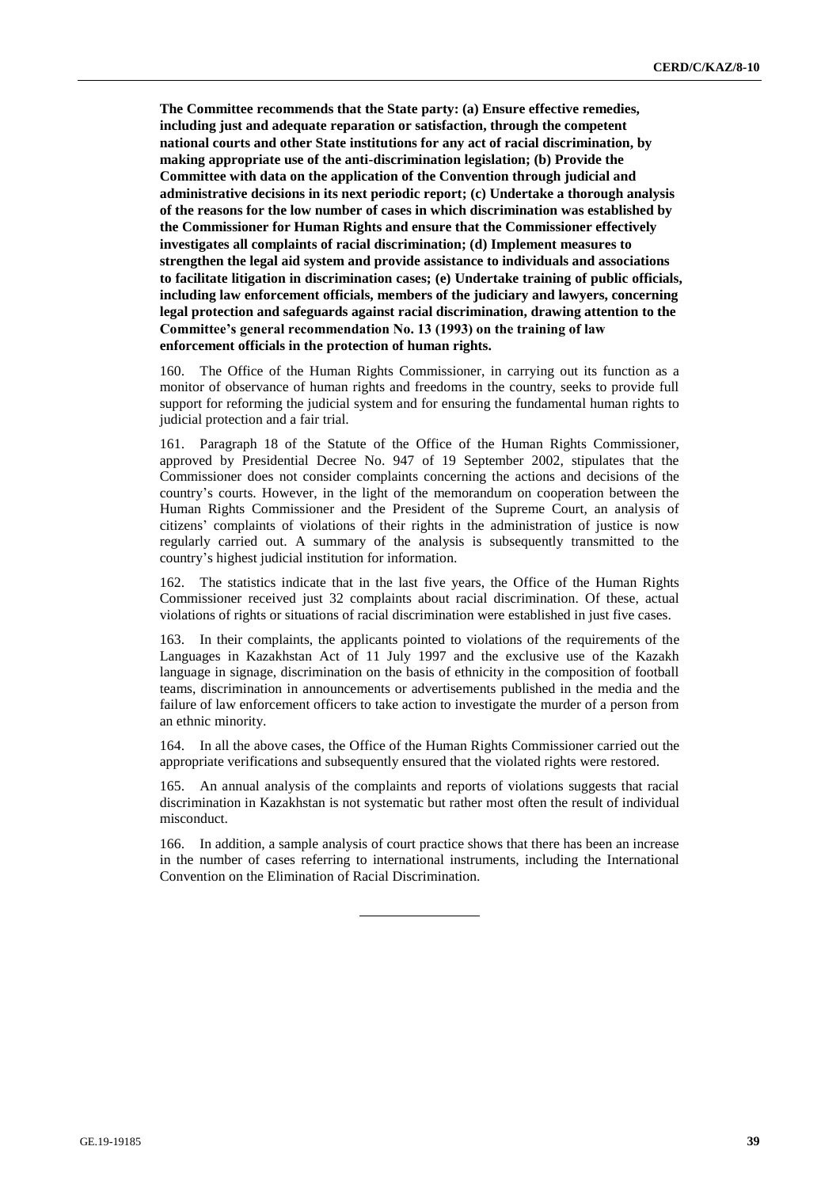**The Committee recommends that the State party: (a) Ensure effective remedies, including just and adequate reparation or satisfaction, through the competent national courts and other State institutions for any act of racial discrimination, by making appropriate use of the anti-discrimination legislation; (b) Provide the Committee with data on the application of the Convention through judicial and administrative decisions in its next periodic report; (c) Undertake a thorough analysis of the reasons for the low number of cases in which discrimination was established by the Commissioner for Human Rights and ensure that the Commissioner effectively investigates all complaints of racial discrimination; (d) Implement measures to strengthen the legal aid system and provide assistance to individuals and associations to facilitate litigation in discrimination cases; (e) Undertake training of public officials, including law enforcement officials, members of the judiciary and lawyers, concerning legal protection and safeguards against racial discrimination, drawing attention to the Committee's general recommendation No. 13 (1993) on the training of law enforcement officials in the protection of human rights.**

160. The Office of the Human Rights Commissioner, in carrying out its function as a monitor of observance of human rights and freedoms in the country, seeks to provide full support for reforming the judicial system and for ensuring the fundamental human rights to judicial protection and a fair trial.

161. Paragraph 18 of the Statute of the Office of the Human Rights Commissioner, approved by Presidential Decree No. 947 of 19 September 2002, stipulates that the Commissioner does not consider complaints concerning the actions and decisions of the country's courts. However, in the light of the memorandum on cooperation between the Human Rights Commissioner and the President of the Supreme Court, an analysis of citizens' complaints of violations of their rights in the administration of justice is now regularly carried out. A summary of the analysis is subsequently transmitted to the country's highest judicial institution for information.

162. The statistics indicate that in the last five years, the Office of the Human Rights Commissioner received just 32 complaints about racial discrimination. Of these, actual violations of rights or situations of racial discrimination were established in just five cases.

163. In their complaints, the applicants pointed to violations of the requirements of the Languages in Kazakhstan Act of 11 July 1997 and the exclusive use of the Kazakh language in signage, discrimination on the basis of ethnicity in the composition of football teams, discrimination in announcements or advertisements published in the media and the failure of law enforcement officers to take action to investigate the murder of a person from an ethnic minority.

164. In all the above cases, the Office of the Human Rights Commissioner carried out the appropriate verifications and subsequently ensured that the violated rights were restored.

165. An annual analysis of the complaints and reports of violations suggests that racial discrimination in Kazakhstan is not systematic but rather most often the result of individual misconduct.

166. In addition, a sample analysis of court practice shows that there has been an increase in the number of cases referring to international instruments, including the International Convention on the Elimination of Racial Discrimination.